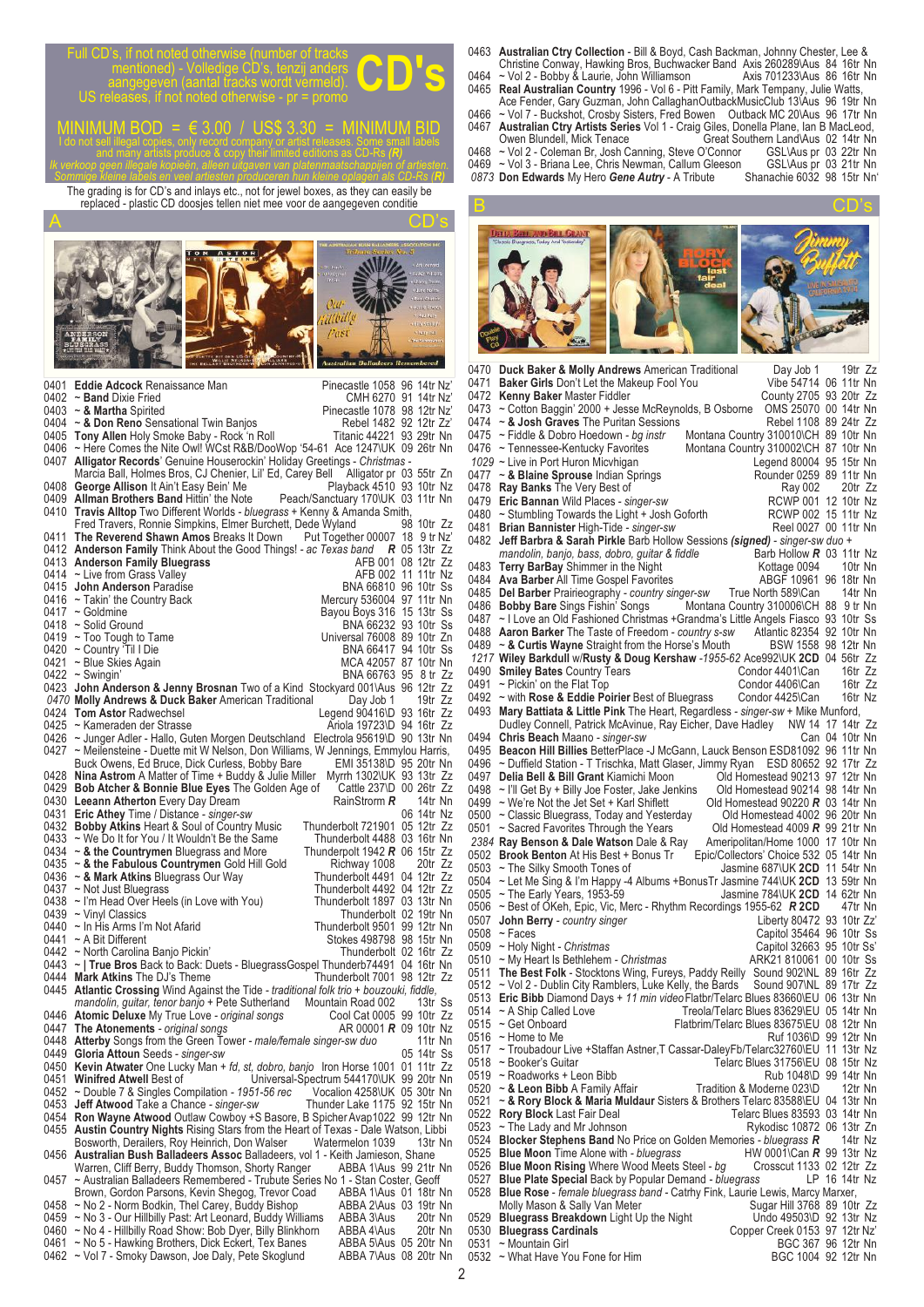Full CD's, if not noted otherwise (number of tracks mentioned) - Volledige CD's, tenzij anders aangegeven (aantal tracks wordt vermeld). US releases, if not noted otherwise - pr = promo

# CD's

MINIMUM BOD = € 3.00 / US$ 3.30 = MINIMUM BID

I do not sell illegal copies, only record company or artist releases. Some small labels and many artists produce & copy their limited editions as CD-Rs *(R)*

Ik verkoop geen illegale kopieën, alleen uitgaven van platenmaatschappijen of artiesten. Sommige kleine labels en veel artiesten produceren hun kleine oplagen als CD-Rs *(R)*

The grading is for CD's and inlays etc., not for jewel boxes, as they can easily be replaced - plastic CD doosjes tellen niet mee voor de aangegeven conditie

## A — CD's

0401 **Eddie Adcock** Renaissance Man — Pinecastle 1058 96 14tr Nz'
0402 ~ **Band** Dixie Fried — CMH 6270 91 14tr Nz'
0403 ~ **& Martha** Spirited — Pinecastle 1078 98 12tr Nz'
0404 ~ **& Don Reno** Sensational Twin Banjos — Rebel 1482 92 12tr Zz'
0405 **Tony Allen** Holy Smoke Baby - Rock 'n Roll — Titanic 44221 93 29tr Nn
0406 ~ Here Comes the Nite Owl! WCst R&B/DooWop '54-61 — Ace 1247\UK 09 26tr Nn
0407 **Alligator Records**' Genuine Houserockin' Holiday Greetings - *Christmas* - Marcia Ball, Holmes Bros, CJ Chenier, Lil' Ed, Carey Bell — Alligator pr 03 55tr Zn
0408 **George Allison** It Ain't Easy Bein' Me — Playback 4510 93 10tr Nz
0409 **Allman Brothers Band** Hittin' the Note — Peach/Sanctuary 170\UK 03 11tr Nn
0410 **Travis Alltop** Two Different Worlds - *bluegrass* + Kenny & Amanda Smith, Fred Travers, Ronnie Simpkins, Elmer Burchett, Dede Wyland — 98 10tr Zz
0411 **The Reverend Shawn Amos** Breaks It Down — Put Together 00007 18 9 tr Nz'
0412 **Anderson Family** Think About the Good Things! - *ac Texas band* *R* 05 13tr Zz
0413 **Anderson Family Bluegrass** — AFB 001 08 12tr Zz
0414 ~ Live from Grass Valley — AFB 002 11 11tr Nz
0415 **John Anderson** Paradise — BNA 66810 96 10tr Ss
0416 ~ Takin' the Country Back — Mercury 536004 97 11tr Nn
0417 ~ Goldmine — Bayou Boys 316 15 13tr Ss
0418 ~ Solid Ground — BNA 66232 93 10tr Ss
0419 ~ Too Tough to Tame — Universal 76008 89 10tr Zn
0420 ~ Country 'Til I Die — BNA 66417 94 10tr Ss
0421 ~ Blue Skies Again — MCA 42057 87 10tr Nn
0422 ~ Swingin' — BNA 66763 95 8 tr Zz
0423 **John Anderson & Jenny Brosnan** Two of a Kind Stockyard 001\Aus 96 12tr Zz
*0470* **Molly Andrews & Duck Baker** American Traditional — Day Job 1 — 19tr Zz
0424 **Tom Astor** Radweschsel — Legend 90416\D 93 16tr Zz
0425 ~ Kameraden der Strasse — Ariola 19723\D 94 16tr Zz
0426 ~ Junger Adler - Hallo, Guten Morgen Deutschland Electrola 95619\D 90 13tr Nn
0427 ~ Meilensteine - Duette mit W Nelson, Don Williams, W Jennings, Emmylou Harris, Buck Owens, Ed Bruce, Dick Curless, Bobby Bare — EMI 35138\D 95 20tr Nn
0428 **Nina Astrom** A Matter of Time + Buddy & Julie Miller Myrrh 1302\UK 93 13tr Zz
0429 **Bob Atcher & Bonnie Blue Eyes** The Golden Age of — Cattle 237\D 00 26tr Zz
0430 **Leeann Atherton** Every Day Dream — RainStorm *R* — 14tr Nn
0431 **Eric Athey** Time / Distance - *singer-sw* — 06 14tr Nz
0432 **Bobby Atkins** Heart & Soul of Country Music — Thunderbolt 721901 05 12tr Zz
0433 ~ We Do It for You / It Wouldn't Be the Same — Thunderbolt 4488 03 16tr Nn
0434 ~ **& the Countrymen** Bluegrass and More — Thunderpolt 1942 *R* 06 15tr Zz
0435 ~ **& the Fabulous Countrymen** Gold Hill Gold — Richway 1008 — 20tr Zz
0436 ~ **& Mark Atkins** Bluegrass Our Way — Thunderbolt 4491 04 12tr Zz
0437 ~ Not Just Bluegrass — Thunderbolt 4492 04 12tr Zz
0438 ~ I'm Head Over Heels (in Love with You) — Thunderbolt 1897 03 13tr Nn
0439 ~ Vinyl Classics — Thunderbolt 02 19tr Nn
0440 ~ In His Arms I'm Not Afarid — Thunderbolt 9501 99 12tr Nn
0441 ~ A Bit Different — Stokes 498798 98 15tr Nn
0442 ~ North Carolina Banjo Pickin' — Thunderbolt 02 16tr Zz
0443 ~ | **True Bros** Back to Back: Duets - BluegrassGospel Thunderb74491 04 16tr Nn
0444 **Mark Atkins** The DJ's Theme — Thunderbolt 7001 98 12tr Zz
0445 **Atlantic Crossing** Wind Against the Tide - *traditional folk trio + bouzouki, fiddle, mandolin, guitar, tenor banjo* + Pete Sutherland — Mountain Road 002 — 13tr Ss
0446 **Atomic Deluxe** My True Love - *original songs* — Cool Cat 0005 99 10tr Zz
0447 **The Atonements** - *original songs* — AR 00001 *R* 09 10tr Nz
0448 **Atterby** Songs from the Green Tower - *male/female singer-sw duo* — 11tr Nn
0449 **Gloria Attoun** Seeds - *singer-sw* — 05 14tr Ss
0450 **Kevin Atwater** One Lucky Man + *fd, st, dobro, banjo* Iron Horse 1001 01 11tr Zz
0451 **Winifred Atwell** Best of — Universal-Spectrum 544170\UK 99 20tr Nn
0452 ~ Double 7 & Singles Compilation - *1951-56 rec* — Vocalion 4258\UK 05 30tr Nn
0453 **Jeff Atwood** Take a Chance - *singer-sw* — Thunder Lake 1175 92 15tr Nn
0454 **Ron Wayne Atwood** Outlaw Cowboy +S Basore, B Spicher Avap1022 99 12tr Nn
0455 **Austin Country Nights** Rising Stars from the Heart of Texas - Dale Watson, Libbi Bosworth, Derailers, Roy Heinrich, Don Walser — Watermelon 1039 — 13tr Nn
0456 **Australian Bush Balladeers Assoc** Balladeers, vol 1 - Keith Jamieson, Shane Warren, Cliff Berry, Buddy Thomson, Shorty Ranger — ABBA 1\Aus 99 21tr Nn
0457 ~ Australian Balladeers Remembered - Trubute Series No 1 - Stan Coster, Geoff Brown, Gordon Parsons, Kevin Shegog, Trevor Coad — ABBA 1\Aus 01 18tr Nn
0458 ~ No 2 - Norm Bodkin, Thel Carey, Buddy Bishop — ABBA 2\Aus 03 19tr Nn
0459 ~ No 3 - Our Hillbilly Past: Art Leonard, Buddy Williams — ABBA 3\Aus — 20tr Nn
0460 ~ No 4 - Hillbilly Road Show: Bob Dyer, Billy Blinkhorn — ABBA 4\Aus — 20tr Nn
0461 ~ No 5 - Hawking Brothers, Dick Eckert, Tex Banes — ABBA 5\Aus 05 20tr Nn
0462 ~ Vol 7 - Smoky Dawson, Joe Daly, Pete Skoglund — ABBA 7\Aus 08 20tr Nn
0463 **Australian Ctry Collection** - Bill & Boyd, Cash Backman, Johnny Chester, Lee & Christine Conway, Hawking Bros, Buchwacker Band Axis 260289\Aus 84 16tr Nn
0464 ~ Vol 2 - Bobby & Laurie, John Williamson — Axis 701233\Aus 86 16tr Nn
0465 **Real Australian Country** 1996 - Vol 6 - Pitt Family, Mark Tempany, Julie Watts, Ace Fender, Gary Guzman, John CallaghanOutbackMusicClub 13\Aus 96 19tr Nn
0466 ~ Vol 7 - Buckshot, Crosby Sisters, Fred Bowen — Outback MC 20\Aus 96 17tr Nn
0467 **Australian Ctry Artists Series** Vol 1 - Craig Giles, Donella Plane, Ian B MacLeod, Owen Blundell, Mick Tenace — Great Southern Land\Aus 02 14tr Nn
0468 ~ Vol 2 - Coleman Br, Josh Canning, Steve O'Connor — GSL\Aus pr 03 22tr Nn
0469 ~ Vol 3 - Briana Lee, Chris Newman, Callum Gleeson — GSL\Aus pr 03 21tr Nn
*0873* **Don Edwards** My Hero *Gene Autry* - A Tribute — Shanachie 6032 98 15tr Nn'

## B — CD's

0470 **Duck Baker & Molly Andrews** American Traditional — Day Job 1 — 19tr Zz
0471 **Baker Girls** Don't Let the Makeup Fool You — Vibe 54714 06 11tr Nn
0472 **Kenny Baker** Master Fiddler — County 2705 93 20tr Zz
0473 ~ Cotton Baggin' 2000 + Jesse McReynolds, B Osborne OMS 25070 00 14tr Nn
0474 ~ **& Josh Graves** The Puritan Sessions — Rebel 1108 89 24tr Zz
0475 ~ Fiddle & Dobro Hoedown - *bg instr* — Montana Country 310010\CH 89 10tr Nn
0476 ~ Tennessee-Kentucky Favorites — Montana Country 310002\CH 87 10tr Nn
*1029* ~ Live in Port Huron Micvhigan — Legend 80004 95 15tr Nn
0477 ~ **& Blaine Sprouse** Indian Springs — Rounder 0259 89 11tr Nn
0478 **Ray Banks** The Very Best of — Ray 002 — 20tr Zz
0479 **Eric Bannan** Wild Places - *singer-sw* — RCWP 001 12 10tr Nz
0480 ~ Stumbling Towards the Light + Josh Goforth — RCWP 002 15 11tr Nz
0481 **Brian Bannister** High-Tide - *singer-sw* — Reel 0027 00 11tr Nn
0482 **Jeff Barbra & Sarah Pirkle** Barb Hollow Sessions *(signed)* - *singer-sw duo + mandolin, banjo, bass, dobro, guitar & fiddle* — Barb Hollow *R* 03 11tr Nz
0483 **Terry BarBay** Shimmer in the Night — Kottage 0094 — 10tr Nn
0484 **Ava Barber** All Time Gospel Favorites — ABGF 10961 96 18tr Nn
0485 **Del Barber** Prairieography - *country singer-sw* — True North 589\Can — 14tr Nn
0486 **Bobby Bare** Sings Fishin' Songs — Montana Country 310006\CH 88 9 tr Nn
0487 ~ I Love an Old Fashioned Christmas +Grandma's Little Angels Fiasco 93 10tr Ss
0488 **Aaron Barker** The Taste of Freedom - *country s-sw* — Atlantic 82354 92 10tr Nn
0489 ~ **& Curtis Wayne** Straight from the Horse's Mouth — BSW 1558 98 12tr Nn
*1217* **Wiley Barkdull w/Rusty & Doug Kershaw** *-1955-62* Ace992\UK **2CD** 04 56tr Zz
0490 **Smiley Bates** Country Tears — Condor 4401\Can — 16tr Zz
0491 ~ Pickin' on the Flat Top — Condor 4406\Can — 16tr Zz
0492 ~ with **Rose & Eddie Poirier** Best of Bluegrass — Condor 4425\Can — 16tr Nz
0493 **Mary Battiata & Little Pink** The Heart, Regardless - *singer-sw* + Mike Munford, Dudley Connell, Patrick McAvinue, Ray Eicher, Dave Hadley — NW 14 17 14tr Zz
0494 **Chris Beach** Maano - *singer-sw* — Can 04 10tr Nn
0495 **Beacon Hill Billies** BetterPlace -J McGann, Lauck Benson ESD81092 96 11tr Nn
0496 ~ Duffield Station - T Trischka, Matt Glaser, Jimmy Ryan — ESD 80652 92 17tr Zz
0497 **Delia Bell & Bill Grant** Kiamichi Moon — Old Homestead 90213 97 12tr Nn
0498 ~ I'll Get By + Billy Joe Foster, Jake Jenkins — Old Homestead 90214 98 14tr Nn
0499 ~ We're Not the Jet Set + Karl Shiflett — Old Homestead 90220 *R* 03 14tr Nn
0500 ~ Classic Bluegrass, Today and Yesterday — Old Homestead 4002 96 20tr Nn
0501 ~ Sacred Favorites Through the Years — Old Homestead 4009 *R* 99 21tr Nn
*2384* **Ray Benson & Dale Watson** Dale & Ray — Ameripolitan/Home 1000 17 10tr Nn
0502 **Brook Benton** At His Best + Bonus Tr — Epic/Collectors' Choice 532 05 14tr Nn
0503 ~ The Silky Smooth Tones of — Jasmine 687\UK **2CD** 11 54tr Nn
0504 ~ Let Me Sing & I'm Happy -4 Albums +BonusTr Jasmine 744\UK **2CD** 13 59tr Nn
0505 ~ The Early Years, 1953-59 — Jasmine 784\UK **2CD** 14 62tr Nn
0506 ~ Best of OKeh, Epic, Vic, Merc - Rhythm Recordings 1955-62 *R* **2CD** — 47tr Nn
0507 **John Berry** - *country singer* — Liberty 80472 93 10tr Zz'
0508 ~ Faces — Capitol 35464 96 10tr Ss
0509 ~ Holy Night - *Christmas* — Capitol 32663 95 10tr Ss'
0510 ~ My Heart Is Bethlehem - *Christmas* — ARK21 810061 00 10tr Ss
0511 **The Best Folk** - Stocktons Wing, Fureys, Paddy Reilly Sound 902\NL 89 16tr Zz
0512 ~ Vol 2 - Dublin City Ramblers, Luke Kelly, the Bards — Sound 907\NL 89 17tr Zz
0513 **Eric Bibb** Diamond Days + *11 min video*Flatbr/Telarc Blues 83660\EU 06 13tr Nn
0514 ~ A Ship Called Love — Treola/Telarc Blues 83629\EU 05 14tr Nn
0515 ~ Get Onboard — Flatbrim/Telarc Blues 83675\EU 08 12tr Nn
0516 ~ Home to Me — Ruf 1036\D 99 12tr Nn
0517 ~ Troubadour Live +Staffan Astner,T Cassar-DaleyFb/Telarc32760\EU 11 13tr Nz
0518 ~ Booker's Guitar — Telarc 31756\EU 08 15tr Nz
0519 ~ Roadworks + Leon Bibb — Rub 1048\D 99 14tr Nn
0520 ~ **& Leon Bibb** A Family Affair — Tradition & Moderne 023\D — 12tr Nn
0521 ~ **& Rory Block & Maria Muldaur** Sisters & Brothers Telarc 83588\EU 04 13tr Nn
0522 **Rory Block** Last Fair Deal — Telarc Blues 83593 03 14tr Nn
0523 ~ The Lady and Mr Johnson — Rykodisc 10872 06 13tr Zn
0524 **Blocker Stephens Band** No Price on Golden Memories - *bluegrass* *R* — 14tr Nz
0525 **Blue Moon** Time Alone with - *bluegrass* — HW 0001\Can *R* 99 13tr Nz
0526 **Blue Moon Rising** Where Wood Meets Steel - *bg* — Crosscut 1133 02 12tr Zz
0527 **Blue Plate Special** Back by Popular Demand - *bluegrass* — LP 16 14tr Nz
0528 **Blue Rose** - *female bluegrass band* - Cathy Fink, Laurie Lewis, Marcy Marxer, Molly Mason & Sally Van Meter — Sugar Hill 3768 89 10tr Zz
0529 **Bluegrass Breakdown** Light Up the Night — Undo 49503\D 92 13tr Nz
0530 **Bluegrass Cardinals** — Copper Creek 0153 97 10tr Nz'
0531 ~ Mountain Girl — BGC 367 96 12tr Nn
0532 ~ What Have You Fone for Him — BGC 1004 92 12tr Nn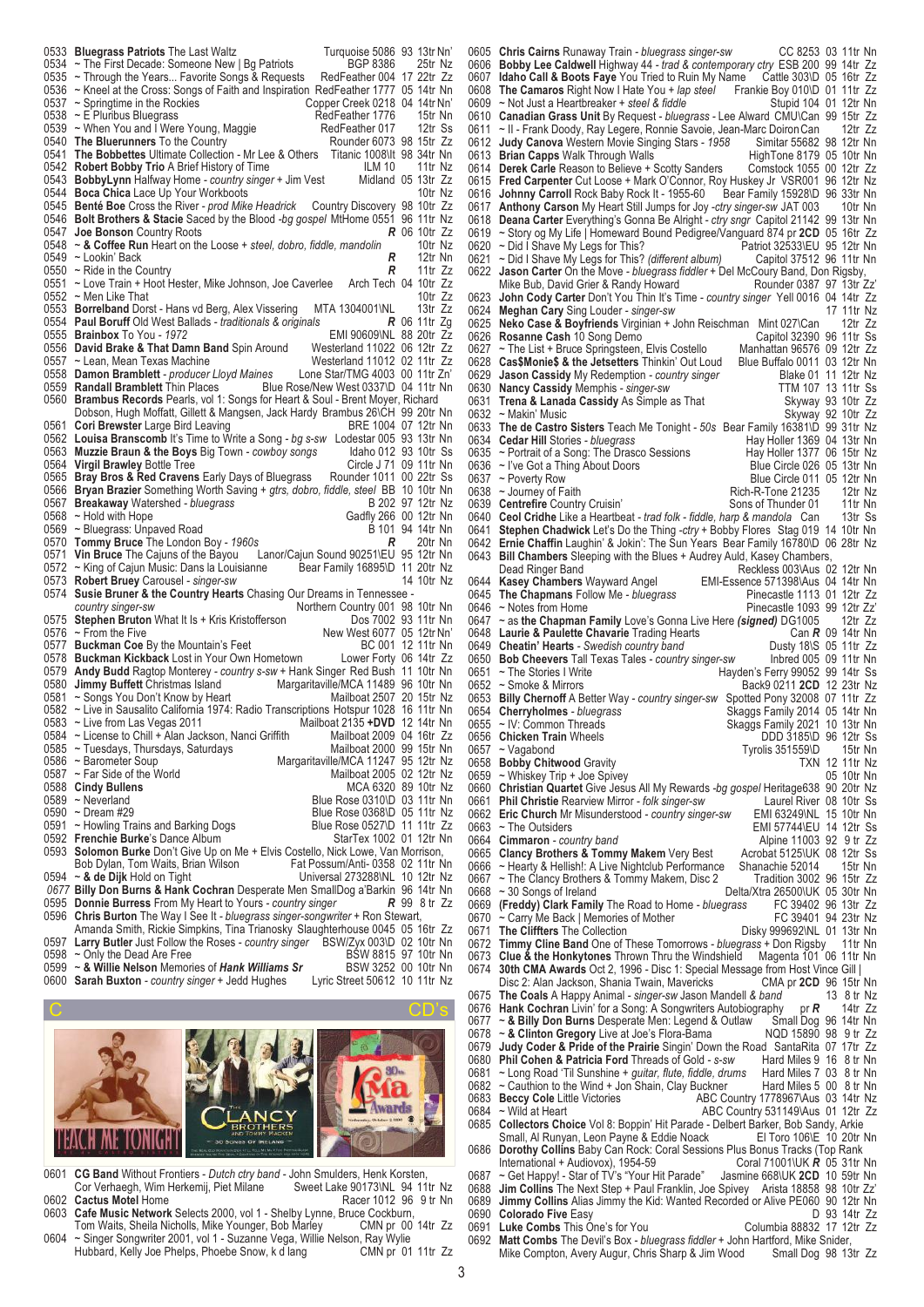0533 **Bluegrass Patriots** The Last Waltz Turquoise 5086 93 13tr Nn'
0534 ~ The First Decade: Someone New | Bg Patriots BGP 8386 25tr Nz
0535 ~ Through the Years... Favorite Songs & Requests RedFeather 004 17 22tr Zz
0536 ~ Kneel at the Cross: Songs of Faith and Inspiration RedFeather 1777 05 14tr Nn
0537 ~ Springtime in the Rockies Copper Creek 0218 04 14tr Nn'
0538 ~ E Pluribus Bluegrass RedFeather 1776 15tr Nn
0539 ~ When You and I Were Young, Maggie RedFeather 017 12tr Ss
0540 **The Bluerunners** To the Country Rounder 6073 98 15tr Zz
0541 **The Bobbettes** Ultimate Collection - Mr Lee & Others Titanic 1008\It 98 34tr Nn
0542 **Robert Bobby Trio** A Brief History of Time ILM 10 11tr Nz
0543 **BobbyLynn** Halfway Home - *country singer* + Jim Vest Midland 05 13tr Zz
0544 **Boca Chica** Lace Up Your Workboots 10tr Nz
0545 **Benté Boe** Cross the River - *prod Mike Headrick* Country Discovery 98 10tr Zz
0546 **Bolt Brothers & Stacie** Saved by the Blood -*bg gospel* MtHome 0551 96 11tr Nz
0547 **Joe Bonson** Country Roots ***R*** 06 10tr Zz
0548 **~ & Coffee Run** Heart on the Loose + *steel, dobro, fiddle, mandolin* 10tr Nz
0549 ~ Lookin' Back ***R*** 12tr Nn
0550 ~ Ride in the Country ***R*** 11tr Zz
0551 ~ Love Train + Hoot Hester, Mike Johnson, Joe Caverlee Arch Tech 04 10tr Zz
0552 ~ Men Like That 10tr Zz
0553 **Borrelband** Dorst - Hans vd Berg, Alex Vissering MTA 1304001\NL 13tr Zz
0554 **Paul Boruff** Old West Ballads - *traditionals & originals* ***R*** 06 11tr Zg
0555 **Brainbox** To You - *1972* EMI 90609\NL 88 20tr Zz
0556 **David Brake & That Damn Band** Spin Around Westerland 11022 06 12tr Zz
0557 ~ Lean, Mean Texas Machine Westerland 11012 02 11tr Zz
0558 **Damon Bramblett** - *producer Lloyd Maines* Lone Star/TMG 4003 00 11tr Zn'
0559 **Randall Bramblett** Thin Places Blue Rose/New West 0337\D 04 11tr Nn
0560 **Brambus Records** Pearls, vol 1: Songs for Heart & Soul - Brent Moyer, Richard Dobson, Hugh Moffatt, Gillett & Mangsen, Jack Hardy Brambus 26\CH 99 20tr Nn
0561 **Cori Brewster** Large Bird Leaving BRE 1004 07 12tr Nn
0562 **Louisa Branscomb** It's Time to Write a Song - *bg s-sw* Lodestar 005 93 13tr Nn
0563 **Muzzie Braun & the Boys** Big Town - *cowboy songs* Idaho 012 93 10tr Ss
0564 **Virgil Brawley** Bottle Tree Circle J 71 09 11tr Nn
0565 **Bray Bros & Red Cravens** Early Days of Bluegrass Rounder 1011 00 22tr Ss
0566 **Bryan Brazier** Something Worth Saving + *gtrs, dobro, fiddle, steel* BB 10 10tr Nn
0567 **Breakaway** Watershed - *bluegrass* B 202 97 12tr Nz
0568 ~ Hold with Hope Gadfly 266 00 12tr Nn
0569 ~ Bluegrass: Unpaved Road B 101 94 14tr Nn
0570 **Tommy Bruce** The London Boy - *1960s* ***R*** 20tr Nn
0571 **Vin Bruce** The Cajuns of the Bayou Lanor/Cajun Sound 90251\EU 95 12tr Nn
0572 ~ King of Cajun Music: Dans la Louisianne Bear Family 16895\D 11 20tr Nz
0573 **Robert Bruey** Carousel - *singer-sw* 14 10tr Nz
0574 **Susie Bruner & the Country Hearts** Chasing Our Dreams in Tennessee - *country singer-sw* Northern Country 001 98 10tr Nn
0575 **Stephen Bruton** What It Is + Kris Kristofferson Dos 7002 93 11tr Nn
0576 ~ From the Five New West 6077 05 12tr Nn'
0577 **Buckman Coe** By the Mountain's Feet BC 001 12 11tr Nn
0578 **Buckman Kickback** Lost in Your Own Hometown Lower Forty 06 14tr Zz
0579 **Andy Budd** Ragtop Monterey - *country s-sw* + Hank Singer Red Bush 11 10tr Nn
0580 **Jimmy Buffett** Christmas Island Margaritaville/MCA 11489 96 10tr Nn
0581 ~ Songs You Don't Know by Heart Mailboat 2507 20 15tr Nz
0582 ~ Live in Sausalito California 1974: Radio Transcriptions Hotspur 1028 16 11tr Nn
0583 ~ Live from Las Vegas 2011 Mailboat 2135 **+DVD** 12 14tr Nn
0584 ~ License to Chill + Alan Jackson, Nanci Griffith Mailboat 2009 04 16tr Zz
0585 ~ Tuesdays, Thursdays, Saturdays Mailboat 2000 99 15tr Nn
0586 ~ Barometer Soup Margaritaville/MCA 11247 95 12tr Nz
0587 ~ Far Side of the World Mailboat 2005 02 12tr Nz
0588 **Cindy Bullens** MCA 6320 89 10tr Nz
0589 ~ Neverland Blue Rose 0310\D 03 11tr Nn
0590 ~ Dream #29 Blue Rose 0368\D 05 11tr Nz
0591 ~ Howling Trains and Barking Dogs Blue Rose 0527\D 11 11tr Zz
0592 **Frenchie Burke**'s Dance Album StarTex 1002 01 12tr Nn
0593 **Solomon Burke** Don't Give Up on Me + Elvis Costello, Nick Lowe, Van Morrison, Bob Dylan, Tom Waits, Brian Wilson Fat Possum/Anti- 0358 02 11tr Nn
0594 **~ & de Dijk** Hold on Tight Universal 273288\NL 10 12tr Nz
*0677* **Billy Don Burns & Hank Cochran** Desperate Men SmallDog a'Barkin 96 14tr Nn
0595 **Donnie Burress** From My Heart to Yours - *country singer* ***R*** 99 8 tr Zz
0596 **Chris Burton** The Way I See It - *bluegrass singer-songwriter* + Ron Stewart, Amanda Smith, Rickie Simpkins, Tina Trianosky Slaughterhouse 0045 05 16tr Zz
0597 **Larry Butler** Just Follow the Roses - *country singer* BSW/Zyx 003\D 02 10tr Nn
0598 ~ Only the Dead Are Free BSW 8815 97 10tr Nn
0599 **~ & Willie Nelson** Memories of ***Hank Williams Sr*** BSW 3252 00 10tr Nn
0600 **Sarah Buxton** - *country singer* + Jedd Hughes Lyric Street 50612 10 11tr Nz

## C — CD's

0601 **CG Band** Without Frontiers - *Dutch ctry band* - John Smulders, Henk Korsten, Cor Verhaegh, Wim Herkemij, Piet Milane Sweet Lake 90173\NL 94 11tr Nz
0602 **Cactus Motel** Home Racer 1012 96 9 tr Nn
0603 **Cafe Music Network** Selects 2000, vol 1 - Shelby Lynne, Bruce Cockburn, Tom Waits, Sheila Nicholls, Mike Younger, Bob Marley CMN pr 00 14tr Zz
0604 ~ Singer Songwriter 2001, vol 1 - Suzanne Vega, Willie Nelson, Ray Wylie Hubbard, Kelly Joe Phelps, Phoebe Snow, k d lang CMN pr 01 11tr Zz
0605 **Chris Cairns** Runaway Train - *bluegrass singer-sw* CC 8253 03 11tr Nn
0606 **Bobby Lee Caldwell** Highway 44 - *trad & contemporary ctry* ESB 200 99 14tr Zz
0607 **Idaho Call & Boots Faye** You Tried to Ruin My Name Cattle 303\D 05 16tr Zz
0608 **The Camaros** Right Now I Hate You + *lap steel* Frankie Boy 010\D 01 11tr Zz
0609 ~ Not Just a Heartbreaker + *steel & fiddle* Stupid 104 01 12tr Nn
0610 **Canadian Grass Unit** By Request - *bluegrass* - Lee Alward CMU\Can 99 15tr Zz
0611 ~ II - Frank Doody, Ray Legere, Ronnie Savoie, Jean-Marc Doiron Can 12tr Zz
0612 **Judy Canova** Western Movie Singing Stars - *1958* Simitar 55682 98 12tr Nn
0613 **Brian Capps** Walk Through Walls HighTone 8179 05 10tr Nn
0614 **Derek Carle** Reason to Believe + Scotty Sanders Comstock 1055 00 12tr Zz
0615 **Fred Carpenter** Cut Loose + Mark O'Connor, Roy Huskey Jr VSR001 96 12tr Nz
0616 **Johnny Carroll** Rock Baby Rock It - 1955-60 Bear Family 15928\D 96 33tr Nn
0617 **Anthony Carson** My Heart Still Jumps for Joy -*ctry singer-sw* JAT 003 10tr Nn
0618 **Deana Carter** Everything's Gonna Be Alright - *ctry sngr* Capitol 21142 99 13tr Nn
0619 ~ Story og My Life | Homeward Bound Pedigree/Vanguard 874 pr **2CD** 05 16tr Zz
0620 ~ Did I Shave My Legs for This? Patriot 32533\EU 95 12tr Nn
0621 ~ Did I Shave My Legs for This? *(different album)* Capitol 37512 96 11tr Nn
0622 **Jason Carter** On the Move - *bluegrass fiddler* + Del McCoury Band, Don Rigsby, Mike Bub, David Grier & Randy Howard Rounder 0387 97 13tr Zz'
0623 **John Cody Carter** Don't You Thin It's Time - *country singer* Yell 0016 04 14tr Zz
0624 **Meghan Cary** Sing Louder - *singer-sw* 17 11tr Nz
0625 **Neko Case & Boyfriends** Virginian + John Reischman Mint 027\Can 12tr Zz
0626 **Rosanne Cash** 10 Song Demo Capitol 32390 96 11tr Ss
0627 ~ The List + Bruce Springsteen, Elvis Costello Manhattan 96576 09 12tr Zz
0628 **Ca$Monie$ & the Jetsetters** Thinkin' Out Loud Blue Buffalo 0011 03 12tr Nn
0629 **Jason Cassidy** My Redemption - *country singer* Blake 01 11 12tr Nz
0630 **Nancy Cassidy** Memphis - *singer-sw* TTM 107 13 11tr Ss
0631 **Trena & Lanada Cassidy** As Simple as That Skyway 93 10tr Zz
0632 ~ Makin' Music Skyway 92 10tr Zz
0633 **The de Castro Sisters** Teach Me Tonight - *50s* Bear Family 16381\D 99 31tr Nz
0634 **Cedar Hill** Stories - *bluegrass* Hay Holler 1369 04 13tr Nn
0635 ~ Portrait of a Song: The Drasco Sessions Hay Holler 1377 06 15tr Nz
0636 ~ I've Got a Thing About Doors Blue Circle 026 05 13tr Nn
0637 ~ Poverty Row Blue Circle 011 05 12tr Nn
0638 ~ Journey of Faith Rich-R-Tone 2215 12tr Nz
0639 **Centrefire** Country Cruisin' Sons of Thunder 01 11tr Nn
0640 **Ceol Cridhe** Like a Heartbeat - *trad folk - fiddle, harp & mandola* Can 13tr Ss
0641 **Stephen Chadwick** Let's Do the Thing -*ctry* + Bobby Flores Stag 019 14 10tr Nn
0642 **Ernie Chaffin** Laughin' & Jokin': The Sun Years Bear Family 16780\D 06 28tr Nz
0643 **Bill Chambers** Sleeping with the Blues + Audrey Auld, Kasey Chambers, Dead Ringer Band Reckless 003\Aus 02 12tr Nn
0644 **Kasey Chambers** Wayward Angel EMI-Essence 571398\Aus 04 14tr Nn
0645 **The Chapmans** Follow Me - *bluegrass* Pinecastle 1113 01 12tr Zz
0646 ~ Notes from Home Pinecastle 1093 99 12tr Zz'
0647 ~ as **the Chapman Family** Love's Gonna Live Here ***(signed)*** DG1005 12tr Zz
0648 **Laurie & Paulette Chavarie** Trading Hearts Can ***R*** 09 14tr Nn
0649 **Cheatin' Hearts** - *Swedish country band* Dusty 18\S 05 11tr Zz
0650 **Bob Cheevers** Tall Texas Tales - *country singer-sw* Inbred 005 09 11tr Nn
0651 ~ The Stories I Write Hayden's Ferry 99052 99 14tr Ss
0652 ~ Smoke & Mirrors Back9 0211 **2CD** 12 23tr Nz
0653 **Billy Chernoff** A Better Way - *country singer-sw* Spotted Pony 32008 07 11tr Zz
0654 **Cherryholmes** - *bluegrass* Skaggs Family 2014 05 14tr Nn
0655 ~ IV: Common Threads Skaggs Family 2021 10 13tr Nn
0656 **Chicken Train** Wheels DDD 3185\D 96 12tr Ss
0657 ~ Vagabond Tyrolis 351559\D 15tr Nn
0658 **Bobby Chitwood** Gravity TXN 12 11tr Nz
0659 ~ Whiskey Trip + Joe Spivey 05 10tr Nn
0660 **Christian Quartet** Give Jesus All My Rewards -*bg gospel* Heritage638 90 20tr Nz
0661 **Phil Christie** Rearview Mirror - *folk singer-sw* Laurel River 08 10tr Ss
0662 **Eric Church** Mr Misunderstood - *country singer-sw* EMI 63249\NL 15 10tr Nn
0663 ~ The Outsiders EMI 57744\EU 14 12tr Ss
0664 **Cimmaron** - *country band* Alpine 11003 92 9 tr Zz
0665 **Clancy Brothers & Tommy Makem** Very Best Acrobat 5125\UK 08 12tr Ss
0666 ~ Hearty & Hellish!: A Live Nightclub Performance Shanachie 52014 15tr Nn
0667 ~ The Clancy Brothers & Tommy Makem, Disc 2 Tradition 3002 96 15tr Zz
0668 ~ 30 Songs of Ireland Delta/Xtra 26500\UK 05 30tr Nn
0669 **(Freddy) Clark Family** The Road to Home - *bluegrass* FC 39402 96 13tr Zz
0670 ~ Carry Me Back | Memories of Mother FC 39401 94 23tr Nz
0671 **The Cliffters** The Collection Disky 999692\NL 01 13tr Nn
0672 **Timmy Cline Band** One of These Tomorrows - *bluegrass* + Don Rigsby 11tr Nn
0673 **Clue & the Honkytones** Thrown Thru the Windshield Magenta 101 06 11tr Nn
0674 **30th CMA Awards** Oct 2, 1996 - Disc 1: Special Message from Host Vince Gill | Disc 2: Alan Jackson, Shania Twain, Mavericks CMA pr **2CD** 96 15tr Nn
0675 **The Coals** A Happy Animal - *singer-sw* Jason Mandell *& band* 13 8 tr Nz
0676 **Hank Cochran** Livin' for a Song: A Songwriters Autobiography pr ***R*** 14tr Zz
0677 **~ & Billy Don Burns** Desperate Men: Legend & Outlaw Small Dog 96 14tr Nn
0678 **~ & Clinton Gregory** Live at Joe's Flora-Bama NQD 15890 98 9 tr Zz
0679 **Judy Coder & Pride of the Prairie** Singin' Down the Road SantaRita 07 17tr Zz
0680 **Phil Cohen & Patricia Ford** Threads of Gold - *s-sw* Hard Miles 9 16 8 tr Nn
0681 ~ Long Road 'Til Sunshine + *guitar, flute, fiddle, drums* Hard Miles 7 03 8 tr Nn
0682 ~ Cauthion to the Wind + Jon Shain, Clay Buckner Hard Miles 5 00 8 tr Nn
0683 **Beccy Cole** Little Victories ABC Country 1778967\Aus 03 14tr Nz
0684 ~ Wild at Heart ABC Country 531149\Aus 01 12tr Zz
0685 **Collectors Choice** Vol 8: Boppin' Hit Parade - Delbert Barker, Bob Sandy, Arkie Small, Al Runyan, Leon Payne & Eddie Noack El Toro 106\E 10 20tr Nn
0686 **Dorothy Collins** Baby Can Rock: Coral Sessions Plus Bonus Tracks (Top Rank International + Audiovox), 1954-59 Coral 71001\UK ***R*** 05 31tr Nn
0687 ~ Get Happy! - Star of TV's "Your Hit Parade" Jasmine 668\UK **2CD** 10 59tr Nn
0688 **Jim Collins** The Next Step + Paul Franklin, Joe Spivey Arista 18858 98 10tr Zz'
0689 **Jimmy Collins** Alias Jimmy the Kid: Wanted Recorded or Alive PE060 90 12tr Nn
0690 **Colorado Five** Easy D 93 14tr Zz
0691 **Luke Combs** This One's for You Columbia 88832 17 12tr Zz
0692 **Matt Combs** The Devil's Box - *bluegrass fiddler* + John Hartford, Mike Snider, Mike Compton, Avery Augur, Chris Sharp & Jim Wood Small Dog 98 13tr Zz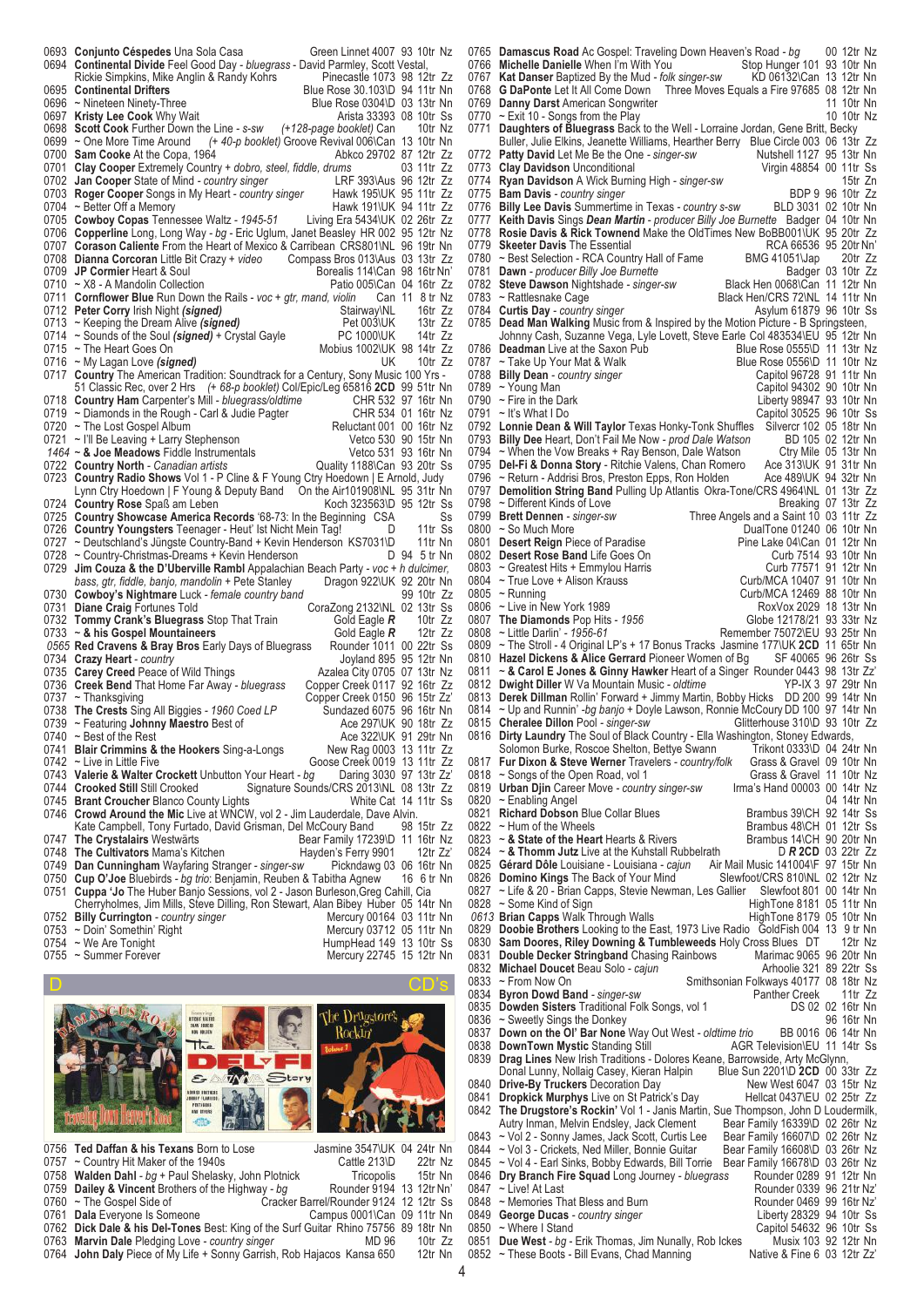0693 **Conjunto Céspedes** Una Sola Casa Green Linnet 4007 93 10tr Nz
0694 **Continental Divide** Feel Good Day - *bluegrass* - David Parmley, Scott Vestal, Rickie Simpkins, Mike Anglin & Randy Kohrs Pinecastle 1073 98 12tr Zz
0695 **Continental Drifters** Blue Rose 30.103\D 94 11tr Nn
0696 ~ Nineteen Ninety-Three Blue Rose 0304\D 03 13tr Nn
0697 **Kristy Lee Cook** Why Wait Arista 33393 08 10tr Ss
0698 **Scott Cook** Further Down the Line - *s-sw* *(+128-page booklet)* Can 10tr Nz
0699 ~ One More Time Around *(+ 40-p booklet)* Groove Revival 006\Can 13 10tr Nn
0700 **Sam Cooke** At the Copa, 1964 Abkco 29702 87 12tr Zz
0701 **Clay Cooper** Extremely Country + *dobro, steel, fiddle, drums* 03 11tr Zz
0702 **Jan Cooper** State of Mind - *country singer* LRF 393\Aus 96 12tr Zz
0703 **Roger Cooper** Songs in My Heart - *country singer* Hawk 195\UK 95 11tr Zz
0704 ~ Better Off a Memory Hawk 191\UK 94 11tr Zz
0705 **Cowboy Copas** Tennessee Waltz - *1945-51* Living Era 5434\UK 02 26tr Zz
0706 **Copperline** Long, Long Way - *bg* - Eric Uglum, Janet Beasley HR 002 95 12tr Nz
0707 **Corason Caliente** From the Heart of Mexico & Carribean CRS801\NL 96 19tr Nn
0708 **Dianna Corcoran** Little Bit Crazy + *video* Compass Bros 013\Aus 03 13tr Zz
0709 **JP Cormier** Heart & Soul Borealis 114\Can 98 16tr Nn'
0710 ~ X8 - A Mandolin Collection Patio 005\Can 04 16tr Zz
0711 **Cornflower Blue** Run Down the Rails - *voc + gtr, mand, violin* Can 11 8 tr Nz
0712 **Peter Corry** Irish Night ***(signed)*** Stairway\NL 16tr Zz
0713 ~ Keeping the Dream Alive ***(signed)*** Pet 003\UK 13tr Zz
0714 ~ Sounds of the Soul ***(signed)*** + Crystal Gayle PC 1000\UK 14tr Zz
0715 ~ The Heart Goes On Mobius 1002\UK 98 14tr Zz
0716 ~ My Lagan Love ***(signed)*** UK 10tr Zz
0717 **Country** The American Tradition: Soundtrack for a Century, Sony Music 100 Yrs - 51 Classic Rec, over 2 Hrs *(+ 68-p booklet)* Col/Epic/Leg 65816 **2CD** 99 51tr Nn
0718 **Country Ham** Carpenter's Mill - *bluegrass/oldtime* CHR 532 97 16tr Nn
0719 ~ Diamonds in the Rough - Carl & Judie Pagter CHR 534 01 16tr Nz
0720 ~ The Lost Gospel Album Reluctant 001 00 16tr Nz
0721 ~ I'll Be Leaving + Larry Stephenson Vetco 530 90 15tr Nn
*1464* **~ & Joe Meadows** Fiddle Instrumentals Vetco 531 93 16tr Nn
0722 **Country North** - *Canadian artists* Quality 1188\Can 93 20tr Ss
0723 **Country Radio Shows** Vol 1 - P Cline & F Young Ctry Hoedown | E Arnold, Judy Lynn Ctry Hoedown | F Young & Deputy Band On the Air101908\NL 95 31tr Nn
0724 **Country Rose** Spaß am Leben Koch 323563\D 95 12tr Ss
0725 **Country Showcase America Records** '68-73: In the Beginning CSA Ss
0726 **Country Youngsters** Teenager - Heut' Ist Nicht Mein Tag! D 11tr Ss
0727 ~ Deutschland's Jüngste Country-Band + Kevin Henderson KS7031\D 11tr Nn
0728 ~ Country-Christmas-Dreams + Kevin Henderson D 94 5 tr Nn
0729 **Jim Couza & the D'Uberville Rambl** Appalachian Beach Party - *voc + h dulcimer, bass, gtr, fiddle, banjo, mandolin* + Pete Stanley Dragon 922\UK 92 20tr Nn
0730 **Cowboy's Nightmare** Luck - *female country band* 99 10tr Zz
0731 **Diane Craig** Fortunes Told CoraZong 2132\NL 02 13tr Ss
0732 **Tommy Crank's Bluegrass** Stop That Train Gold Eagle ***R*** 10tr Zz
0733 **~ & his Gospel Mountaineers** Gold Eagle ***R*** 12tr Zz
*0565* **Red Cravens & Bray Bros** Early Days of Bluegrass Rounder 1011 00 22tr Ss
0734 **Crazy Heart** - *country* Joyland 895 95 12tr Nn
0735 **Carey Creed** Peace of Wild Things Azalea City 0705 07 13tr Nz
0736 **Creek Bend** That Home Far Away - *bluegrass* Copper Creek 0117 92 16tr Zz
0737 ~ Thanksgiving Copper Creek 0150 96 15tr Zz'
0738 **The Crests** Sing All Biggies - *1960 Coed LP* Sundazed 6075 96 16tr Nn
0739 ~ Featuring **Johnny Maestro** Best of Ace 297\UK 90 18tr Zz
0740 ~ Best of the Rest Ace 322\UK 91 29tr Nn
0741 **Blair Crimmins & the Hookers** Sing-a-Longs New Rag 0003 13 11tr Zz
0742 ~ Live in Little Five Goose Creek 0019 13 11tr Zz
0743 **Valerie & Walter Crockett** Unbutton Your Heart - *bg* Daring 3030 97 13tr Zz'
0744 **Crooked Still** Still Crooked Signature Sounds/CRS 2013\NL 08 13tr Zz
0745 **Brant Croucher** Blanco County Lights White Cat 14 11tr Ss
0746 **Crowd Around the Mic** Live at WNCW, vol 2 - Jim Lauderdale, Dave Alvin. Kate Campbell, Tony Furtado, David Grisman, Del McCoury Band 98 15tr Zz
0747 **The Crystalairs** Westwärts Bear Family 17239\D 11 16tr Nz
0748 **The Cultivators** Mama's Kitchen Hayden's Ferry 9901 12tr Zz'
0749 **Dan Cunningham** Wayfaring Stranger - *singer-sw* Pickndawg 03 06 16tr Nn
0750 **Cup O'Joe** Bluebirds - *bg trio*: Benjamin, Reuben & Tabitha Agnew 16 6 tr Nn
0751 **Cuppa 'Jo** The Huber Banjo Sessions, vol 2 - Jason Burleson,Greg Cahill, Cia Cherryholmes, Jim Mills, Steve Dilling, Ron Stewart, Alan Bibey Huber 05 14tr Nn
0752 **Billy Currington** - *country singer* Mercury 00164 03 11tr Nn
0753 ~ Doin' Somethin' Right Mercury 03712 05 11tr Nn
0754 ~ We Are Tonight HumpHead 149 13 10tr Ss
0755 ~ Summer Forever Mercury 22745 15 12tr Nn

## D — CD's

0756 **Ted Daffan & his Texans** Born to Lose Jasmine 3547\UK 04 24tr Nn
0757 ~ Country Hit Maker of the 1940s Cattle 213\D 22tr Nz
0758 **Walden Dahl** - *bg* + Paul Shelasky, John Plotnick Tricopolis 15tr Nn
0759 **Dailey & Vincent** Brothers of the Highway - *bg* Rounder 9194 13 12tr Nn'
0760 ~ The Gospel Side of Cracker Barrel/Rounder 9124 12 12tr Ss
0761 **Dala** Everyone Is Someone Campus 0001\Can 09 11tr Nn
0762 **Dick Dale & his Del-Tones** Best: King of the Surf Guitar Rhino 75756 89 18tr Nn
0763 **Marvin Dale** Pledging Love - *country singer* MD 96 10tr Zz
0764 **John Daly** Piece of My Life + Sonny Garrish, Rob Hajacos Kansa 650 12tr Nn
0765 **Damascus Road** Ac Gospel: Traveling Down Heaven's Road - *bg* 00 12tr Nz
0766 **Michelle Danielle** When I'm With You Stop Hunger 101 93 10tr Nn
0767 **Kat Danser** Baptized By the Mud - *folk singer-sw* KD 06132\Can 13 12tr Nn
0768 **G DaPonte** Let It All Come Down Three Moves Equals a Fire 97685 08 12tr Nn
0769 **Danny Darst** American Songwriter 11 10tr Nn
0770 ~ Exit 10 - Songs from the Play 10 10tr Nz
0771 **Daughters of Bluegrass** Back to the Well - Lorraine Jordan, Gene Britt, Becky Buller, Julie Elkins, Jeanette Williams, Hearther Berry Blue Circle 003 06 13tr Zz
0772 **Patty David** Let Me Be the One - *singer-sw* Nutshell 1127 95 13tr Nn
0773 **Clay Davidson** Unconditional Virgin 48854 00 11tr Ss
0774 **Ryan Davidson** A Wick Burning High - *singer-sw* 15tr Zn
0775 **Bam Davis** - *country singer* BDP 9 96 10tr Zz
0776 **Billy Lee Davis** Summertime in Texas - *country s-sw* BLD 3031 02 10tr Nn
0777 **Keith Davis** Sings **Dean Martin** - *producer Billy Joe Burnette* Badger 04 10tr Nn
0778 **Rosie Davis & Rick Townend** Make the OldTimes New BoBB001\UK 95 20tr Zz
0779 **Skeeter Davis** The Essential RCA 66536 95 20tr Nn'
0780 ~ Best Selection - RCA Country Hall of Fame BMG 41051\Jap 20tr Zz
0781 **Dawn** - *producer Billy Joe Burnette* Badger 03 10tr Zz
0782 **Steve Dawson** Nightshade - *singer-sw* Black Hen 0068\Can 11 12tr Nn
0783 ~ Rattlesnake Cage Black Hen/CRS 72\NL 14 11tr Nn
0784 **Curtis Day** - *country singer* Asylum 61879 96 10tr Ss
0785 **Dead Man Walking** Music from & Inspired by the Motion Picture - B Springsteen, Johnny Cash, Suzanne Vega, Lyle Lovett, Steve Earle Col 483534\EU 95 12tr Nn
0786 **Deadman** Live at the Saxon Pub Blue Rose 0555\D 11 13tr Nz
0787 ~ Take Up Your Mat & Walk Blue Rose 0556\D 11 10tr Nz
0788 **Billy Dean** - *country singer* Capitol 96728 91 11tr Nn
0789 ~ Young Man Capitol 94302 90 10tr Nn
0790 ~ Fire in the Dark Liberty 98947 93 10tr Nn
0791 ~ It's What I Do Capitol 30525 96 10tr Ss
0792 **Lonnie Dean & Will Taylor** Texas Honky-Tonk Shuffles Silvercr 102 05 18tr Nn
0793 **Billy Dee** Heart, Don't Fail Me Now - *prod Dale Watson* BD 105 02 12tr Nn
0794 ~ When the Vow Breaks + Ray Benson, Dale Watson Ctry Mile 05 13tr Nn
0795 **Del-Fi & Donna Story** - Ritchie Valens, Chan Romero Ace 313\UK 91 31tr Nn
0796 ~ Return - Addrisi Bros, Preston Epps, Ron Holden Ace 489\UK 94 32tr Nn
0797 **Demolition String Band** Pulling Up Atlantis Okra-Tone/CRS 4964\NL 01 13tr Zz
0798 ~ Different Kinds of Love Breaking 07 13tr Zz
0799 **Brett Dennen** - *singer-sw* Three Angels and a Saint 10 03 11tr Zz
0800 ~ So Much More DualTone 01240 06 10tr Nn
0801 **Desert Reign** Piece of Paradise Pine Lake 04\Can 01 12tr Nn
0802 **Desert Rose Band** Life Goes On Curb 7514 93 10tr Nn
0803 ~ Greatest Hits + Emmylou Harris Curb 77571 91 12tr Nn
0804 ~ True Love + Alison Krauss Curb/MCA 10407 91 10tr Nn
0805 ~ Running Curb/MCA 12469 88 10tr Nn
0806 ~ Live in New York 1989 RoxVox 2029 18 13tr Nn
0807 **The Diamonds** Pop Hits - *1956* Globe 12178/21 93 33tr Nz
0808 ~ Little Darlin' - *1956-61* Remember 75072\EU 93 25tr Nn
0809 ~ The Stroll - 4 Original LP's + 17 Bonus Tracks Jasmine 177\UK **2CD** 11 65tr Nn
0810 **Hazel Dickens & Alice Gerrard** Pioneer Women of Bg SF 40065 96 26tr Ss
0811 **~ & Carol E Jones & Ginny Hawker** Heart of a Singer Rounder 0443 98 13tr Zz'
0812 **Dwight Diller** W Va Mountain Music - *oldtime* YP-IX 3 97 29tr Nn
0813 **Derek Dillman** Rollin' Forward + Jimmy Martin, Bobby Hicks DD 200 99 14tr Nn
0814 ~ Up and Runnin' -*bg banjo* + Doyle Lawson, Ronnie McCoury DD 100 97 14tr Nn
0815 **Cheralee Dillon** Pool - *singer-sw* Glitterhouse 310\D 93 10tr Zz
0816 **Dirty Laundry** The Soul of Black Country - Ella Washington, Stoney Edwards, Solomon Burke, Roscoe Shelton, Bettye Swann Trikont 0333\D 04 24tr Nn
0817 **Fur Dixon & Steve Werner** Travelers - *country/folk* Grass & Gravel 09 10tr Nn
0818 ~ Songs of the Open Road, vol 1 Grass & Gravel 11 10tr Nz
0819 **Urban Djin** Career Move - *country singer-sw* Irma's Hand 00003 00 14tr Nz
0820 ~ Enabling Angel 04 14tr Nn
0821 **Richard Dobson** Blue Collar Blues Brambus 39\CH 92 14tr Ss
0822 ~ Hum of the Wheels Brambus 48\CH 01 12tr Ss
0823 **~ & State of the Heart** Hearts & Rivers Brambus 14\CH 90 20tr Nn
0824 **~ & Thomm Jutz** Live at the Kuhstall Rubbelrath D ***R*** **2CD** 03 22tr Zz
0825 **Gérard Dôle** Louisiane - Louisiana - *cajun* Air Mail Music 141004\F 97 15tr Nn
0826 **Domino Kings** The Back of Your Mind Slewfoot/CRS 810\NL 02 12tr Nz
0827 ~ Life & 20 - Brian Capps, Stevie Newman, Les Gallier Slewfoot 801 00 14tr Nn
0828 ~ Some Kind of Sign HighTone 8181 05 11tr Nn
*0613* **Brian Capps** Walk Through Walls HighTone 8179 05 10tr Nn
0829 **Doobie Brothers** Looking to the East, 1973 Live Radio GoldFish 004 13 9 tr Nn
0830 **Sam Doores, Riley Downing & Tumbleweeds** Holy Cross Blues DT 12tr Nz
0831 **Double Decker Stringband** Chasing Rainbows Marimac 9065 96 20tr Nn
0832 **Michael Doucet** Beau Solo - *cajun* Arhoolie 321 89 22tr Ss
0833 ~ From Now On Smithsonian Folkways 40177 08 18tr Nz
0834 **Byron Dowd Band** - *singer-sw* Panther Creek 11tr Zz
0835 **Dowden Sisters** Traditional Folk Songs, vol 1 DS 02 02 16tr Nn
0836 ~ Sweetly Sings the Donkey 96 16tr Nn
0837 **Down on the Ol' Bar None** Way Out West - *oldtime trio* BB 0016 06 14tr Nn
0838 **DownTown Mystic** Standing Still AGR Television\EU 11 14tr Ss
0839 **Drag Lines** New Irish Traditions - Dolores Keane, Barrowside, Arty McGlynn, Donal Lunny, Nollaig Casey, Kieran Halpin Blue Sun 2201\D **2CD** 00 33tr Zz
0840 **Drive-By Truckers** Decoration Day New West 6047 03 15tr Nz
0841 **Dropkick Murphys** Live on St Patrick's Day Hellcat 0437\EU 02 25tr Zz
0842 **The Drugstore's Rockin'** Vol 1 - Janis Martin, Sue Thompson, John D Loudermilk, Autry Inman, Melvin Endsley, Jack Clement Bear Family 16339\D 02 26tr Nz
0843 ~ Vol 2 - Sonny James, Jack Scott, Curtis Lee Bear Family 16607\D 02 26tr Nz
0844 ~ Vol 3 - Crickets, Ned Miller, Bonnie Guitar Bear Family 16608\D 03 26tr Nz
0845 ~ Vol 4 - Earl Sinks, Bobby Edwards, Bill Torrie Bear Family 16678\D 03 26tr Nz
0846 **Dry Branch Fire Squad** Long Journey - *bluegrass* Rounder 0289 91 12tr Nn
0847 ~ Live! At Last Rounder 0339 96 21tr Nz'
0848 ~ Memories That Bless and Burn Rounder 0469 99 16tr Nz'
0849 **George Ducas** - *country singer* Liberty 28329 94 10tr Ss
0850 ~ Where I Stand Capitol 54632 96 10tr Ss
0851 **Due West** - *bg* - Erik Thomas, Jim Nunally, Rob Ickes Musix 103 92 12tr Nn
0852 ~ These Boots - Bill Evans, Chad Manning Native & Fine 6 03 12tr Zz'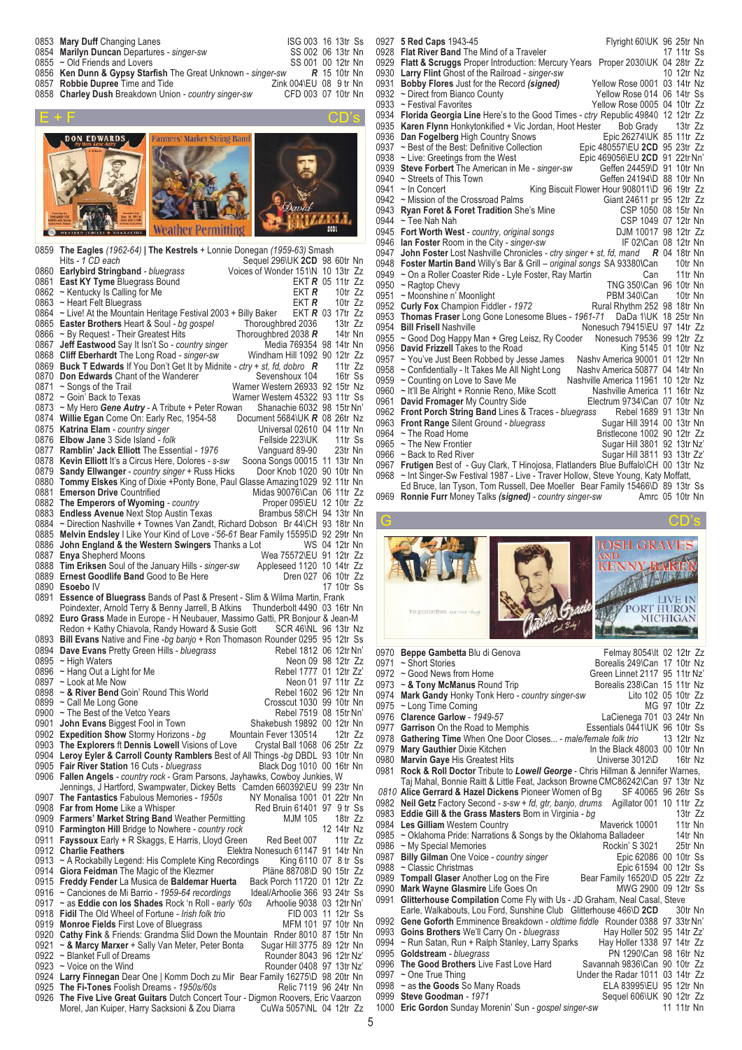0853 **Mary Duff** Changing Lanes ISG 003 16 13tr Ss
0854 **Marilyn Duncan** Departures - *singer-sw* SS 002 06 13tr Nn
0855 ~ Old Friends and Lovers SS 001 00 12tr Nn
0856 **Ken Dunn & Gypsy Starfish** The Great Unknown - *singer-sw* ***R*** 15 10tr Nn
0857 **Robbie Dupree** Time and Tide Zink 004\EU 08 9 tr Nn
0858 **Charley Dush** Breakdown Union - *country singer-sw* CFD 003 07 10tr Nn

## E + F CD's

0859 **The Eagles** *(1962-64)* | **The Kestrels** + Lonnie Donegan *(1959-63)* Smash Hits - *1 CD each* Sequel 296\UK **2CD** 98 60tr Nn
0860 **Earlybird Stringband** - *bluegrass* Voices of Wonder 151\N 10 13tr Zz
0861 **East KY Tyme** Bluegrass Bound EKT ***R*** 05 11tr Zz
0862 ~ Kentucky Is Calling for Me EKT ***R*** 10tr Zz
0863 ~ Heart Felt Bluegrass EKT ***R*** 10tr Zz
0864 ~ Live! At the Mountain Heritage Festival 2003 + Billy Baker EKT ***R*** 03 17tr Zz
0865 **Easter Brothers** Heart & Soul - *bg gospel* Thoroughbred 2036 13tr Zz
0866 ~ By Request - Their Greatest Hits Thoroughbred 2038 ***R*** 14tr Nn
0867 **Jeff Eastwood** Say It Isn't So - *country singer* Media 769354 98 14tr Nn
0868 **Cliff Eberhardt** The Long Road - *singer-sw* Windham Hill 1092 90 12tr Zz
0869 **Buck T Edwards** If You Don't Get It by Midnite - *ctry + st, fd, dobro* ***R*** 11tr Zz
0870 **Don Edwards** Chant of the Wanderer Sevenshoux 104 16tr Ss
0871 ~ Songs of the Trail Warner Western 26933 92 15tr Nz
0872 ~ Goin' Back to Texas Warner Western 45322 93 11tr Ss
0873 ~ My Hero ***Gene Autry*** - A Tribute + Peter Rowan Shanachie 6032 98 15tr Nn'
0874 **Willie Egan** Come On: Early Rec, 1954-58 Document 5684\UK ***R*** 08 26tr Nz
0875 **Katrina Elam** - *country singer* Universal 02610 04 11tr Nn
0876 **Elbow Jane** 3 Side Island - *folk* Fellside 223\UK 11tr Ss
0877 **Ramblin' Jack Elliott** The Essential - *1976* Vanguard 89-90 23tr Nn
0878 **Kevin Elliott** It's a Circus Here, Dolores - *s-sw* Soona Songs 00015 11 13tr Nn
0879 **Sandy Ellwanger** - *country singer* + Russ Hicks Door Knob 1020 90 10tr Nn
0880 **Tommy Elskes** King of Dixie +Ponty Bone, Paul Glasse Amazing1029 92 11tr Nn
0881 **Emerson Drive** Countrified Midas 90076\Can 06 11tr Zz
0882 **The Emperors of Wyoming** - *country* Proper 095\EU 12 10tr Zz
0883 **Endless Avenue** Next Stop Austin Texas Brambus 58\CH 94 11tr Nn
0884 ~ Direction Nashville + Townes Van Zandt, Richard Dobson Br 44\CH 93 18tr Nn
0885 **Melvin Endsley** I Like Your Kind of Love -*'56-61* Bear Family 15595\D 92 29tr Nn
0886 **John England & the Western Swingers** Thanks a Lot WS 04 12tr Nn
0887 **Enya** Shepherd Moons Wea 75572\EU 91 12tr Zz
0888 **Tim Eriksen** Soul of the January Hills - *singer-sw* Appleseed 1120 10 14tr Zz
0889 **Ernest Goodlife Band** Good to Be Here Dren 027 06 10tr Zz
0890 **Esoebo** IV 17 10tr Ss
0891 **Essence of Bluegrass** Bands of Past & Present - Slim & Wilma Martin, Frank Poindexter, Arnold Terry & Benny Jarrell, B Atkins Thunderbolt 4490 03 16tr Nn
0892 **Euro Grass** Made in Europe - H Neubauer, Massimo Gatti, PR Bonjour & Jean-M Redon + Kathy Chiavola, Randy Howard & Susie Gott SCR 46\NL 96 13tr Nz
0893 **Bill Evans** Native and Fine -*bg banjo* + Ron Thomason Rounder 0295 95 12tr Ss
0894 **Dave Evans** Pretty Green Hills - *bluegrass* Rebel 1812 06 12tr Nn'
0895 ~ High Waters Neon 09 98 12tr Zz
0896 ~ Hang Out a Light for Me Rebel 1777 01 12tr Zz'
0897 ~ Look at Me Now Neon 01 97 11tr Zz
0898 ~ **& River Bend** Goin' Round This World Rebel 1602 96 12tr Nn
0899 ~ Call Me Long Gone Crosscut 1030 99 10tr Nn
0900 ~ The Best of the Vetco Years Rebel 7519 08 15tr Nn'
0901 **John Evans** Biggest Fool in Town Shakebush 19892 00 12tr Nn
0902 **Expedition Show** Stormy Horizons - *bg* Mountain Fever 130514 12tr Zz
0903 **The Explorers** ft **Dennis Lowell** Visions of Love Crystal Ball 1068 06 25tr Zz
0904 **Leroy Eyler & Carroll County Ramblers** Best of All Things -*bg* DBDL 93 10tr Nn
0905 **Fair River Station** 16 Cuts - *bluegrass* Black Dog 1010 00 16tr Nn
0906 **Fallen Angels** - *country rock* - Gram Parsons, Jayhawks, Cowboy Junkies, W Jennings, J Hartford, Swampwater, Dickey Betts Camden 660392\EU 99 23tr Nn
0907 **The Fantastics** Fabulous Memories - *1950s* NY Monalisa 1001 01 22tr Nn
0908 **Far from Home** Like a Whisper Red Bird 61401 97 9 tr Ss
0909 **Farmers' Market String Band** Weather Permitting MJM 105 18tr Zz
0910 **Farmington Hill** Bridge to Nowhere - *country rock* 12 14tr Nz
0911 **Fayssoux** Early + R Skaggs, E Harris, Lloyd Green Reel 007 11tr Zz
0912 **Charlie Feathers** Elektra Nonesuch 61147 91 14tr Nn
0913 ~ A Rockabilly Legend: His Complete King Recordings King 6110 07 8 tr Ss
0914 **Giora Feidman** The Magic of the Klezmer Pläne 88780\D 90 15tr Zz
0915 **Freddy Fender** La Musica de **Baldemar Huerta** Back Porch 11720 01 12tr Zz
0916 ~ Canciones de Mi Barrio - *1959-64 recordings* Ideal/Arhoolie 366 93 24tr Ss
0917 ~ as **Eddie con los Shades** Rock 'n Roll - *early '60s* Arhoolie 9038 01 12tr Nn'
0918 **Fidil** The Old Wheel of Fortune - *Irish folk trio* FID 003 11 12tr Ss
0919 **Monroe Fields** First Love of Bluegrass MFM 101 97 10tr Nn
0920 **Cathy Fink** & Friends: Grandma Slid Down the Mountain Rnder 8010 87 15tr Nn
0921 ~ **& Marcy Marxer** + Sally Van Meter, Peter Bonta Sugar Hill 3775 89 12tr Nn
0922 ~ Blanket Full of Dreams Rounder 8043 96 12tr Nz'
0923 ~ Voice on the Wind Rounder 0408 97 13tr Nz'
0924 **Larry Finnegan** Dear One | Komm Doch zu Mir Bear Family 16275\D 98 20tr Nn
0925 **The Fi-Tones** Foolish Dreams - *1950s/60s* Relic 7119 96 24tr Nn
0926 **The Five Live Great Guitars** Dutch Concert Tour - Digmon Roovers, Eric Vaarzon Morel, Jan Kuiper, Harry Sacksioni & Zou Diarra CuWa 5057\NL 04 12tr Zz
0927 **5 Red Caps** 1943-45 Flyright 60\UK 96 25tr Nn
0928 **Flat River Band** The Mind of a Traveler 17 11tr Ss
0929 **Flatt & Scruggs** Proper Introduction: Mercury Years Proper 2030\UK 04 28tr Zz
0930 **Larry Flint** Ghost of the Railroad - *singer-sw* 10 12tr Nz
0931 **Bobby Flores** Just for the Record *(signed)* Yellow Rose 0001 03 14tr Nz
0932 ~ Direct from Bianco County Yellow Rose 014 06 14tr Ss
0933 ~ Festival Favorites Yellow Rose 0005 04 10tr Zz
0934 **Florida Georgia Line** Here's to the Good Times - *ctry* Republic 49840 12 12tr Zz
0935 **Karen Flynn** Honkytonkified + Vic Jordan, Hoot Hester Bob Grady 13tr Zz
0936 **Dan Fogelberg** High Country Snows Epic 26274\UK 85 11tr Zz
0937 ~ Best of the Best: Definitive Collection Epic 480557\EU **2CD** 95 23tr Zz
0938 ~ Live: Greetings from the West Epic 469056\EU **2CD** 91 22tr Nn'
0939 **Steve Forbert** The American in Me - *singer-sw* Geffen 24459\D 91 10tr Nn
0940 ~ Streets of This Town Geffen 24194\D 88 10tr Nn
0941 ~ In Concert King Biscuit Flower Hour 908011\D 96 19tr Zz
0942 ~ Mission of the Crossroad Palms Giant 24611 pr 95 12tr Zz
0943 **Ryan Foret & Foret Tradition** She's Mine CSP 1050 08 15tr Nn
0944 ~ Tee Nah Nah CSP 1049 07 12tr Nn
0945 **Fort Worth West** - *country, original songs* DJM 10017 98 12tr Zz
0946 **Ian Foster** Room in the City - *singer-sw* IF 02\Can 08 12tr Nn
0947 **John Foster** Lost Nashville Chronicles - *ctry singer + st, fd, mand* ***R*** 04 18tr Nn
0948 **Foster Martin Band** Willy's Bar & Grill – *original songs* SA 93380\Can 10tr Nn
0949 ~ On a Roller Coaster Ride - Lyle Foster, Ray Martin Can 11tr Nn
0950 ~ Ragtop Chevy TNG 350\Can 96 10tr Nn
0951 ~ Moonshine n' Moonlight PBM 340\Can 10tr Nn
0952 **Curly Fox** Champion Fiddler - *1972* Rural Rhythm 252 98 18tr Nn
0953 **Thomas Fraser** Long Gone Lonesome Blues - *1961-71* DaDa 1\UK 18 25tr Nn
0954 **Bill Frisell** Nashville Nonesuch 79415\EU 97 14tr Zz
0955 ~ Good Dog Happy Man + Greg Leisz, Ry Cooder Nonesuch 79536 99 12tr Zz
0956 **David Frizzell** Takes to the Road King 5145 01 10tr Nz
0957 ~ You've Just Been Robbed by Jesse James Nashv America 90001 01 12tr Nn
0958 ~ Confidentially - It Takes Me All Night Long Nashv America 50877 04 14tr Nn
0959 ~ Counting on Love to Save Me Nashville America 11961 10 12tr Nz
0960 ~ It'll Be Alright + Ronnie Reno, Mike Scott Nashville America 11 16tr Nz
0961 **David Fromager** My Country Side Electrum 9734\Can 07 10tr Nz
0962 **Front Porch String Band** Lines & Traces - *bluegrass* Rebel 1689 91 13tr Nn
0963 **Front Range** Silent Ground - *bluegrass* Sugar Hill 3914 00 13tr Nn
0964 ~ The Road Home Bristlecone 1002 90 12tr Zz
0965 ~ The New Frontier Sugar Hill 3801 92 13tr Nz'
0966 ~ Back to Red River Sugar Hill 3811 93 13tr Zz'
0967 **Frutigen** Best of - Guy Clark, T Hinojosa, Flatlanders Blue Buffalo\CH 00 13tr Nz
0968 ~ Int Singer-Sw Festival 1987 - Live - Traver Hollow, Steve Young, Katy Moffatt, Ed Bruce, Ian Tyson, Tom Russell, Dee Moeller Bear Family 15466\D 89 13tr Ss
0969 **Ronnie Furr** Money Talks *(signed)* - *country singer-sw* Amrc 05 10tr Nn

## G CD's

0970 **Beppe Gambetta** Blu di Genova Felmay 8054\It 02 12tr Zz
0971 ~ Short Stories Borealis 249\Can 17 10tr Nz
0972 ~ Good News from Home Green Linnet 2177 95 11tr Nz'
0973 ~ **& Tony McManus** Round Trip Borealis 238\Can 15 11tr Nz
0974 **Mark Gandy** Honky Tonk Hero - *country singer-sw* Lito 102 05 10tr Zz
0975 ~ Long Time Coming MG 97 10tr Zz
0976 **Clarence Garlow** - *1949-57* LaCienega 701 03 24tr Nn
0977 **Garrison** On the Road to Memphis Essentials 0441\UK 96 10tr Ss
0978 **Gathering Time** When One Door Closes... - *male/female folk trio* 13 12tr Nz
0979 **Mary Gauthier** Dixie Kitchen In the Black 48003 00 10tr Nn
0980 **Marvin Gaye** His Greatest Hits Universe 3012\D 16tr Nz
0981 **Rock & Roll Doctor** Tribute to ***Lowell George*** - Chris Hillman & Jennifer Warnes, Taj Mahal, Bonnie Raitt & Little Feat, Jackson Browne CMC86242\Can 97 13tr Nz
*0810* **Alice Gerrard & Hazel Dickens** Pioneer Women of Bg SF 40065 96 26tr Ss
0982 **Neil Getz** Factory Second - *s-sw + fd, gtr, banjo, drums* Agillator 001 10 11tr Zz
0983 **Eddie Gill & the Grass Masters** Born in Virginia - *bg* 13tr Zz
0984 **Les Gilliam** Western Country Maverick 10001 11tr Nn
0985 ~ Oklahoma Pride: Narrations & Songs by the Oklahoma Balladeer 14tr Nn
0986 ~ My Special Memories Rockin' S 3021 25tr Nn
0987 **Billy Gilman** One Voice - *country singer* Epic 62086 00 10tr Nn
0988 ~ Classic Christmas Epic 61594 00 12tr Ss
0989 **Tompall Glaser** Another Log on the Fire Bear Family 16520\D 05 22tr Zz
0990 **Mark Wayne Glasmire** Life Goes On MWG 2900 09 12tr Ss
0991 **Glitterhouse Compilation** Come Fly with Us - JD Graham, Neal Casal, Steve Earle, Walkabouts, Lou Ford, Sunshine Club Glitterhouse 466\D **2CD** 00 40tr Nn
0992 **Gene Goforth** Emminence Breakdown - *oldtime fiddle* Rounder 0388 97 33tr Nn'
0993 **Goins Brothers** We'll Carry On - *bluegrass* Hay Holler 502 95 14tr Zz'
0994 ~ Run Satan, Run + Ralph Stanley, Larry Sparks Hay Holler 1338 97 14tr Zz
0995 **Goldstream** - *bluegrass* PN 1290\Can 98 16tr Nz
0996 **The Good Brothers** Live Fast Love Hard Savannah 9836\Can 90 10tr Zz
0997 ~ One True Thing Under the Radar 1011 03 14tr Zz
0998 ~ as **the Goods** So Many Roads ELA 83995\EU 95 12tr Nn
0999 **Steve Goodman** - *1971* Sequel 606\UK 90 12tr Zz
1000 **Eric Gordon** Sunday Morenin' Sun - *gospel singer-sw* 11 11tr Nn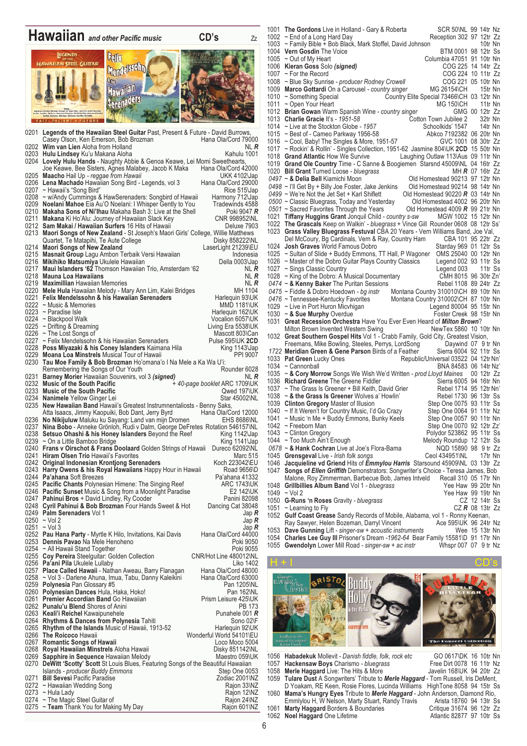# Hawaiian *and other Pacific music* — CD's

0201 **Legends of the Hawaiian Steel Guitar** Past, Present & Future - David Burrows, Casey Olson, Ken Emerson, Bob Brozman — Hana Ola/Cord 79000
0202 **Wim van Lien** Aloha from Holland — NL *R*
0203 **Hulu Lindsey** Ku'u Makana Aloha — Kahulu 1001
0204 **Lovely Hulu Hands** - Naughty Abbie & Genoa Keawe, Lei Momi Sweethearts, Joe Keawe, Bee Sisters, Agnes Malabey, Jacob K Maka — Hana Ola/Cord 42000
0205 **Maacho** Hail Up - *reggae from Hawaii* — UKK 4102\Jap
0206 **Lena Machado** Hawaiian Song Bird - Legends, vol 3 — Hana Ola/Cord 29000
0207 ~ Hawaii's "Song Bird" — Rice 515\Jap
0208 ~ w/Andy Cummings & HawSerenaders: Songbird of Hawaii — Harmony 712\Jap
0209 **Noelani Mahoe** Eia Au'O Noelani: I Whisper Gently to You — Tradewinds 4588
0210 **Makaha Sons of Ni'ihau** Makaha Bash 3: Live at the Shell — Poki 9047 *R*
0211 **Makana** Ki Ho'Alu: Journey of Hawaiian Slack Key — CNR 998952\NL
0212 **Sam Makai / Hawaiian Surfers** 16 Hits of Hawaii — Deluxe 7903
0213 **Maori Songs of New Zealand** - St Joseph's Maori Girls' College, Willie Matthews Quartet, Te Matapihi, Te Aute College — Disky 858222\NL
0214 **Maori Songs of New Zealand** — LaserLight 21239\EU
0215 **Masnait Group** Lagu Ambon Terbaik Versi Hawaiian — Indonesia
0216 **Mikihiko Matsumiya** Ukulele Hawaiian — Della 0003\Jap
0217 **Maui Islanders '62** Thomson Hawaiian Trio, Amsterdam '62 — NL *R*
0218 **Mauna Loa Hawaiians** — NL *R*
0219 **Maximillian** Hawaiian Memories — NL *R*
0220 **Mele Hula** Hawaiian Melody - Mary Ann Lim, Kalei Bridges — MH 1104
0221 **Felix Mendelssohn & his Hawaiian Serenaders** — Harlequin 93\UK
0222 ~ Music & Memories — MMD 1181\UK
0223 ~ Paradise Isle — Harlequin 162\UK
0224 ~ Blackpool Walk — Vocalion 6057\UK
0225 ~ Drifting & Dreaming — Living Era 5538\UK
0226 ~ The Lost Songs of — Mascott 803\Can
0227 ~ Felix Mendelssohn & his Hawaiian Serenaders — Pulse 595\UK **2CD**
0228 **Poss Miyazaki & his Coney Islanders** Kaimana Hila — King 1143\Jap
0229 **Moana Loa Minstrels** Musical Tour of Hawaii — PPI 9007
0230 **Tau Moe Family & Bob Brozman** Ho'omana'o I Na Mele a Ka Wa U'i: Remembering the Songs of Our Youth — Rounder 6028
0231 **Barney Morier** Hawaiian Souvenirs, vol 3 *(signed)* — NL *R*
0232 **Music of the South Pacific** *+ 40-page booklet* — ARC 1709\UK
0233 **Music of the South Pacific** — Qwed 197\UK
0234 **Nanimele** Yellow Ginger Lei — Star 45002\NL
0235 **New Hawaiian Band** Hawaii's Greatest Instrumnentaliosts - Benny Saks, Atta Isaacs, Jimmy Kaopuiki, Bob Dant, Jerry Byrd — Hana Ola/Cord 12000
0236 **No Nikijuluw** Maluku ku Sayang: Land van mijn Dromen — EHS 8686\NL
0237 **Nina Bobo** - Anneke Grönloh, Rudi v Dalm, George DeFretes — Rotation 546157\NL
0238 **Setsuo Ohashi & his Honey Islanders** Beyond the Reef — King 1142\Jap
0239 ~ On a Little Bamboo Bridge — King 1141\Jap
0240 **Frans v Oirschot & Frans Doolaard** Golden Strings of Hawaii — Dureco 62092\NL
0241 **Hiram Olsen Trio** Hawaii's Favorites — Marc 515
0242 **Original Indonesian Krontjong Serenaders** — Koch 223042\EU
0243 **Harry Owens & his Royal Hawaiians** Happy Hour in Hawaii — Road 9656\D
0244 **Pa'ahana** Soft Breezes — Pa'ahana 41332
0245 **Pacific Chants** Polynesian Himene: The Singing Reef — ARC 1743\UK
0246 **Pacific Sunset** Music & Song from a Moonlight Paradise — E2 142\UK
0247 **Pahinui Bros** + David Lindley, Ry Cooder — Panini 82098
0248 **Cyril Pahinui & Bob Brozman** Four Hands Sweet & Hot — Dancing Cat 38048
0249 **Palm Serenaders** Vol 1 — Jap *R*
0250 ~ Vol 2 — Jap *R*
0251 ~ Vol 3 — Jap *R*
0252 **Pau Hana Party** - Myrtle K Hilo, Invitations, Kai Davis — Hana Ola/Cord 44000
0253 **Dennis Pavao** Na Mele Henoheno — Poki 9050
0254 ~ All Hawaii Stand Together — Poki 9055
0255 **Coy Pereira** Steelguitar: Golden Collection — CNR/Hot Line 480012\NL
0256 **Pa'ani Pila** Ukulele Lullaby — Liko 1402
0257 **Place Called Hawaii** - Nathan Aweau, Barry Flanagan — Hana Ola/Cord 48000
0258 ~ Vol 3 - Darlene Ahuna, Imua, Tabu, Danny Kaleikini — Hana Ola/Cord 63000
0259 **Polynesia** Pan Glossary #5 — Pan 1205\NL
0260 **Polynesian Dances** Hula, Haka, Hoko! — Pan 162\NL
0261 **Premier Accordian Band** Go Hawaiian — Prism Leisure 425\UK
0262 **Punalu'u Blend** Shores of Anini — PB 173
0263 **Keali'i Reichel** Kawaipunehele — Punahele 001 *R*
0264 **Rhythms & Dances from Polynesia** Tahiti — Sono 02\F
0265 **Rhythm of the Islands** Music of Hawaii, 1913-52 — Harlequin 92\UK
0266 **The Roicoco** Hawaii — Wonderful World 54101\EU
0267 **Romantic Songs of Hawaii** — Loco Moco 5004
0268 **Royal Hawaiian Minstrels** Aloha Hawaii — Disky 851142\NL
0269 **Sapphire in Sequence** Hawaiian Melody — Maestro 059\UK
0270 **DeWitt 'Scotty' Scott** St Louis Blues, Featuring Songs of the Beautiful Hawaiian Islands - *producer Buddy Emmons* — Step One 0053
0271 **Bill Sevesi** Pacific Paradise — Zodiac 2001\NZ
0272 ~ Hawaiian Wedding Song — Rajon 33\NZ
0273 ~ Hula Lady — Rajon 12\NZ
0274 ~ The Magic Steel Guitar of — Rajon 24\NZ
0275 ~ **Team** Thank You for Making My Day — Rajon 601\NZ

1001 **The Gordons** Live in Holland - Gary & Roberta — SCR 50\NL 99 14tr Nz
1002 ~ End of a Long Hard Day — Reception 302 97 12tr Zz
1003 ~ Family Bible + Bob Black, Mark Stoffel, David Johnson — 10tr Nn
1004 **Vern Gosdin** The Voice — BTM 0001 98 12tr Ss
1005 ~ Out of My Heart — Columbia 47051 91 10tr Nn
1006 **Kieran Goss** Solo *(signed)* — COG 225 14 14tr Zz
1007 ~ For the Record — COG 224 10 11tr Zz
1008 ~ Blue Sky Sunrise - *producer Rodney Crowell* — COG 221 05 10tr Nn
1009 **Marco Gottardi** On a Carousel - *country singer* — MG 26154\CH 15tr Nn
1010 ~ Something Special — Country Elite Special 73466\CH 03 12tr Nn
1011 ~ Open Your Heart — MG 150\CH 11tr Nn
1012 **Brian Gowan** Warm Spanish Wine - *country singer* — GMG 00 12tr Zz
1013 **Charlie Gracie** It's - *1951-58* — Cotton Town Jubilee 2 32tr Nn
1014 ~ Live at the Stockton Globe - *1957* — Schoolkids' 1547 14tr Nn
1015 ~ Best of - Cameo Parkway 1956-58 — Abkco 7192382 06 20tr Nn
1016 ~ Cool, Baby! The Singles & More, 1951-57 — GVC 1001 08 30tr Zz
1017 ~ Rockin' & Rollin' - Singles Collection, 1951-62 — Jasmine 804\UK **2CD** 15 50tr Nn
1018 **Grand Atlantic** How We Survive — Laughing Outlaw 113\Aus 09 11tr Nn
1019 **Grand Ole Country** Time - C Sanne & Boogiemen — Starsnd 45009\NL 04 16tr Zz
1020 **Bill Grant** Turned Loose - *bluegrass* — MH *R* 07 16tr Zz
*0497* ~ **& Delia Bell** Kiamichi Moon — Old Homestead 90213 97 12tr Nn
*0498* ~ I'll Get By + Billy Joe Foster, Jake Jenkins — Old Homestead 90214 98 14tr Nn
*0499* ~ We're Not the Jet Set + Karl Shiflett — Old Homestead 90220 *R* 03 14tr Nn
*0500* ~ Classic Bluegrass, Today and Yesterday — Old Homestead 4002 96 20tr Nn
*0501* ~ Sacred Favorites Through the Years — Old Homestead 4009 *R* 99 21tr Nn
1021 **Tiffany Huggins Grant** Jonquil Child - *country s-sw* — MGW 1002 15 12tr Nn
1022 **The Grascals** Keep on Walkin' - *bluegrass* + Vince Gill — Rounder 0608 08 12tr Ss'
1023 **Grass Valley Bluegrass Festival** CBA 20 Years - Vern Williams Band, Joe Val, Del McCoury, Bg Cardinals, Vern & Ray, Country Ham — CBA 101 95 22tr Zz
1024 **Josh Graves** World Famous Dobro — Starday 969 01 12tr Ss
1025 ~ Sultan of Slide + Buddy Emmons, TT Hall, P Wagoner — OMS 25040 00 12tr Nn
1026 ~ Master of the Dobro Guitar Plays Country Classics — Legend 002 93 11tr Ss
1027 ~ Sings Classic Country — Legend 003 11tr Ss
1028 ~ King of the Dobro: A Musical Documentary — CMH 8015 96 30tr Zn'
*0474* ~ **& Kenny Baker** The Puritan Sessions — Rebel 1108 89 24tr Zz
*0475* ~ Fiddle & Dobro Hoedown - *bg instr* — Montana Country 310010\CH 89 10tr Nn
*0476* ~ Tennessee-Kentucky Favorites — Montana Country 310002\CH 87 10tr Nn
1029 ~ Live in Port Huron Micvhigan — Legend 80004 95 15tr Nn
1030 ~ **& Sue Murphy** Overdue — Foster Creek 98 15tr Nn
1031 **Great Recession Orchestra** Have You Ever Even Heard of *Milton Brown*? Milton Brown Invented Western Swing — NewTex 5860 10 10tr Nn
1032 **Great Southern Gospel Hits** Vol 1 - Crabb Family, Gold City, Greatest Vision, Freemans, Mike Bowling, Steeles, Perrys, LordSong — Daywind 07 9 tr Nn
*1722* **Meridian Green & Gene Parson** Birds of a Feather — Sierra 6004 92 11tr Ss
1033 **Pat Green** Lucky Ones — Republic/Universal 03522 04 12tr Nn'
1034 ~ Cannonball — BNA 84583 06 14tr Nz'
1035 ~ **& Cory Morrow** Songs We Wish We'd Written - *prod Lloyd Maines* — 00 12tr Zz
1036 **Richard Greene** The Greene Fiddler — Sierra 6005 94 16tr Nn
1037 ~ The Grass Is Greener + Bill Keith, David Grier — Rebel 1714 95 12tr Nn'
1038 ~ **& the Grass Is Greener** Wolves a' Howlin' — Rebel 1730 96 13tr Ss
1039 **Clinton Gregory** Master of Illusion — Step One 0075 93 11tr Ss
1040 ~ If It Weren't for Country Music, I'd Go Crazy — Step One 0064 91 11tr Nz
1041 ~ Music 'n Me + Buddy Emmons, Bunky Keels — Step One 0057 90 11tr Nn
1042 ~ Freeborn Man — Step One 0070 92 12tr Zz'
1043 ~ Clinton Gregory — Polydor 523862 95 11tr Ss
1044 ~ Too Much Ain't Enough — Melody Roundup 12 12tr Ss
*0678* ~ **& Hank Cochran** Live at Joe's Flora-Bama — NQD 15890 98 9 tr Zz
1045 **Grensgeval** Live - *Irish folk songs* — Ceol 434951\NL 17tr Nn
1046 **Jacquieline vd Griend** Hits of *Emmylou Harris* — Starsound 45909\NL 03 13tr Zz
1047 **Songs of *Ellen Griffith*** Demonstrators: Songwriter's Choice - Teresa James, Bob Malone, Roy Zimmerman, Barbecue Bob, James Intveld — Recall 310 05 17tr Nn
1048 **Grillbillies Album Band** Vol 1 - *bluegrass* — Yee Haw 99 20tr Nn
1049 ~ Vol 2 — Yee Haw 99 19tr Nn
1050 **G-Runs 'n Roses** Gravity - *bluegrass* — CZ 12 14tr Ss
1051 ~ Learning to Fly — CZ *R* 08 13tr Zz
1052 **Gulf Coast Grease** Sandy Records of Mobile, Alabama, vol 1 - Ronny Keenan, Ray Sawyer, Helen Bozeman, Darryl Vincent — Ace 595\UK 96 24tr Nz
1053 **Dave Gunning** Lift - *singer-sw + acoustic instruments* — Wee 15 13tr Nn
1054 **Charles Lee Guy III** Prisoner's Dream *-1962-64* — Bear Family 15581\D 91 17tr Nn
1055 **Gwendolyn** Lower Mill Road - *singer-sw + ac instr* — Whspr 007 07 9 tr Nz

## H + I — CD's

1056 **Habadekuk** Mollevit - *Danish fiddle, folk, rock etc* — GO 0617\DK 16 10tr Nn
1057 **Hackensaw Boys** Charismo - *bluegrass* — Free Dirt 0078 16 11tr Nz
1058 **Merle Haggard** Live: The Hits & More — Javelin 168\UK 94 20tr Zz
1059 **Tulare Dust** A Songwriters' Tribute to *Merle Haggard* - Tom Russell, Iris DeMent, D Yoakam, RE Keen, Rosie Flores, Lucinda Williams — HighTone 8058 94 15tr Ss
1060 **Mama's Hungry Eyes** Tribute to *Merle Haggard* - John Anderson, Diamond Rio, Emmylou H, W Nelson, Marty Stuart, Randy Travis — Arista 18760 94 13tr Ss
1061 **Marty Haggard** Borders & Boundaries — Critique 31674 96 12tr Zz
1062 **Noel Haggard** One Lifetime — Atlantic 82877 97 10tr Ss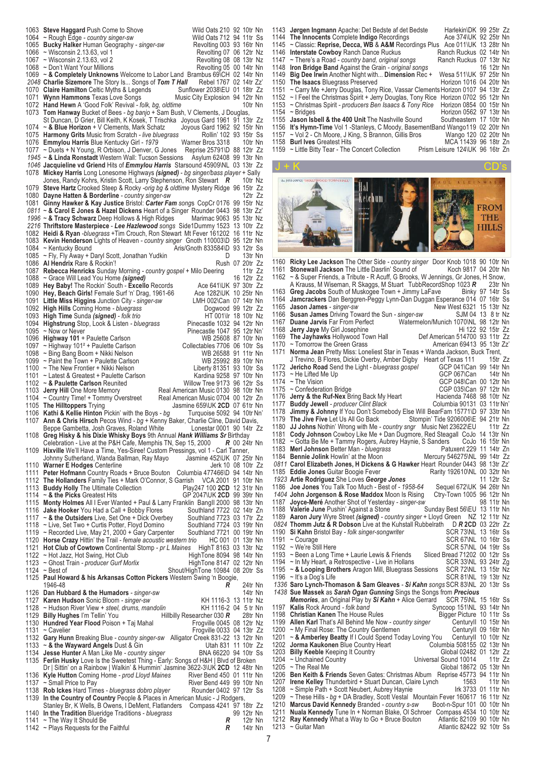1063 **Steve Haggard** Push Come to Shove Wild Oats 210 92 10tr Nn
1064 ~ Rough Edge - *country singer-sw* Wild Oats 712 94 11tr Ss
1065 **Bucky Halker** Human Geography - *singer-sw* Revolting 003 93 16tr Nn
1066 ~ Wisconsin 2.13.63, vol 1 Revolting 07 06 12tr Nz
1067 ~ Wisconsin 2.13.63, vol 2 Revolting 08 08 13tr Nz
1068 ~ Don't Want Your Millions Revolting 05 00 14tr Nn
1069 ~ **& Completely Unknowns** Welcome to Labor Land Brambus 69\CH 02 14tr Nn
*2048* **Charlie Sizemore** The Story Is... Songs of ***Tom T Hall*** Rebel 1767 02 14tr Zz'
1070 **Claire Hamilton** Celtic Myths & Legends Sunflower 2038\EU 01 18tr Zz
1071 **Wynn Hammons** Texas Love Songs Music City Explosion 94 12tr Nn
1072 **Hand Hewn** A 'Good Folk' Revival - *folk, bg, oldtime* 10tr Nn
1073 **Tom Hanway** Bucket of Bees - *bg banjo* + Sam Bush, V Clements, J Douglas, St Duncan, D Grier, Bill Keith, K Kosek, T Trischka Joyous Gard 1961 91 13tr Zz
1074 ~ **& Blue Horizon** + V Clements, Mark Schatz Joyous Gard 1962 92 15tr Nn
1075 **Harmony Grits** Music from Scratch - *live bluegrass* Rollin' 102 93 15tr Ss
1076 **Emmylou Harris** Blue Kentucky Girl - *1979* Warner Bros 3318 10tr Nn
1077 ~ Duets + N Young, R Orbison, J Denver, G Jones Reprise 25791\D 88 12tr Zz
*1945* ~ **& Linda Ronstadt** Western Wall: Tucson Sessions Asylum 62408 99 13tr Nn
*1046* **Jacquieline vd Griend** Hits of ***Emmylou Harris*** Starsound 45909\NL 03 13tr Zz
1078 **Mickey Harris** Long Lonesome Highways ***(signed)*** - *bg singer/bass player* + Sally Jones, Randy Kohrs, Kristin Scott, Larry Stephenson, Ron Stewart ***R*** 10tr Nz
1079 **Steve Hartz** Crooked Steep & Rocky -*orig bg & oldtime* Mystery Ridge 96 15tr Zz
1080 **Dayne Hatten & Borderline** - *country singer-sw* 12tr Zz
1081 **Ginny Hawker & Kay Justice** Bristol: ***Carter Fam*** *songs* CopCr 0176 99 15tr Nz
*0811* ~ **& Carol E Jones & Hazel Dickens** Heart of a Singer Rounder 0443 98 13tr Zz'
*1996* ~ **& Tracy Schwarz** Deep Hollows & High Ridges Marimac 9063 95 13tr Nz
*2216* **Thriftstore Masterpiece** - ***Lee Hazlewood*** *songs* Side1Dummy 1523 13 10tr Zz
1082 **Heidi & Ryan** -*bluegrass* +Tim Crouch, Ron Stewart Mt Fever 161202 16 11tr Nz
1083 **Kevin Henderson** Lights of Heaven - *country singer* Gnoth 110003\D 95 12tr Nn
1084 ~ Kentucky Bound Aris/Gnoth 833584\D 93 12tr Ss
1085 ~ Fly, Fly Away + Daryl Scott, Jonathan Yudkin D 13tr Nn
1086 **Al Hendrix** Rare & Rockin'! Rush 07 20tr Zz
1087 **Rebecca Henricks** Sunday Morning - *country gospel* + Milo Deering 11tr Zz
1088 ~ Grace Will Lead You Home ***(signed)*** 16 12tr Zz
1089 **Hey Baby!** The Rockin' South - **Excello** Records Ace 641\UK 97 30tr Zz
1090 **Hey, Beach Girls!** Female Surf 'n' Drag, 1961-66 Ace 1282\UK 10 25tr Nn
1091 **Little Miss Higgins** Junction City - *singer-sw* LMH 002\Can 07 14tr Nn
1092 **High Hills** Coming Home - *bluegrass* Dogwood 99 12tr Zz
1093 **High Time** Sunda ***(signed)*** - *folk trio* HT 001\Ir 18 10tr Nz
1094 **Highstrung** Stop, Look & Listen - *bluegrass* Pinecastle 1032 94 12tr Nn
1095 ~ Now or Never Pinecastle 1047 95 12tr Nn'
1096 **Highway 101** + Paulette Carlson WB 25608 87 10tr Nn
1097 ~ Highway 101² + Paulette Carlson Collectables 7706 06 10tr Ss
1098 ~ Bing Bang Boom + Nikki Nelson WB 26588 91 11tr Nn
1099 ~ Paint the Town + Paulette Carlson WB 25992 89 10tr Nn
1100 ~ The New Frontier + Nikki Nelson Liberty 81351 93 10tr Ss
1101 ~ Latest & Greatest + Paulette Carlson Kardina 9258 97 10tr Nn
1102 ~ **& Paulette Carlson** Reunited Willow Tree 9173 96 12tr Ss
1103 **Jerry Hill** One More Memory Real American Music 0130 98 10tr Nn
1104 ~ Country Time! + Tommy Overstreet Real American Music 0704 00 12tr Zn
1105 **The Hilltoppers** Trying Jasmine 659\UK **2CD** 07 61tr Nn
1106 **Kathi & Kellie Hinton** Pickin' with the Boys - *bg* Turquoise 5092 94 10tr Nn'
1107 **Ann & Chris Hirsch** Pecos Wind - *bg* + Kenny Baker, Charlie Cline, David Davis, Beppe Gambetta, Josh Graves, Roland White Lonestar 0001 90 14tr Zz
1108 **Greg Hisky & his Dixie Whisky Boys** 9th Annual ***Hank Williams Sr*** Birthday Celebration - Live at the P&H Cafe, Memphis TN, Sep 15, 2000 ***R*** 00 24tr Nn
1109 **Hixville** We'll Have a Time, Yes-Siree! Custom Pressings, vol 1 - Carl Tanner, Johnny Sutherland, Wanda Ballman, Ray Mayo Jasmine 452\UK 07 25tr Nn
1110 **Warner E Hodges** Centerline Jerk 10 08 10tr Zz
1111 **Peter Hofmann** Country Roads + Bruce Bouton Columbia 477466\D 94 14tr Nn
1112 **The Hollanders** Family Ties + Mark O'Connor, S Garrish VCA 2001 91 10tr Nn
1113 **Buddy Holly** The Ultimate Collection Play247 100 **2CD** 12 31tr Nn
1114 ~ **& the Picks** Greatest Hits GP 2047\UK **2CD** 99 39tr Nn
1115 **Monty Holmes** All I Ever Wanted + Paul & Larry Franklin BangII 2000 98 13tr Nn
1116 **Jake Hooker** You Had a Call + Bobby Flores Southland 7722 02 14tr Zn
1117 ~ **& the Outsiders** Live, Set One + Dick Overbey Southland 7723 03 17tr Zz
1118 ~ Live, Set Two + Curtis Potter, Floyd Domino Southland 7724 03 19tr Nn
1119 ~ Recorded Live, May 21, 2000 + Gary Carpenter Southland 7721 00 19tr Nn
1120 **Horse Crazy** Hittin' the Trail - *female acoustic western trio* HC 001 01 13tr Nn
1121 **Hot Club of Cowtown** Continental Stomp - *pr L Maines* HighT 8163 03 13tr Nz
1122 ~ Hot Jazz, Hot Swing, Hot Club HighTone 8094 98 14tr Nn
1123 ~ Ghost Train - *producer Gurf Morlix* HighTone 8147 02 12tr Nn
1124 ~ Best of Shout/HighTone 10984 08 20tr Ss
1125 **Paul Howard & his Arkansas Cotton Pickers** Western Swing 'n Boogie, 1946-48 ***R*** 24tr Nn
1126 **Dan Hubbard & the Humadors** - *singer-sw* 14tr Nn
1127 **Karen Hudson** Sonic Bloom - *singer-sw* KH 1116-3 13 11tr Nz
1128 ~ Hudson River View + *steel, drums, mandolin* KH 1116-2 04 5 tr Nn
1129 **Billy Hughes** I'm Tellin' You Hillbilly Researcher 030 ***R*** 28tr Nn
1130 **Hundred Year Flood** Poison + Taj Mahal Frogville 0045 08 12tr Nz
1131 ~ Cavelier Frogville 0033 04 13tr Zz
1132 **Gary Hunn** Breaking Blue - *country singer-sw* Alligator Creek 831-22 13 12tr Nn
1133 ~ **& the Wayward Angels** Dust & Gin Utah 831 11 10tr Zz
1134 **Jesse Hunter** A Man Like Me - *country singer* BNA 66220 94 10tr Ss
1135 **Ferlin Husky** Love Is the Sweetest Thing - Early: Songs of H&H | Blvd of Broken Dr | Sittin' on a Rainbow | Walkin' & Hummin' Jasmine 3622-3\UK **2CD** 12 48tr Nn
1136 **Kyle Hutton** Coming Home - *prod Lloyd Maines* River Bend 450 01 11tr Nn
1137 ~ Small Price to Pay River Bend 449 99 10tr Nn
1138 **Rob Ickes** Hard Times - *bluegrass dobro player* Rounder 0402 97 12tr Ss
1139 **In the Country of Country** People & Places in American Music - J Rodgers, Stanley Br, K Wells, B Owens, I DeMent, Flatlanders Compass 4241 97 18tr Zz
1140 **In the Tradition** Blueridge Traditions - *bluegrass* 99 12tr Nn
1141 ~ The Way It Should Be ***R*** 12tr Nn
1142 ~ Plays Requests for the Faithful ***R*** 14tr Nn
1143 **Jørgen Ingmann** Apache: Det Bedste af det Bedste Harlekin\DK 99 25tr Zz
1144 **The Innocents** Complete **Indigo** Recordings Ace 374\UK 92 25tr Nn
1145 ~ Classic: **Reprise, Decca, WB** & **A&M** Recordings Plus Ace 011\UK 13 28tr Nn
1146 **Interstate Cowboy** Ranch Dance Ruckus Ranch Ruckus 02 14tr Nn
1147 ~ There's a Road - *country band, original songs* Ranch Ruckus 07 13tr Nz
1148 **Iron Bridge Band** Against the Grain - *original songs* 16 12tr Nn
1149 **Big Dee Irwin** Another Night with... **Dimension** Rec + Wesa 511\UK 97 25tr Nn
1150 **The Isaacs** Bluegrass Preserved Horizon 1016 04 20tr Nn
1151 ~ Carry Me Over +Jerry Douglas, Tony Rice, Vassar Clements Horizon 0107 94 13tr Zz
1152 ~ I Feel the Christmas Spirit + Jerry Douglas, Tony Rice Horizon 0702 95 12tr Nn
1153 ~ Christmas Spirit - *producers Ben Isaacs & Tony Rice* Horizon 0854 00 15tr Nn
1154 ~ Bridges Horizon 0562 97 13tr Nn
1155 **Jason Isbell & the 400 Unit** The Nashville Sound Southeastern 17 10tr Nn
1156 **It's Hymn-Time** Vol 1 -Stanleys, C Moody, BasementBand Wango119 02 20tr Nn
1157 ~ Vol 2 - Ch Moore, J King, S Brannon, Gillis Bros Wango 120 02 20tr Nn
1158 **Burl Ives** Greatest Hits MCA 11439 96 18tr Zn
1159 ~ Little Bitty Tear - The Concert Collection Prism Leisure 124\UK 96 16tr Zn

## J + K — CD's

1160 **Ricky Lee Jackson** The Other Side - *country singer* Door Knob 1018 90 10tr Nn
1161 **Stonewall Jackson** The Little Dasrlin' Sound of Koch 9817 04 20tr Nn
1162 ~ & Super Friends, a Tribute - R Acuff, G Brooks, W Jennings, Gr Jones, H Snow, A Krauss, M Wiseman, R Skaggs, M Stuart TubbRecordShop 1023 ***R*** 23tr Nn
1163 **Greg Jacobs** South of Muskogee Town + Jimmy LaFave Binky 97 14tr Ss
1164 **Jamcrackers** Dan Berggren-Peggy Lynn-Dan Duggan Esperance 014 07 16tr Ss
1165 **Jason James** - *singer-sw* New West 6321 15 13tr Nz
1166 **Susan James** Driving Toward the Sun - *singer-sw* SJM 04 13 8 tr Nz
1167 **Duane Jarvis** Far From Perfect Watermelon/Munich 1070\NL 98 12tr Nn
1168 **Jerry Jaye** My Girl Josephine Hi 122 92 15tr Zz
1169 **The Jayhawks** Hollywood Town Hall Def American 514700 93 11tr Zz
1170 ~ Tomorrow the Green Grass American 69413 95 13tr Zz'
1171 **Norma Jean** Pretty Miss: Loneliest Star in Texas + Wanda Jackson, Buck Trent, J Trevino, B Flores, Dickie Overby, Amber Digby Heart of Texas 111 15tr Zz
1172 **Jericho Road** Send the Light - *bluegrass gospel* GCP 041\Can 99 14tr Nn
1173 ~ He Lifted Me Up GCP 067\Can 14tr Nn
1174 ~ The Vision GCP 048\Can 00 12tr Nn
1175 ~ Confederation Bridge CGP 035\Can 97 12tr Nn
1176 **Jerry & the Ruf-Nex** Bring Back My Heart Hacienda 7468 98 10tr Nz
1177 **Buddy Jewell** - *producer Clint Black* Columbia 90131 03 11tr Nn'
1178 **Jimmy & Johnny** If You Don't Somebody Else Will BearFam 15771\D 97 33tr Nn
1179 **The Jive Five** Let Us All Go Back Stompin' Tide 9206006\E 94 21tr Nn
1180 **JJ Johns** Nothin' Wrong with Me - *country sngr* Music Net 23622\EU 11tr Zz
1181 **Cody Johnson** Cowboy Like Me + Dan Dugmore, Red Steagall CoJo 14 13tr Nn
1182 ~ Gotta Be Me + Tammy Rogers, Aubrey Haynie, S Sanders CoJo 16 15tr Nn
1183 **Merl Johnson** Better Man - *bluegrass* Patuxent 229 11 14tr Zn
1184 **Bennie Johnson** Howlin' at the Moon Mercury 546275\NL 99 14tr Zz
*0811* **Carol Elizabeth Jones, H Dickens & G Hawker** Heart Rounder 0443 98 13tr Zz'
1185 **Eddie Jones** Guitar Boogie Fever Rarity 192610\NL 00 32tr Nn
*1923* **Artie Rodriguez** She Loves ***George Jones*** 11 12tr Sz
1186 **Joe Jones** You Talk Too Much - Best of - *1958-64* Sequel 672\UK 94 26tr Nn
*1404* **John Jorgenson & Rose Maddox** Moon Is Rising Ctry-Town 1005 96 12tr Nn
1187 **Joyce-Meré** Another Shot of Yesterday - *singer-sw* 98 11tr Nn
1188 **Valerie June** Pushin' Against a Stone Sunday Best 56\EU 13 11tr Nn
1189 **Aaron Jury** Wyre Street ***(signed)*** - *country singer* + Lloyd Green NZ 12 11tr Nz
*0824* **Thomm Jutz & R Dobson** Live at the Kuhstall Rubbelrath D ***R*** **2CD** 03 22tr Zz
1190 **Si Kahn** Bristol Bay - *folk singer-songwriter* SCR 73\NL 13 16tr Ss
1191 ~ Courage SCR 67\NL 10 16tr Ss
1192 ~ We're Still Here SCR 57\NL 04 19tr Ss
1193 ~ Been a Long Time + Laurie Lewis & Friends Sliced Bread 71202 00 12tr Ss
1194 ~ In My Heart, a Retrospective - Live in Hollans SCR 33\NL 93 24tr Zg
1195 ~ **& Looping Brothers** Aragon Mill, Bluegrass Sessions SCR 72\NL 13 15tr Nz
1196 ~ It's a Dog's Life SCR 81\NL 19 13tr Nz
*1336* **Saro Lynch-Thomason & Sam Gleaves** - ***Si Kahn*** *songs* SCR 83\NL 20 13tr Ss
*1438* **Sue Massek** as ***Sarah Ogan Gunning*** Sings the Songs from ***Precious Memories***, an Original Play by ***Si Kahn*** + Alice Gerrard SCR 75\NL 15 16tr Ss
1197 **Kalis** Rock Around - *folk band* Syncoop 151\NL 93 14tr Nn
1198 **Christian Kanen** The House Rules Bigger Picture 10 11tr Ss
1199 **Allen Karl** That's All Behind Me Now - *country singer* CenturyII 10 15tr Nn
1200 ~ My Final Rose: The Country Gentlemen CenturyII 09 16tr Nn
1201 ~ **& Amberley Beatty** If I Could Spend Today Loving You CenturyII 10 10tr Nz
1202 **Jorma Kaukonen** Blue Country Heart Columbia 508155 02 13tr Nn
1203 **Billy Keeble** Keeping It Country Global 02482 01 12tr Zz
1204 ~ Unchained Country Universal Sound 10014 11tr Zz
1205 ~ The Real Me Global 18672 05 13tr Nn
1206 **Ben Keith & Friends** Seven Gates: Christmas Album Reprise 45773 94 11tr Nn
1207 **Irene Kelley** Thunderbird + Stuart Duncan, Claire Lynch 1563 11tr Nn
1208 ~ Simple Path + Scott Neubert, Aubrey Haynie Irk 3733 01 11tr Nn
1209 ~ These Hills - *bg* + DA Bradley, Scott Vestal Mountain Fever 160617 16 11tr Nz
1210 **Marcus David Kennedy** Branded - *country s-sw* Boot-n-Spur 101 00 10tr Nn
1211 **Nuala Kennedy** Tune In + Norman Blake, Ol Schroer Compass 4534 10 10tr Nz
1212 **Ray Kennedy** What a Way to Go + Bruce Bouton Atlantic 82109 90 10tr Nn
1213 ~ Guitar Man Atlantic 82422 92 10tr Ss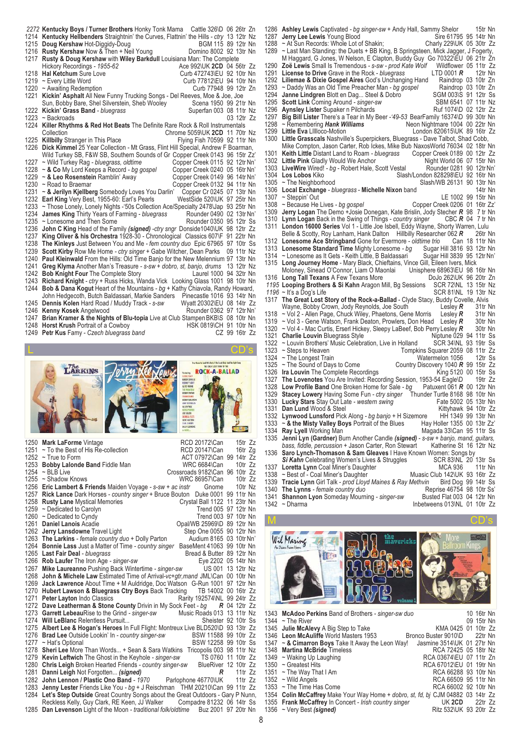*2272* **Kentucky Boys / Turner Brothers** Honky Tonk Mama Cattle 326\D 06 26tr Zn
1214 **Kentucky Hellbenders** Straightnin' the Curves, Flattnin' the Hills - *ctry* 13 12tr Nz
1215 **Doug Kershaw** Hot-Diggidy-Doug BGM 115 89 12tr Nn
1216 **Rusty Kershaw** Now & Then + Neil Young Domino 8002 92 13tr Nn
1217 **Rusty & Doug Kershaw** with **Wiley Barkdull** Louisiana Man: The Complete Hickory Recordings - *1955-62* Ace 992\UK **2CD** 04 56tr Zz
1218 **Hal Ketchum** Sure Love Curb 472743\EU 92 10tr Nn
1219 ~ Every Little Word Curb 77812\EU 94 10tr Nn
1220 ~ Awaiting Redemption Curb 77948 99 12tr Zn
1221 **Kickin' Asphalt** All New Funny Trucking Songs - Del Reeves, Moe & Joe, Joe Sun, Bobby Bare, Shel Silverstein, Sheb Wooley Scena 1950 99 21tr Nn
1222 **Kickin' Grass Band** - *bluegrass* Superfan 003 08 11tr Nz
1223 ~ Backroads 03 12tr Zz
1224 **Killer Rhythms & Red Hot Beats** The Definite Rare Rock & Roll Instrumentals Collection Chrome 5059\UK **2CD** 11 70tr Nz
1225 **Killbilly** Stranger in This Place Flying Fish 70599 92 11tr Nn
1226 **Dick Kimmel** 25 Year Collection - Mt Grass, Flint Hill Special, Andrew F Boarman, Wild Turkey SB, F&W SB, Southern Sounds of Gr Copper Creek 0143 96 15tr Zz'
1227 ~ Wild Turkey Rag - *bluegrass, oldtime* Copper Creek 0115 92 12tr Nn'
1228 ~ **& Co** My Lord Keeps a Record - *bg gospel* Copper Creek 0240 05 16tr Nn'
1229 ~ **& Leo Rosenstein** Ramblin' Away Copper Creek 0149 96 14tr Nn'
1230 ~ Road to Braemar Copper Creek 0132 94 11tr Nn
1231 ~ **& Jerilyn Kjellberg** Somebody Loves You Darlin' Copper Cr 0245 07 13tr Nn
1232 **Earl King** Very Best, 1955-60: Earl's Pearls WestSide 520\UK 97 25tr Nn
1233 ~ Those Lonely, Lonely Nights -'50s Collection Ace/Specialty 2478\Jap 93 25tr Nn
1234 **James King** Thirty Years of Farming - *bluegrass* Rounder 0490 02 13tr Nn'
1235 ~ Lonesome and Then Some Rounder 0350 95 12tr Ss
1236 **John C King** Head of the Family ***(signed)*** -*ctry sngr* Donside1040\UK 98 12tr Zz
1237 **King Oliver & his Orchestra** 1928-30 - Chronological Classics 607\F 91 22tr Nn
1238 **The Kinleys** Just Between You and Me - *fem country duo* Epic 67965 97 10tr Ss
1239 **Scott Kirby** Row Me Home - *ctry singer* + Gabe Witcher, Dean Parks 09 11tr Nz
1240 **Paul Kleinwald** From the Hills: Old Time Banjo for the New Melennium 97 13tr Nn
1241 **Greg Klyma** Another Man's Treasure - *s-sw + dobro, st, banjo, drums* 13 12tr Nz
1242 **Bob Knight Four** The Complete Story Laurel 1000 94 32tr Nn
1243 **Richard Knight** - *ctry* + Russ Hicks, Wally Cox Looking Glass 1001 98 10tr Nn
1244 **Bob & Dana Kogut** Heart of the Mountains - *bg* + Kathy Chiavola, Randy Howard, John Hedgecoth, Butch Baldassari, Markie Sanders Pinecastle 1016 93 14tr Nn
1245 **Dennis Kolen** Hard Road / Muddy Track - *s-sw* Wyatt 20302\EU 08 14tr Zz
1246 **Kenny Kosek** Angelwood Rounder 0362 97 12tr Nn'
1247 **Brian Kramer & the Nights of Blu-topia** Live at Club Stampen BKB\S 08 10tr Nn
1248 **Horst Krush** Portrait of a Cowboy HSK 0819\CH 91 10tr Nn
1249 **Petr Kus** Famy - *Czech bluegrass band* CZ 99 16tr Zz

## L CD's

1250 **Mark LaForme** Vintage RCD 20172\Can 15tr Zz
1251 ~ To the Best of His Re-collection RCD 20147\Can 16tr Zg
1252 ~ True to Form ACT 07972\Can 99 14tr Zz
1253 **Bobby Lalonde Band** Fiddle Man WRC 6684\Can 10tr Zz
1254 ~ BLB Live Crossroads 9182\Can 96 10tr Zz
1255 ~ Shadow Knows WRC 86957\Can 10tr Zz
1256 **Eric Lambert & Friends** Maiden Voyage - *s-sw + ac instr* Gnome 10tr Nz
1257 **Rick Lance** Dark Horses - *country singer* + Bruce Bouton Duke 0001 99 11tr Nn
1258 **Rusty Lane** Mystical Memories Crystal Ball 1122 11 23tr Nn
1259 ~ Dedicated to Carolyn Trend 005 97 12tr Nn
1260 ~ Dedicated to Cyndy Trend 003 97 10tr Nn
1261 **Daniel Lanois** Acadie Opal/WB 25969\D 89 12tr Nn
1262 **Jerry Lansdowne** Travel Light Step One 0055 90 12tr Nn
1263 **The Larkins** - *female country duo* + Dolly Parton Audium 8165 03 10tr Nn'
1264 **Bonnie Lass** Just a Matter of Time - *country singer* BaseMent 41063 99 10tr Nn
1265 **Last Fair Deal** - *bluegrass* Bread & Butter 89 12tr Nn
1266 **Rob Laufer** The Iron Age - *singer-sw* Eye 2202 05 14tr Nn
1267 **Mike Laureanno** Pushing Back Wintertime - *singer-sw* US 001 13 12tr Nz
1268 **John & Michele Law** Estimated Time of Arrival-*vc+gtr,mand* JML\Can 00 10tr Nn
1269 **Jack Lawrence** About Time + M Auldridge, Doc Watson G-Run 1001 97 12tr Nn
1270 **Hubert Lawson & Bluegrass Ctry Boys** Back Tracking TB 14002 00 16tr Zz
1271 **Peter Layton** Indo Classics Rarity 192574\NL 99 24tr Zz
1272 **Dave Leatherman & Stone County** Drivin in My Sock Feet - *bg* ***R*** 04 12tr Zz
1273 **Garrett Lebeau**Rise to the Grind - *singer-sw* Music Roads 013 13 11tr Nz
1274 **Will LeBlanc** Relentless Pursuit... Sheister 92 10tr Ss
1275 **Albert Lee & Hogan's Heroes** In Full Flight: Montreux Live BLD520\D 93 13tr Zz
1276 **Brad Lee** Outside Lookin' In - *country singer-sw* BSW 11588 99 10tr Zz
1277 ~ Hat's Optional BSW 12258 99 10tr Ss
1278 **Sheri Lee** More Than Words... + Sean & Sara Watkins Tricopolis 003 98 11tr Nz
1279 **Kevin Leftwich** The Ghost in the Keyhole - *singer-sw* TS 0760 11 10tr Zz
1280 **Chris Leigh** Broken Hearted Friends - *country singer-sw* BlueRiver 12 10tr Zz
1281 **Danni Leigh** Not Forgotten... ***(signed)*** ***R*** 11tr Zz
1282 **John Lennon / Plastic Ono Band** - *1970* Parlophone 46770\UK 11tr Zz
1283 **Jenny Lester** Friends Like You - *bg* + J Reischman THM 20210\Can 99 11tr Zz
1284 **Let's Step Outside** Great Country Songs about the Great Outdoors - Gary P Nunn, Reckless Kelly, Guy Clark, RE Keen, JJ Walker Compadre 81232 06 14tr Ss
1285 **Dan Levenson** Light of the Moon - *traditional folk/oldtime* Buz 2001 97 20tr Nn
1286 **Ashley Lewis** Captivated - *bg singer-sw* + Andy Hall, Sammy Shelor 15tr Nn
1287 **Jerry Lee Lewis** Young Blood Sire 61795 95 14tr Nn
1288 ~ At Sun Records: Whole Lot of Shakin; Charly 229\UK 05 30tr Zz
1289 ~ Last Man Standing: the Duets + BB King, B Springsteen, Mick Jagger, J Fogerty, M Haggard, G Jones, W Nelson, E Clapton, Buddy Guy Go 70322\EU 06 21tr Zn
1290 **Zoë Lewis** Small Is Tremendous - *s-sw - prod Kate Wolf* Wildflower 05 11tr Zz
1291 **License to Drive** Grave in the Rock - *bluegrass* LTD 0001 ***R*** 12tr Nn
1292 **Liliemae & Dixie Gospel Aires** God's Unchanging Hand Raindrop 03 10tr Zn
1293 ~ Daddy Was an Old Time Preacher Man - *bg gospel* Raindrop 03 10tr Zn
1294 **Janne Lindgren** Blott en Dag... Steel & Dobro SGM 003\S 91 12tr Ss
1295 **Scott Link** Coming Around - *singer-sw* SBM 6541 07 11tr Nz
1296 **Aynsley Lister** Supaker n Pilchards Ruf 1074\D 02 12tr Zz
1297 **Big Bill Lister** There's a Tear in My Beer -*'49-53* BearFamily 16374\D 99 30tr Nn
1298 ~ Remembering ***Hank Williams*** Neon Nightmare 1004 00 22tr Nn
1299 **Little Eva** Lllloco-Motion London 820615\UK 89 16tr Zz
1300 **Little Grasscals** Nashville's Superpickers, Bluegrass - Dave Talbot, Shad Cobb, Mike Compton, Jason Carter, Rob Ickes, Mike Bub NaxosWorld 76034 02 18tr Nn
1301 **Keith Little** Distant Land to Roam - *bluegrass* Copper Creek 0189 00 12tr Zz
1302 **Little Pink** Gladly Would We Anchor Night World 06 07 15tr Nn
1303 **LiveWire** Wired! - *bg* - Robert Hale, Scott Vestal Rounder 0281 90 12tr Nn'
1304 **Los Lobos** Kiko Slash/London 828298\EU 92 16tr Nn
1305 ~ The Neighborhood Slash/WB 26131 90 13tr Nn
1306 **Local Exchange** - *bluegrass* - **Michelle Nixon** band 14tr Nn
1307 ~ Steppin' Out LE 1002 99 15tr Nn
1308 ~ Because He Lives - *bg gospel* Copper Creek 0206 01 16tr Zz'
1309 **Jerry Logan** The Demo +Josie Donegan, Kate Brislin, Jody Stecher ***R*** 98 7 tr Nn
1310 **Lynn Logan** Back in the Swing of Things - *country singer* CBC ***R*** 04 7 tr Nn
1311 **London 16000 Series** Vol 1 - Little Joe Isbell, Eddy Wayne, Shorty Warren, Lulu Belle & Scotty, Roy Lanham, Hank Dalton Hillbilly Researcher 062 ***R*** 26tr Nn
1312 **Lonesome Ace Stringband** Gone for Evermore - *oldtime trio* Can 18 11tr Nn
1313 **Lonesome Standard Time** Mighty Lonesome - *bg* Sugar Hill 3816 93 12tr Nn
1314 ~ Lonesome as It Gets - Keith Little, B Baldassari Sugar Hill 3839 95 12tr Nn'
1315 **Long Journey Home** - Mary Black, Chieftains, Vince Gill, Eileen Ivers, Mick Moloney, Sinead O'Connor, Liam O Maonlai Unisphere 68963\EU 98 16tr Nn
1316 **Long Tall Texans** A Few Texans More DoJo 262\UK 96 20tr Zn
*1195* **Looping Brothers & Si Kahn** Aragon Mill, Bg Sessions SCR 72\NL 13 15tr Nz
*1196* ~ It's a Dog's Life SCR 81\NL 19 13tr Nz
1317 **The Great Lost Story of the Rock-a-Ballad** - Clyde Stacy, Buddy Covelle, Alvis Wayne, Bobby Crown, Jody Reynolds, Joe South Lesley ***R*** 31tr Nn
1318 ~ Vol 2 - Allen Page, Chuck Wiley, Phaetons, Gene Morris Lesley ***R*** 31tr Nn
1319 ~ Vol 3 - Gene Watson, Frank Deaton, Prowlers, Don Head Lesley ***R*** 30tr Nn
1320 ~ Vol 4 - Mac Curtis, Erserl Hickey, Sleepy LaBeef, Bob Perry Lesley ***R*** 30tr Nn
1321 **Charlie Louvin** Bluegrass Style Niptune 029 94 11tr Ss
1322 ~ Louvin Brothers' Music Celebration, Live in Holland SCR 34\NL 93 19tr Ss
1323 ~ Steps to Heaven Tompkins Square 2059 08 11tr Zz
1324 ~ The Longest Train Watermelon 1056 12tr Ss
1325 ~ The Sound of Days to Come Country Discovery 1040 ***R*** 99 15tr Zz
1326 **Ira Louvin** The Complete Recordings King 5120 00 15tr Ss
1327 **The Lovenotes** You Are Invited: Recording Session, 1953-54 Eagle\D 19tr Zz
1328 **Low Profile Band** One Broken Home for Sale - *bg* Patuxent 061 ***R*** 00 12tr Nn
1329 **Stacey Lowery** Having Some Fun - *ctry singer* Thunder Turtle 8168 98 10tr Nn
1330 **Lucky Stars** Stay Out Late - *western swing* Fate 5002 05 13tr Nn
1331 **Dan Lund** Wood & Steel Kittyhawk 94 10tr Zz
1332 **Lynwood Lunsford** Pick Along - *bg banjo* + H Sizemore HH 1349 99 13tr Nn
1333 ~ **& the Misty Valley Boys** Portrait of the Blues Hay Holler 1355 00 13tr Zz'
1334 **Ray Lyell** Working Man Magada 33\Can 95 11tr Ss
1335 **Jenni Lyn (Gardner)** Burn Another Candle ***(signed)*** - *s-sw + banjo, mand, guitars, bass, fiddle, percussion* + Jason Carter, Ron Stewart Katherine St 16 12tr Nz
1336 **Saro Lynch-Thomason & Sam Gleaves** I Have Known Women: Songs by ***Si Kahn*** Celebrating Women's Lives & Struggles SCR 83\NL 20 13tr Ss
1337 **Loretta Lynn** Coal Miner's Daughter MCA 936 11tr Nn
1338 ~ Best of - Coal Miner's Daughter Muasic Club 142\UK 93 16tr Zz
1339 **Tracie Lynn** Girl Talk - *prod Lloyd Maines & Ray Methvin* Bird Dog 99 14tr Ss
1340 **The Lynns** - *female country duo* Reprise 46754 98 10tr Ss'
1341 **Shannon Lyon** Someday Mourning - *singer-sw* Busted Flat 003 04 12tr Nn
1342 ~ Dharma Inbetweens 013\NL 01 10tr Zz

## M CD's

1343 **McAdoo Perkins** Band of Brothers - *singer-sw duo* 10 16tr Nn
1344 ~ The River 09 15tr Nn
1345 **Julie McAlevy** A Big Step to Take KMA 0425 01 10tr Zz
1346 **Leon McAuliffe** World Masters 1953 Bronco Buster 9010\D 22tr Nn
1347 ~ **& Cimarron Boys** Take It Away the Leon Way! Jasmine 3514\UK 01 27tr Nn
1348 **Martina McBride** Timeless RCA 72425 05 18tr Nz
1349 ~ Waking Up Laughing RCA 03674\EU 07 11tr Zn
1350 ~ Greatest Hits RCA 67012\EU 01 19tr Nn
1351 ~ The Way That I Am RCA 66288 93 10tr Nn
1352 ~ Wild Angels RCA 66509 95 11tr Nn
1353 ~ The Time Has Come RCA 66002 92 10tr Nn
1354 **Colin McCaffrey** Make Your Way Home + *dobro, st, fd, bj* CUM 04882 03 14tr Zz
1355 **Frank McCaffrey** In Concert - *Irish country singer* UK **2CD** 22tr Zz
1356 ~ Very Best ***(signed)*** Ritz 532\UK 93 20tr Zz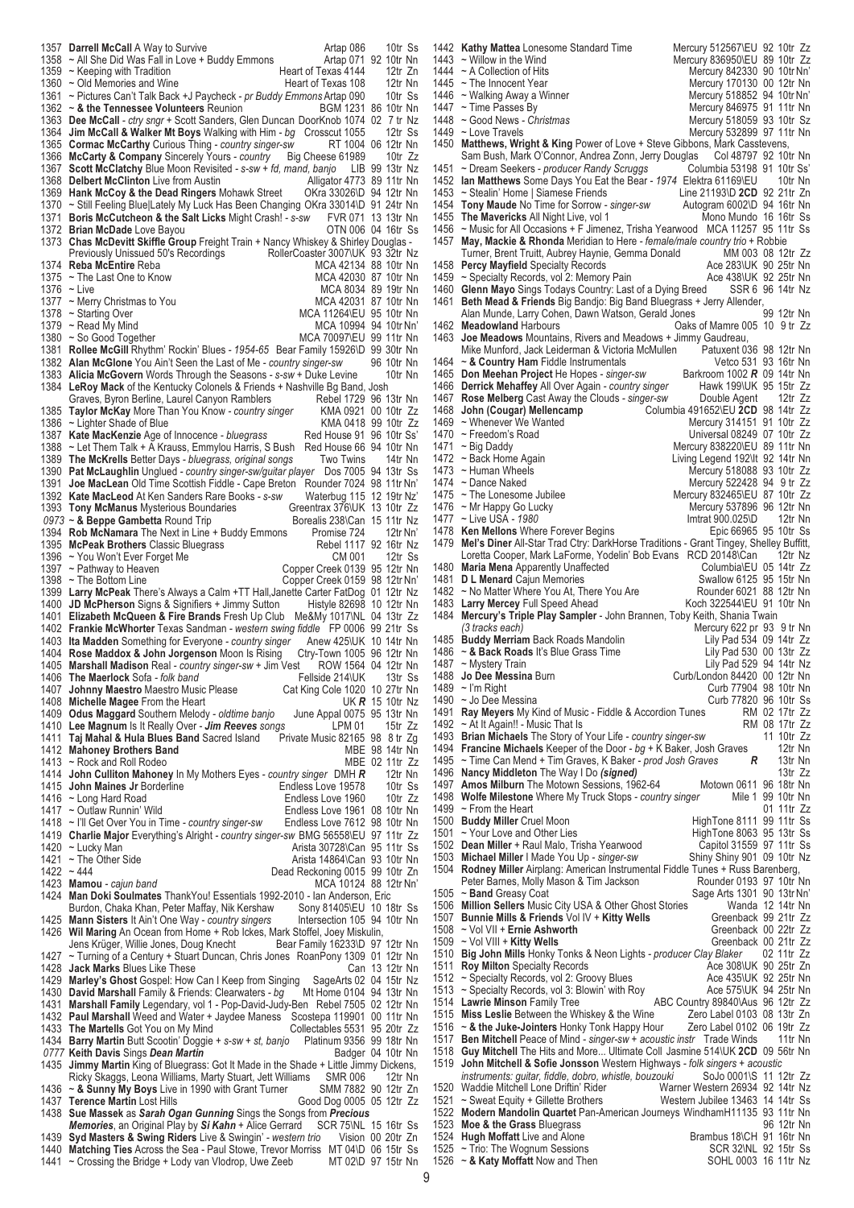1357 **Darrell McCall** A Way to Survive Artap 086 10tr Ss
1358 ~ All She Did Was Fall in Love + Buddy Emmons Artap 071 92 10tr Nn
1359 ~ Keeping with Tradition Heart of Texas 4144 12tr Zn
1360 ~ Old Memories and Wine Heart of Texas 108 12tr Nn
1361 ~ Pictures Can't Talk Back +J Paycheck - *pr Buddy Emmons* Artap 090 10tr Ss
1362 ~ **& the Tennessee Volunteers** Reunion BGM 1231 86 10tr Nn
1363 **Dee McCall** - *ctry sngr* + Scott Sanders, Glen Duncan DoorKnob 1074 02 7 tr Nz
1364 **Jim McCall & Walker Mt Boys** Walking with Him - *bg* Crosscut 1055 12tr Ss
1365 **Cormac McCarthy** Curious Thing - *country singer-sw* RT 1004 06 12tr Nn
1366 **McCarty & Company** Sincerely Yours - *country* Big Cheese 61989 10tr Zz
1367 **Scott McClatchy** Blue Moon Revisited - *s-sw + fd, mand, banjo* LIB 99 13tr Nz
1368 **Delbert McClinton** Live from Austin Alligator 4773 89 11tr Nn
1369 **Hank McCoy & the Dead Ringers** Mohawk Street OKra 33026\D 94 12tr Nn
1370 ~ Still Feeling Blue|Lately My Luck Has Been Changing OKra 33014\D 91 24tr Nn
1371 **Boris McCutcheon & the Salt Licks** Might Crash! - *s-sw* FVR 071 13 13tr Nn
1372 **Brian McDade** Love Bayou OTN 006 04 16tr Ss
1373 **Chas McDevitt Skiffle Group** Freight Train + Nancy Whiskey & Shirley Douglas - Previously Unissued 50's Recordings RollerCoaster 3007\UK 93 32tr Nz
1374 **Reba McEntire** Reba MCA 42134 88 10tr Nn
1375 ~ The Last One to Know MCA 42030 87 10tr Nn
1376 ~ Live MCA 8034 89 19tr Nn
1377 ~ Merry Christmas to You MCA 42031 87 10tr Nn
1378 ~ Starting Over MCA 11264\EU 95 10tr Nn
1379 ~ Read My Mind MCA 10994 94 10tr Nn'
1380 ~ So Good Together MCA 70097\EU 99 11tr Nn
1381 **Rollee McGill** Rhythm' Rockin' Blues - *1954-65* Bear Family 15926\D 99 30tr Nn
1382 **Alan McGlone** You Ain't Seen the Last of Me - *country singer-sw* 96 10tr Nn
1383 **Alicia McGovern** Words Through the Seasons - *s-sw* + Duke Levine 10tr Nn
1384 **LeRoy Mack** of the Kentucky Colonels & Friends + Nashville Bg Band, Josh Graves, Byron Berline, Laurel Canyon Ramblers Rebel 1729 96 13tr Nn
1385 **Taylor McKay** More Than You Know - *country singer* KMA 0921 00 10tr Zz
1386 ~ Lighter Shade of Blue KMA 0418 99 10tr Zz
1387 **Kate MacKenzie** Age of Innocence - *bluegrass* Red House 91 96 10tr Ss'
1388 ~ Let Them Talk + A Krauss, Emmylou Harris, S Bush Red House 66 94 10tr Nn
1389 **The McKrells** Better Days - *bluegrass, original songs* Two Twins 14tr Nn
1390 **Pat McLaughlin** Unglued - *country singer-sw/guitar player* Dos 7005 94 13tr Ss
1391 **Joe MacLean** Old Time Scottish Fiddle - Cape Breton Rounder 7024 98 11tr Nn'
1392 **Kate MacLeod** At Ken Sanders Rare Books - *s-sw* Waterbug 115 12 19tr Nz'
1393 **Tony McManus** Mysterious Boundaries Greentrax 376\UK 13 10tr Zz
*0973* ~ **& Beppe Gambetta** Round Trip Borealis 238\Can 15 11tr Nz
1394 **Rob McNamara** The Next in Line + Buddy Emmons Promise 724 12tr Nn'
1395 **McPeak Brothers** Classic Bluegrass Rebel 1117 92 16tr Nz
1396 ~ You Won't Ever Forget Me CM 001 12tr Ss
1397 ~ Pathway to Heaven Copper Creek 0139 95 12tr Nn
1398 ~ The Bottom Line Copper Creek 0159 98 12tr Nn'
1399 **Larry McPeak** There's Always a Calm +TT Hall,Janette Carter FatDog 01 12tr Nz
1400 **JD McPherson** Signs & Signifiers + Jimmy Sutton Histyle 82698 10 12tr Nn
1401 **Elizabeth McQueen & Fire Brands** Fresh Up Club Me&My 1017\NL 04 13tr Zz
1402 **Frankie McWhorter** Texas Sandman - *western swing fiddle* FP 0006 99 21tr Ss
1403 **Ita Madden** Something for Everyone - *country singer* Anew 425\UK 10 14tr Nn
1404 **Rose Maddox & John Jorgenson** Moon Is Rising Ctry-Town 1005 96 12tr Nn
1405 **Marshall Madison** Real - *country singer-sw* + Jim Vest ROW 1564 04 12tr Nn
1406 **The Maerlock** Sofa - *folk band* Fellside 214\UK 13tr Ss
1407 **Johnny Maestro** Maestro Music Please Cat King Cole 1020 10 27tr Nn
1408 **Michelle Magee** From the Heart UK ***R*** 15 10tr Nz
1409 **Odus Maggard** Southern Melody - *oldtime banjo* June Appal 0075 95 13tr Nn
1410 **Lee Magnum** Is It Really Over - *Jim Reeves songs* LPM 01 15tr Zz
1411 **Taj Mahal & Hula Blues Band** Sacred Island Private Music 82165 98 8 tr Zg
1412 **Mahoney Brothers Band** MBE 98 14tr Nn
1413 ~ Rock and Roll Rodeo MBE 02 11tr Zz
1414 **John Culliton Mahoney** In My Mothers Eyes - *country singer* DMH ***R*** 12tr Nn
1415 **John Maines Jr** Borderline Endless Love 19578 10tr Ss
1416 ~ Long Hard Road Endless Love 1960 10tr Zz
1417 ~ Outlaw Runnin' Wild Endless Love 1961 08 10tr Nn
1418 ~ I'll Get Over You in Time - *country singer-sw* Endless Love 7612 98 10tr Nn
1419 **Charlie Major** Everything's Alright - *country singer-sw* BMG 56558\EU 97 11tr Zz
1420 ~ Lucky Man Arista 30728\Can 95 11tr Ss
1421 ~ The Other Side Arista 14864\Can 93 10tr Nn
1422 ~ 444 Dead Reckoning 0015 99 10tr Zn
1423 **Mamou** - *cajun band* MCA 10124 88 12tr Nn'
1424 **Man Doki Soulmates** ThankYou! Essentials 1992-2010 - Ian Anderson, Eric Burdon, Chaka Khan, Peter Maffay, Nik Kershaw Sony 81405\EU 10 18tr Ss
1425 **Mann Sisters** It Ain't One Way - *country singers* Intersection 105 94 10tr Nn
1426 **Wil Maring** An Ocean from Home + Rob Ickes, Mark Stoffel, Joey Miskulin, Jens Krüger, Willie Jones, Doug Knecht Bear Family 16233\D 97 12tr Nn
1427 ~ Turning of a Century + Stuart Duncan, Chris Jones RoanPony 1309 01 12tr Nn
1428 **Jack Marks** Blues Like These Can 13 12tr Nn
1429 **Marley's Ghost** Gospel: How Can I Keep from Singing SageArts 02 04 15tr Nz
1430 **David Marshall** Family & Friends: Clearwaters - *bg* Mt Home 0104 94 13tr Nn
1431 **Marshall Family** Legendary, vol 1 - Pop-David-Judy-Ben Rebel 7505 02 12tr Nn
1432 **Paul Marshall** Weed and Water + Jaydee Maness Scostepa 119901 00 11tr Nn
1433 **The Martells** Got You on My Mind Collectables 5531 95 20tr Zz
1434 **Barry Martin** Butt Scootin' Doggie + *s-sw + st, banjo* Platinum 9356 99 18tr Nn
*0777* **Keith Davis** Sings ***Dean Martin*** Badger 04 10tr Nn
1435 **Jimmy Martin** King of Bluegrass: Got It Made in the Shade + Little Jimmy Dickens, Ricky Skaggs, Leona Williams, Marty Stuart, Jett Williams SMR 006 12tr Nn
1436 ~ **& Sunny My Boys** Live in 1990 with Grant Turner SMM 7882 90 12tr Zn
1437 **Terence Martin** Lost Hills Good Dog 0005 05 12tr Zz
1438 **Sue Massek** as ***Sarah Ogan Gunning*** Sings the Songs from ***Precious Memories***, an Original Play by ***Si Kahn*** + Alice Gerrard SCR 75\NL 15 16tr Ss
1439 **Syd Masters & Swing Riders** Live & Swingin' - *western trio* Vision 00 20tr Zn
1440 **Matching Ties** Across the Sea - Paul Stowe, Trevor Morriss MT 04\D 06 15tr Ss
1441 ~ Crossing the Bridge + Lody van Vlodrop, Uwe Zeeb MT 02\D 97 15tr Nn
1442 **Kathy Mattea** Lonesome Standard Time Mercury 512567\EU 92 10tr Zz
1443 ~ Willow in the Wind Mercury 836950\EU 89 10tr Zz
1444 ~ A Collection of Hits Mercury 842330 90 10tr Nn'
1445 ~ The Innocent Year Mercury 170130 00 12tr Nn
1446 ~ Walking Away a Winner Mercury 518852 94 10tr Nn'
1447 ~ Time Passes By Mercury 846975 91 11tr Nn
1448 ~ Good News - *Christmas* Mercury 518059 93 10tr Sz
1449 ~ Love Travels Mercury 532899 97 11tr Nn
1450 **Matthews, Wright & King** Power of Love + Steve Gibbons, Mark Casstevens, Sam Bush, Mark O'Connor, Andrea Zonn, Jerry Douglas Col 48797 92 10tr Nn
1451 ~ Dream Seekers - *producer Randy Scruggs* Columbia 53198 91 10tr Ss'
1452 **Ian Matthews** Some Days You Eat the Bear - *1974* Elektra 61169\EU 10tr Nn
1453 ~ Stealin' Home | Siamese Friends Line 21193\D **2CD** 92 21tr Zn
1454 **Tony Maude** No Time for Sorrow - *singer-sw* Autogram 6002\D 94 16tr Nn
1455 **The Mavericks** All Night Live, vol 1 Mono Mundo 16 16tr Ss
1456 ~ Music for All Occasions + F Jimenez, Trisha Yearwood MCA 11257 95 11tr Ss
1457 **May, Mackie & Rhonda** Meridian to Here - *female/male country trio* + Robbie Turner, Brent Truitt, Aubrey Haynie, Gemma Donald MM 003 08 12tr Zz
1458 **Percy Mayfield** Specialty Records Ace 283\UK 90 25tr Nn
1459 ~ Specialty Records, vol 2: Memory Pain Ace 438\UK 92 25tr Nn
1460 **Glenn Mayo** Sings Todays Country: Last of a Dying Breed SSR 6 96 14tr Nz
1461 **Beth Mead & Friends** Big Bandjo: Big Band Bluegrass + Jerry Allender, Alan Munde, Larry Cohen, Dawn Watson, Gerald Jones 99 12tr Nn
1462 **Meadowland** Harbours Oaks of Mamre 005 10 9 tr Zz
1463 **Joe Meadows** Mountains, Rivers and Meadows + Jimmy Gaudreau, Mike Munford, Jack Leiderman & Victoria McMullen Patuxent 036 98 12tr Nn
1464 ~ **& Country Ham** Fiddle Instrumentals Vetco 531 93 16tr Nn
1465 **Don Meehan Project** He Hopes - *singer-sw* Barkroom 1002 ***R*** 09 14tr Nn
1466 **Derrick Mehaffey** All Over Again - *country singer* Hawk 199\UK 95 15tr Zz
1467 **Rose Melberg** Cast Away the Clouds - *singer-sw* Double Agent 12tr Zz
1468 **John (Cougar) Mellencamp** Columbia 491652\EU **2CD** 98 14tr Zz
1469 ~ Whenever We Wanted Mercury 314151 91 10tr Zz
1470 ~ Freedom's Road Universal 08249 07 10tr Zz
1471 ~ Big Daddy Mercury 838220\EU 89 11tr Nn
1472 ~ Back Home Again Living Legend 192\It 92 14tr Nn
1473 ~ Human Wheels Mercury 518088 93 10tr Zz
1474 ~ Dance Naked Mercury 522428 94 9 tr Zz
1475 ~ The Lonesome Jubilee Mercury 832465\EU 87 10tr Zz
1476 ~ Mr Happy Go Lucky Mercury 537896 96 12tr Nn
1477 ~ Live USA - *1980* Imtrat 900.025\D 12tr Nn
1478 **Ken Mellons** Where Forever Begins Epic 66965 95 10tr Ss
1479 **Mel's Diner** All-Star Trad Ctry: DarkHorse Traditions - Grant Tingey, Shelley Buffitt, Loretta Cooper, Mark LaForme, Yodelin' Bob Evans RCD 20148\Can 12tr Nz
1480 **Maria Mena** Apparently Unaffected Columbia\EU 05 14tr Zz
1481 **D L Menard** Cajun Memories Swallow 6125 95 15tr Nn
1482 ~ No Matter Where You At, There You Are Rounder 6021 88 12tr Nn
1483 **Larry Mercey** Full Speed Ahead Koch 322544\EU 91 10tr Nn
1484 **Mercury's Triple Play Sampler** - John Brannen, Toby Keith, Shania Twain *(3 tracks each)* Mercury 622 pr 93 9 tr Nn
1485 **Buddy Merriam** Back Roads Mandolin Lily Pad 534 09 14tr Zz
1486 ~ **& Back Roads** It's Blue Grass Time Lily Pad 530 00 13tr Zz
1487 ~ Mystery Train Lily Pad 529 94 14tr Nz
1488 **Jo Dee Messina** Burn Curb/London 84420 00 12tr Nn
1489 ~ I'm Right Curb 77904 98 10tr Nn
1490 ~ Jo Dee Messina Curb 77820 96 10tr Ss
1491 **Ray Meyers** My Kind of Music - Fiddle & Accordion Tunes RM 02 17tr Zz
1492 ~ At It Again!! - Music That Is RM 08 17tr Zz
1493 **Brian Michaels** The Story of Your Life - *country singer-sw* 11 10tr Zz
1494 **Francine Michaels** Keeper of the Door - *bg* + K Baker, Josh Graves 12tr Nn
1495 ~ Time Can Mend + Tim Graves, K Baker - *prod Josh Graves* ***R*** 13tr Nn
1496 **Nancy Middleton** The Way I Do *(signed)* 13tr Zz
1497 **Amos Milburn** The Motown Sessions, 1962-64 Motown 0611 96 18tr Nn
1498 **Wolfe Milestone** Where My Truck Stops - *country singer* Mile 1 99 10tr Nn
1499 ~ From the Heart 01 11tr Zz
1500 **Buddy Miller** Cruel Moon HighTone 8111 99 11tr Ss
1501 ~ Your Love and Other Lies HighTone 8063 95 13tr Ss
1502 **Dean Miller** + Raul Malo, Trisha Yearwood Capitol 31559 97 11tr Ss
1503 **Michael Miller** I Made You Up - *singer-sw* Shiny Shiny 901 09 10tr Nz
1504 **Rodney Miller** Airplang: American Instrumental Fiddle Tunes + Russ Barenberg, Peter Barnes, Molly Mason & Tim Jackson Rounder 0193 97 10tr Nn
1505 ~ **Band** Greasy Coat Sage Arts 1301 90 13tr Nn'
1506 **Million Sellers** Music City USA & Other Ghost Stories Wanda 12 14tr Nn
1507 **Bunnie Mills & Friends** Vol IV + **Kitty Wells** Greenback 99 21tr Zz
1508 ~ Vol VII + **Ernie Ashworth** Greenback 00 22tr Zz
1509 ~ Vol VIII + **Kitty Wells** Greenback 00 21tr Zz
1510 **Big John Mills** Honky Tonks & Neon Lights - *producer Clay Blaker* 02 11tr Zz
1511 **Roy Milton** Specialty Records Ace 308\UK 90 25tr Zn
1512 ~ Specialty Records, vol 2: Groovy Blues Ace 435\UK 92 25tr Nn
1513 ~ Specialty Records, vol 3: Blowin' with Roy Ace 575\UK 94 25tr Nn
1514 **Lawrie Minson** Family Tree ABC Country 89840\Aus 96 12tr Zz
1515 **Miss Leslie** Between the Whiskey & the Wine Zero Label 0103 08 13tr Zn
1516 ~ **& the Juke-Jointers** Honky Tonk Happy Hour Zero Label 0102 06 19tr Zz
1517 **Ben Mitchell** Peace of Mind - *singer-sw + acoustic instr* Trade Winds 11tr Nn
1518 **Guy Mitchell** The Hits and More... Ultimate Coll Jasmine 514\UK **2CD** 09 56tr Nn
1519 **John Mitchell & Sofie Jonsson** Western Highways - *folk singers + acoustic instruments: guitar, fiddle, dobro, whistle, bouzouki* SoJo 0001\S 11 12tr Zz
1520 **Waddie Mitchell** Lone Driftin' Rider Warner Western 26934 92 14tr Nz
1521 ~ Sweat Equity + Gillette Brothers Western Jubilee 13463 14 14tr Ss
1522 **Modern Mandolin Quartet** Pan-American Journeys WindhamH11135 93 11tr Nn
1523 **Moe & the Grass** Bluegrass 96 12tr Nn
1524 **Hugh Moffatt** Live and Alone Brambus 18\CH 91 16tr Nn
1525 ~ Trio: The Wognum Sessions SCR 32\NL 92 15tr Ss
1526 ~ **& Katy Moffatt** Now and Then SOHL 0003 16 11tr Nz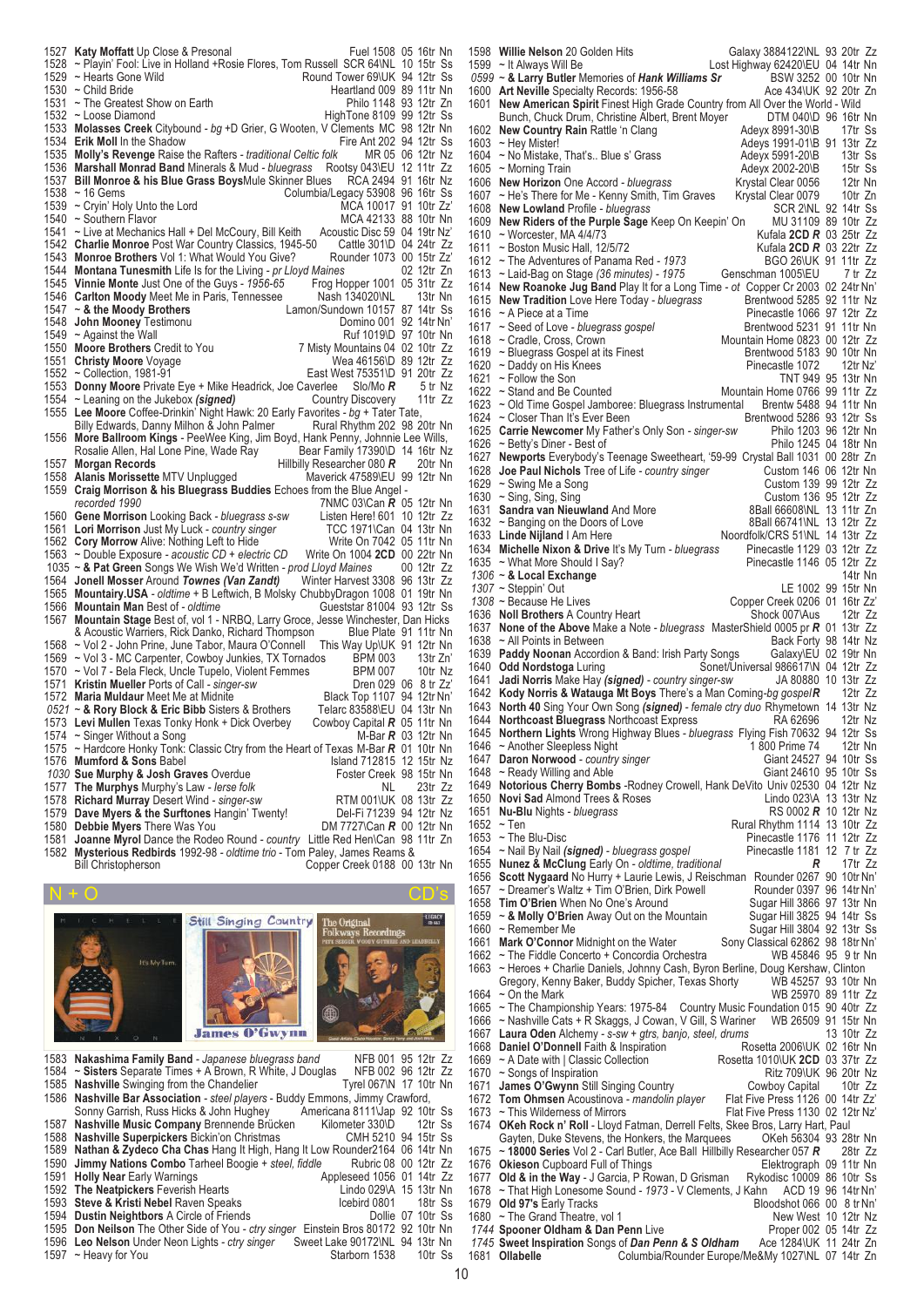1527 **Katy Moffatt** Up Close & Presonal Fuel 1508 05 16tr Nn
1528 ~ Playin' Fool: Live in Holland +Rosie Flores, Tom Russell SCR 64\NL 10 15tr Ss
1529 ~ Hearts Gone Wild Round Tower 69\UK 94 12tr Ss
1530 ~ Child Bride Heartland 009 89 11tr Nn
1531 ~ The Greatest Show on Earth Philo 1148 93 12tr Zn
1532 ~ Loose Diamond HighTone 8109 99 12tr Ss
1533 **Molasses Creek** Citybound - *bg* +D Grier, G Wooten, V Clements MC 98 12tr Nn
1534 **Erik Moll** In the Shadow Fire Ant 202 94 12tr Ss
1535 **Molly's Revenge** Raise the Rafters - *traditional Celtic folk* MR 05 06 12tr Nz
1536 **Marshall Monrad Band** Minerals & Mud - *bluegrass* Rootsy 043\EU 12 11tr Zz
1537 **Bill Monroe & his Blue Grass Boys** Mule Skinner Blues RCA 2494 91 16tr Nz
1538 ~ 16 Gems Columbia/Legacy 53908 96 16tr Ss
1539 ~ Cryin' Holy Unto the Lord MCA 10017 91 10tr Zz'
1540 ~ Southern Flavor MCA 42133 88 10tr Nn
1541 ~ Live at Mechanics Hall + Del McCoury, Bill Keith Acoustic Disc 59 04 19tr Nz'
1542 **Charlie Monroe** Post War Country Classics, 1945-50 Cattle 301\D 04 24tr Zz
1543 **Monroe Brothers** Vol 1: What Would You Give? Rounder 1073 00 15tr Zz'
1544 **Montana Tunesmith** Life Is for the Living - *pr Lloyd Maines* 02 12tr Zn
1545 **Vinnie Monte** Just One of the Guys - *1956-65* Frog Hopper 1001 05 31tr Zz
1546 **Carlton Moody** Meet Me in Paris, Tennessee Nash 134020\NL 13tr Nn
1547 **~ & the Moody Brothers** Lamon/Sundown 10157 87 14tr Ss
1548 **John Mooney** Testimonu Domino 001 92 14tr Nn'
1549 ~ Against the Wall Ruf 1019\D 97 10tr Nn
1550 **Moore Brothers** Credit to You 7 Misty Mountains 04 02 10tr Zz
1551 **Christy Moore** Voyage Wea 46156\D 89 12tr Zz
1552 ~ Collection, 1981-91 East West 75351\D 91 20tr Zz
1553 **Donny Moore** Private Eye + Mike Headrick, Joe Caverlee Slo/Mo ***R*** 5 tr Nz
1554 ~ Leaning on the Jukebox ***(signed)*** Country Discovery 11tr Zz
1555 **Lee Moore** Coffee-Drinkin' Night Hawk: 20 Early Favorites - *bg* + Tater Tate, Billy Edwards, Danny Milhon & John Palmer Rural Rhythm 202 98 20tr Nn
1556 **More Ballroom Kings** - PeeWee King, Jim Boyd, Hank Penny, Johnnie Lee Wills, Rosalie Allen, Hal Lone Pine, Wade Ray Bear Family 17390\D 14 16tr Nz
1557 **Morgan Records** Hillbilly Researcher 080 ***R*** 20tr Nn
1558 **Alanis Morissette** MTV Unplugged Maverick 47589\EU 99 12tr Nn
1559 **Craig Morrison & his Bluegrass Buddies** Echoes from the Blue Angel - *recorded 1990* 7NMC 03\Can ***R*** 05 12tr Nn
1560 **Gene Morrison** Looking Back - *bluegrass s-sw* Listen Here! 601 10 12tr Zz
1561 **Lori Morrison** Just My Luck - *country singer* TCC 1971\Can 04 13tr Nn
1562 **Cory Morrow** Alive: Nothing Left to Hide Write On 7042 05 11tr Nn
1563 ~ Double Exposure - *acoustic CD + electric CD* Write On 1004 **2CD** 00 22tr Nn
*1035* **~ & Pat Green** Songs We Wish We'd Written - *prod Lloyd Maines* 00 12tr Zz
1564 **Jonell Mosser** Around ***Townes (Van Zandt)*** Winter Harvest 3308 96 13tr Zz
1565 **Mountainy.USA** - *oldtime* + B Leftwich, B Molsky ChubbyDragon 1008 01 19tr Nn
1566 **Mountain Man** Best of - *oldtime* Guesstar 81004 93 12tr Ss
1567 **Mountain Stage** Best of, vol 1 - NRBQ, Larry Groce, Jesse Winchester, Dan Hicks & Acoustic Warriers, Rick Danko, Richard Thompson Blue Plate 91 11tr Nn
1568 ~ Vol 2 - John Prine, June Tabor, Maura O'Connell This Way Up\UK 91 12tr Nn
1569 ~ Vol 3 - MC Carpenter, Cowboy Junkies, TX Tornados BPM 003 13tr Zn'
1570 ~ Vol 7 - Bela Fleck, Uncle Tupelo, Violent Femmes BPM 007 10tr Nz
1571 **Kristin Mueller** Ports of Call - *singer-sw* Dren 029 06 8 tr Zz'
1572 **Maria Muldaur** Meet Me at Midnite Black Top 1107 94 12tr Nn'
*0521* **~ & Rory Block & Eric Bibb** Sisters & Brothers Telarc 83588\EU 04 13tr Nn
1573 **Levi Mullen** Texas Tonky Honk + Dick Overbey Cowboy Capital ***R*** 05 11tr Nn
1574 ~ Singer Without a Song M-Bar ***R*** 03 12tr Nn
1575 ~ Hardcore Honky Tonk: Classic Ctry from the Heart of Texas M-Bar ***R*** 01 10tr Nn
1576 **Mumford & Sons** Babel Island 712815 12 15tr Nz
*1030* **Sue Murphy & Josh Graves** Overdue Foster Creek 98 15tr Nn
1577 **The Murphys** Murphy's Law - *Ierse folk* NL 23tr Zz
1578 **Richard Murray** Desert Wind - *singer-sw* RTM 001\UK 08 13tr Zz
1579 **Dave Myers & the Surftones** Hangin' Twenty! Del-Fi 71239 94 12tr Nz
1580 **Debbie Myers** There Was You DM 7727\Can ***R*** 00 12tr Nn
1581 **Joanne Myrol** Dance the Rodeo Round - *country* Little Red Hen\Can 98 11tr Zn
1582 **Mysterious Redbirds** 1992-98 - *oldtime trio* - Tom Paley, James Reams & Bill Christopherson Copper Creek 0188 00 13tr Nn

## N + O CD's

1583 **Nakashima Family Band** - *Japanese bluegrass band* NFB 001 95 12tr Zz
1584 **~ Sisters** Separate Times + A Brown, R White, J Douglas NFB 002 96 12tr Zz
1585 **Nashville** Swinging from the Chandelier Tyrel 067\N 17 10tr Nn
1586 **Nashville Bar Association** - *steel players* - Buddy Emmons, Jimmy Crawford, Sonny Garrish, Russ Hicks & John Hughey Americana 8111\Jap 92 10tr Ss
1587 **Nashville Music Company** Brennende Brücken Kilometer 330\D 12tr Ss
1588 **Nashville Superpickers** Bickin'on Christmas CMH 5210 94 15tr Ss
1589 **Nathan & Zydeco Cha Chas** Hang It High, Hang It Low Rounder2164 06 14tr Nn
1590 **Jimmy Nations Combo** Tarheel Boogie + *steel, fiddle* Rubric 08 00 12tr Zz
1591 **Holly Near** Early Warnings Appleseed 1056 01 14tr Zz
1592 **The Neatpickers** Feverish Hearts Lindo 029\A 15 13tr Nn
1593 **Steve & Lorrie Nebel** Raven Speaks Icebird 0801 18tr Ss
1594 **Dustin Neighbors** A Circle of Friends Dollie 07 10tr Ss
1595 **Don Neilson** The Other Side of You - *ctry singer* Einstein Bros 80172 92 10tr Nn
1596 **Lee Nelson** Under Neon Lights - *ctry singer* Sweet Lake 90172\NL 94 13tr Nn
1597 ~ Heavy for You Starborn 1538 10tr Ss
1598 **Willie Nelson** 20 Golden Hits Galaxy 3884122\NL 93 20tr Zz
1599 ~ It Always Will Be Lost Highway 62420\EU 04 14tr Nn
*0599* **~ & Larry Butler** Memories of ***Hank Williams Sr*** BSW 3252 00 10tr Nn
1600 **Art Neville** Specialty Records: 1956-58 Ace 434\UK 92 20tr Zn
1601 **New American Spirit** Finest High Grade Country from All Over the World - Wild Bunch, Chuck Drum, Christine Albert, Brent Moyer DTM 040\D 96 16tr Nn
1602 **New Country Rain** Rattle 'n Clang Adeyx 8991-30\B 17tr Ss
1603 ~ Hey Mister! Adeys 1991-01\B 91 13tr Zz
1604 ~ No Mistake, That's.. Blue s' Grass Adeyx 5991-20\B 13tr Ss
1605 ~ Morning Train Adeyx 2002-20\B 15tr Ss
1606 **New Horizon** One Accord - *bluegrass* Krystal Clear 0056 12tr Nn
1607 ~ He's There for Me - Kenny Smith, Tim Graves Krystal Clear 0079 10tr Zn
1608 **New Lowland** Profile - *bluegrass* SCR 2\NL 92 14tr Ss
1609 **New Riders of the Purple Sage** Keep On Keepin' On MU 31109 89 10tr Zz
1610 ~ Worcester, MA 4/4/73 Kufala **2CD** ***R*** 03 25tr Zz
1611 ~ Boston Music Hall, 12/5/72 Kufala **2CD** ***R*** 03 22tr Zz
1612 ~ The Adventures of Panama Red - *1973* BGO 26\UK 91 11tr Zz
1613 ~ Laid-Bag on Stage *(36 minutes)* - *1975* Genschman 1005\EU 7 tr Zz
1614 **New Roanoke Jug Band** Play It for a Long Time - *ot* Copper Cr 2003 02 24tr Nn'
1615 **New Tradition** Love Here Today - *bluegrass* Brentwood 5285 92 11tr Nz
1616 ~ A Piece at a Time Pinecastle 1066 97 12tr Zz
1617 ~ Seed of Love - *bluegrass gospel* Brentwood 5231 91 11tr Nn
1618 ~ Cradle, Cross, Crown Mountain Home 0823 00 12tr Zz
1619 ~ Bluegrass Gospel at its Finest Brentwood 5183 90 10tr Nn
1620 ~ Daddy on His Knees Pinecastle 1072 12tr Nz'
1621 ~ Follow the Son TNT 949 95 13tr Nn
1622 ~ Stand and Be Counted Mountain Home 0766 99 11tr Zz
1623 ~ Old Time Gospel Jamboree: Bluegrass Instrumental Brentw 5488 94 11tr Nn
1624 ~ Closer Than It's Ever Been Brentwood 5288 93 12tr Ss
1625 **Carrie Newcomer** My Father's Only Son - *singer-sw* Philo 1203 96 12tr Nn
1626 ~ Betty's Diner - Best of Philo 1245 04 18tr Nn
1627 **Newports** Everybody's Teenage Sweetheart, '59-69 Crystal Ball 1031 00 28tr Zn
1628 **Joe Paul Nichols** Tree of Life - *country singer* Custom 146 06 12tr Nn
1629 ~ Swing Me a Song Custom 139 99 12tr Zz
1630 ~ Sing, Sing, Sing Custom 136 95 12tr Zz
1631 **Sandra van Nieuwland** And More 8Ball 66608\NL 13 11tr Zn
1632 ~ Banging on the Doors of Love 8Ball 66741\NL 13 12tr Zz
1633 **Linde Nijland** I Am Here Noordfolk/CRS 51\NL 14 13tr Zz
1634 **Michelle Nixon & Drive** It's My Turn - *bluegrass* Pinecastle 1129 03 12tr Zz
1635 ~ What More Should I Say? Pinecastle 1146 05 12tr Zz
*1306* **~ & Local Exchange** 14tr Nn
*1307* ~ Steppin' Out LE 1002 99 15tr Nn
*1308* ~ Because He Lives Copper Creek 0206 01 16tr Zz'
1636 **Noll Brothers** A Country Heart Shock 007\Aus 12tr Zz
1637 **None of the Above** Make a Note - *bluegrass* MasterShield 0005 pr ***R*** 01 13tr Zz
1638 ~ All Points in Between Back Forty 98 14tr Nz
1639 **Paddy Noonan** Accordion & Band: Irish Party Songs Galaxy\EU 02 19tr Nn
1640 **Odd Nordstoga** Luring Sonet/Universal 986617\N 04 12tr Zz
1641 **Jadi Norris** Make Hay ***(signed)*** - *country singer-sw* JA 80880 10 13tr Zz
1642 **Kody Norris & Watauga Mt Boys** There's a Man Coming-*bg gospel* ***R*** 12tr Zz
1643 **North 40** Sing Your Own Song ***(signed)*** - *female ctry duo* Rhymetown 14 13tr Nz
1644 **Northcoast Bluegrass** Northcoast Express RA 62696 12tr Nz
1645 **Northern Lights** Wrong Highway Blues - *bluegrass* Flying Fish 70632 94 12tr Ss
1646 ~ Another Sleepless Night 1 800 Prime 74 12tr Nn
1647 **Daron Norwood** - *country singer* Giant 24527 94 10tr Ss
1648 ~ Ready Willing and Able Giant 24610 95 10tr Ss
1649 **Notorious Cherry Bombs** -Rodney Crowell, Hank DeVito Univ 02530 04 12tr Nz
1650 **Novi Sad** Almond Trees & Roses Lindo 023\A 13 13tr Nz
1651 **Nu-Blu** Nights - *bluegrass* RS 0002 ***R*** 10 12tr Nz
1652 ~ Ten Rural Rhythm 1114 13 10tr Zz
1653 ~ The Blu-Disc Pinecastle 1176 11 12tr Zz
1654 ~ Nail By Nail ***(signed)*** - *bluegrass gospel* Pinecastle 1181 12 7 tr Zz
1655 **Nunez & McClung** Early On - *oldtime, traditional* ***R*** 17tr Zz
1656 **Scott Nygaard** No Hurry + Laurie Lewis, J Reischman Rounder 0267 90 10tr Nn'
1657 ~ Dreamer's Waltz + Tim O'Brien, Dirk Powell Rounder 0397 96 14tr Nn'
1658 **Tim O'Brien** When No One's Around Sugar Hill 3866 97 13tr Nn
1659 **~ & Molly O'Brien** Away Out on the Mountain Sugar Hill 3825 94 14tr Ss
1660 ~ Remember Me Sugar Hill 3804 92 13tr Ss
1661 **Mark O'Connor** Midnight on the Water Sony Classical 62862 98 18tr Nn'
1662 ~ The Fiddle Concerto + Concordia Orchestra WB 45846 95 9 tr Nn
1663 ~ Heroes + Charlie Daniels, Johnny Cash, Byron Berline, Doug Kershaw, Clinton Gregory, Kenny Baker, Buddy Spicher, Texas Shorty WB 45257 93 10tr Nn
1664 ~ On the Mark WB 25970 89 11tr Zz
1665 ~ The Championship Years: 1975-84 Country Music Foundation 015 90 40tr Zz
1666 ~ Nashville Cats + R Skaggs, J Cowan, V Gill, S Wariner WB 26509 91 15tr Nn
1667 **Laura Oden** Alchemy - *s-sw + gtrs, banjo, steel, drums* 13 10tr Zz
1668 **Daniel O'Donnell** Faith & Inspiration Rosetta 2006\UK 02 16tr Nn
1669 ~ A Date with | Classic Collection Rosetta 1010\UK **2CD** 03 37tr Zz
1670 ~ Songs of Inspiration Ritz 709\UK 96 20tr Nz
1671 **James O'Gwynn** Still Singing Country Cowboy Capital 10tr Zz
1672 **Tom Ohmsen** Acoustinova - *mandolin player* Flat Five Press 1126 00 14tr Zz'
1673 ~ This Wilderness of Mirrors Flat Five Press 1130 02 12tr Nz'
1674 **OKeh Rock n' Roll** - Lloyd Fatman, Derrell Felts, Skee Bros, Larry Hart, Paul Gayten, Duke Stevens, the Honkers, the Marquees OKeh 56304 93 28tr Nn
1675 ~ **18000 Series** Vol 2 - Carl Butler, Ace Ball Hillbilly Researcher 057 ***R*** 28tr Zz
1676 **Okieson** Cupboard Full of Things Elektrograph 09 11tr Nn
1677 **Old & in the Way** - J Garcia, P Rowan, D Grisman Rykodisc 10009 86 10tr Ss
1678 ~ That High Lonesome Sound - *1973* - V Clements, J Kahn ACD 19 96 14tr Nn'
1679 **Old 97's** Early Tracks Bloodshot 066 00 8 tr Nn'
1680 ~ The Grand Theatre, vol 1 New West 10 12tr Nz
*1744* **Spooner Oldham & Dan Penn** Live Proper 002 05 14tr Zz
*1745* **Sweet Inspiration** Songs of ***Dan Penn & S Oldham*** Ace 1284\UK 11 24tr Zn
1681 **Ollabelle** Columbia/Rounder Europe/Me&My 1027\NL 07 14tr Zn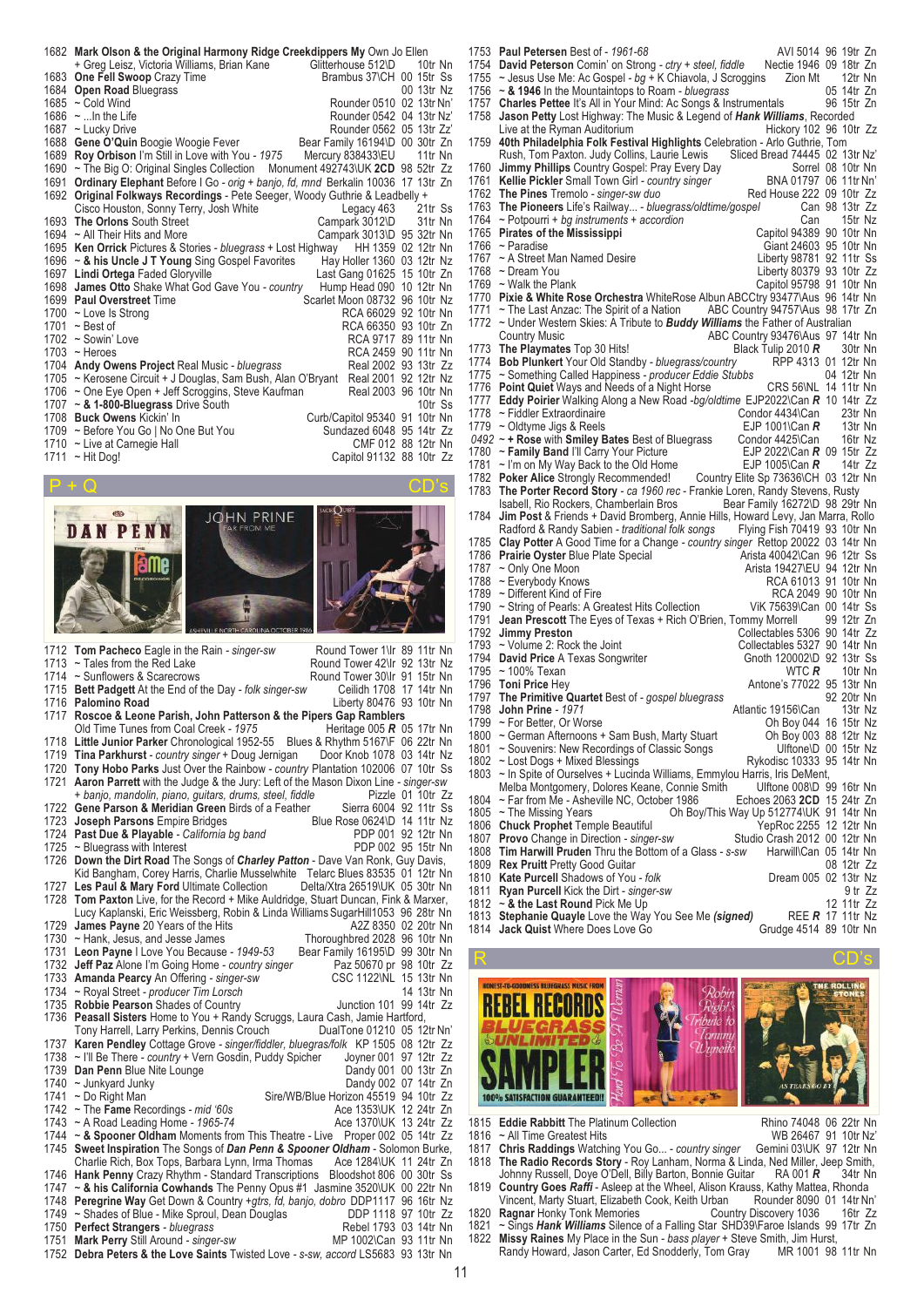1682 **Mark Olson & the Original Harmony Ridge Creekdippers** My Own Jo Ellen + Greg Leisz, Victoria Williams, Brian Kane Glitterhouse 512\D 10tr Nn
1683 **One Fell Swoop** Crazy Time Brambus 37\CH 00 15tr Ss
1684 **Open Road** Bluegrass 00 13tr Nz
1685 ~ Cold Wind Rounder 0510 02 13tr Nn'
1686 ~ ...In the Life Rounder 0542 04 13tr Nz'
1687 ~ Lucky Drive Rounder 0562 05 13tr Zz'
1688 **Gene O'Quin** Boogie Woogie Fever Bear Family 16194\D 00 30tr Zn
1689 **Roy Orbison** I'm Still in Love with You - *1975* Mercury 838433\EU 11tr Nn
1690 ~ The Big O: Original Singles Collection Monument 492743\UK **2CD** 98 52tr Zz
1691 **Ordinary Elephant** Before I Go - *orig + banjo, fd, mnd* Berkalin 10036 17 13tr Zn
1692 **Original Folkways Recordings** - Pete Seeger, Woody Guthrie & Leadbelly + Cisco Houston, Sonny Terry, Josh White Legacy 463 21tr Ss
1693 **The Osborne Brothers** South Street Campark 3012\D 31tr Nn
1694 ~ All Their Hits and More Campark 3013\D 95 32tr Nn
1695 **Ken Orrick** Pictures & Stories - *bluegrass* + Lost Highway HH 1359 02 12tr Nn
1696 ~ **& his Uncle J T Young** Sing Gospel Favorites Hay Holler 1360 03 12tr Nz
1697 **Lindi Ortega** Faded Gloryville Last Gang 01625 15 10tr Zn
1698 **James Otto** Shake What God Gave You - *country* Hump Head 090 10 12tr Nn
1699 **Paul Overstreet** Time Scarlet Moon 08732 96 10tr Nz
1700 ~ Love Is Strong RCA 66029 92 10tr Nn
1701 ~ Best of RCA 66350 93 10tr Zn
1702 ~ Sowin' Love RCA 9717 89 11tr Nn
1703 ~ Heroes RCA 2459 90 11tr Nn
1704 **Andy Owens Project** Real Music - *bluegrass* Real 2002 93 13tr Zz
1705 ~ Kerosene Circuit + J Douglas, Sam Bush, Alan O'Bryant Real 2001 92 12tr Nz
1706 ~ One Eye Open + Jeff Scroggins, Steve Kaufman Real 2003 96 10tr Nn
1707 ~ **& 1-800-Bluegrass** Drive South 10tr Ss
1708 **Buck Owens** Kickin' In Curb/Capitol 95340 91 10tr Nn
1709 ~ Before You Go | No One But You Sundazed 6048 95 14tr Zz
1710 ~ Live at Carnegie Hall CMF 012 88 12tr Nn
1711 ~ Hit Dog! Capitol 91132 88 10tr Zz

## P + Q CD's

1712 **Tom Pacheco** Eagle in the Rain - *singer-sw* Round Tower 1\Ir 89 11tr Nn
1713 ~ Tales from the Red Lake Round Tower 42\Ir 92 13tr Nz
1714 ~ Sunflowers & Scarecrows Round Tower 30\Ir 91 15tr Nn
1715 **Bett Padgett** At the End of the Day - *folk singer-sw* Ceilidh 1708 17 14tr Nn
1716 **Palomino Road** Liberty 80476 93 10tr Nn
1717 **Roscoe & Leone Parish, John Patterson & the Pipers Gap Ramblers** Old Time Tunes from Coal Creek - *1975* Heritage 005 ***R*** 05 17tr Nn
1718 **Little Junior Parker** Chronological 1952-55 Blues & Rhythm 5167\F 06 22tr Nn
1719 **Tina Parkhurst** - *country singer* + Doug Jernigan Door Knob 1078 03 14tr Nz
1720 **Tony Hobo Parks** Just Over the Rainbow - *country* Plantation 102006 07 10tr Ss
1721 **Aaron Parrett** with the Judge & the Jury: Left of the Mason Dixon Line - *singer-sw* + *banjo, mandolin, piano, guitars, drums, steel, fiddle* Pizzle 01 10tr Zz
1722 **Gene Parson & Meridian Green** Birds of a Feather Sierra 6004 92 11tr Ss
1723 **Joseph Parsons** Empire Bridges Blue Rose 0624\D 14 11tr Nz
1724 **Past Due & Playable** - *California bg band* PDP 001 92 12tr Nn
1725 ~ Bluegrass with Interest PDP 002 95 15tr Nn
1726 **Down the Dirt Road** The Songs of ***Charley Patton*** - Dave Van Ronk, Guy Davis, Kid Bangham, Corey Harris, Charlie Musselwhite Telarc Blues 83535 01 12tr Nn
1727 **Les Paul & Mary Ford** Ultimate Collection Delta/Xtra 26519\UK 05 30tr Nn
1728 **Tom Paxton** Live, for the Record + Mike Auldridge, Stuart Duncan, Fink & Marxer, Lucy Kaplanski, Eric Weissberg, Robin & Linda Williams SugarHill1053 96 28tr Nn
1729 **James Payne** 20 Years of the Hits A2Z 8350 02 20tr Nn
1730 ~ Hank, Jesus, and Jesse James Thoroughbred 2028 96 10tr Nn
1731 **Leon Payne** I Love You Because - *1949-53* Bear Family 16195\D 99 30tr Nn
1732 **Jeff Paz** Alone I'm Going Home - *country singer* Paz 50670 pr 98 10tr Zz
1733 **Amanda Pearcy** An Offering - *singer-sw* CSC 1122\NL 15 13tr Nn
1734 ~ Royal Street - *producer Tim Lorsch* 14 13tr Nn
1735 **Robbie Pearson** Shades of Country Junction 101 99 14tr Zz
1736 **Peasall Sisters** Home to You + Randy Scruggs, Laura Cash, Jamie Hartford, Tony Harrell, Larry Perkins, Dennis Crouch DualTone 01210 05 12tr Nn'
1737 **Karen Pendley** Cottage Grove - *singer/fiddler, bluegras/folk* KP 1505 08 12tr Zz
1738 ~ I'll Be There - *country* + Vern Gosdin, Puddy Spicher Joyner 001 97 12tr Zz
1739 **Dan Penn** Blue Nite Lounge Dandy 001 00 13tr Zn
1740 ~ Junkyard Junky Dandy 002 07 14tr Zn
1741 ~ Do Right Man Sire/WB/Blue Horizon 45519 94 10tr Zz
1742 ~ The **Fame** Recordings - *mid '60s* Ace 1353\UK 12 24tr Zn
1743 ~ A Road Leading Home - *1965-74* Ace 1370\UK 13 24tr Zz
1744 ~ **& Spooner Oldham** Moments from This Theatre - Live Proper 002 05 14tr Zz
1745 **Sweet Inspiration** The Songs of ***Dan Penn*** **&** ***Spooner Oldham*** - Solomon Burke, Charlie Rich, Box Tops, Barbara Lynn, Irma Thomas Ace 1284\UK 11 24tr Zn
1746 **Hank Penny** Crazy Rhythm - Standard Transcriptions Bloodshot 806 00 30tr Ss
1747 ~ **& his California Cowhands** The Penny Opus #1 Jasmine 3520\UK 00 22tr Nn
1748 **Peregrine Way** Get Down & Country +*gtrs, fd, banjo, dobro* DDP1117 96 16tr Nz
1749 ~ Shades of Blue - Mike Sproul, Dean Douglas DDP 1118 97 10tr Zz
1750 **Perfect Strangers** - *bluegrass* Rebel 1793 03 14tr Nn
1751 **Mark Perry** Still Around - *singer-sw* MP 1002\Can 93 11tr Nn
1752 **Debra Peters & the Love Saints** Twisted Love - *s-sw, accord* LS6683 93 13tr Nn
1753 **Paul Petersen** Best of - *1961-68* AVI 5014 96 19tr Zn
1754 **David Peterson** Comin' on Strong - *ctry + steel, fiddle* Nectie 1946 09 18tr Zn
1755 ~ Jesus Use Me: Ac Gospel - *bg* + K Chiavola, J Scroggins Zion Mt 12tr Nn
1756 ~ **& 1946** In the Mountaintops to Roam - *bluegrass* 05 14tr Zn
1757 **Charles Pettee** It's All in Your Mind: Ac Songs & Instrumentals 96 15tr Zn
1758 **Jason Petty** Lost Highway: The Music & Legend of ***Hank Williams***, Recorded Live at the Ryman Auditorium Hickory 102 96 10tr Zz
1759 **40th Philadelphia Folk Festival Highlights** Celebration - Arlo Guthrie, Tom Rush, Tom Paxton, Judy Collins, Laurie Lewis Sliced Bread 74445 02 13tr Nz'
1760 **Jimmy Phillips** Country Gospel: Pray Every Day Sorrel 08 10tr Nn
1761 **Kellie Pickler** Small Town Girl - *country singer* BNA 01797 06 11tr Nn'
1762 **The Pines** Tremolo - *singer-sw duo* Red House 222 09 10tr Zz
1763 **The Pioneers** Life's Railway... - *bluegrass/oldtime/gospel* Can 98 13tr Zz
1764 ~ Potpourri + *8 bg instruments + accordion* Can 15tr Nz
1765 **Pirates of the Mississippi** Capitol 94389 90 10tr Nn
1766 ~ Paradise Giant 24603 95 10tr Nn
1767 ~ A Street Man Named Desire Liberty 98781 92 11tr Ss
1768 ~ Dream You Liberty 80379 93 10tr Zz
1769 ~ Walk the Plank Capitol 95798 91 10tr Nn
1770 **Pixie & White Rose Orchestra** WhiteRose Albun ABCCtry 93477\Aus 95 14tr Nn
1771 ~ The Last Anzac: The Spirit of a Nation ABC Country 94757\Aus 98 17tr Zn
1772 ~ Under Western Skies: A Tribute to ***Buddy Williams*** the Father of Australian Country Music ABC Country 93476\Aus 97 14tr Nn
1773 **The Playmates** Top 30 Hits! Black Tulip 2010 ***R*** 30tr Nn
1774 **Bob Plunkert** Your Old Standby - *bluegrass/country* RPP 4313 01 12tr Nn
1775 ~ Something Called Happiness - *producer Eddie Stubbs* 04 12tr Nn
1776 **Point Quiet** Ways and Needs of a Night Horse CRS 56\NL 14 11tr Nn
1777 **Eddy Poirier** Walking Along a New Road -*bg/oldtime* EJP2022\Can ***R*** 10 14tr Zz
1778 ~ Fiddler Extraordinaire Condor 4434\Can 23tr Nn
1779 ~ Oldtyme Jigs & Reels EJP 1001\Can ***R*** 13tr Nn
*0492* ~ **+ Rose** with **Smiley Bates** Best of Bluegrass Condor 4425\Can 16tr Nz
1780 ~ **Family Band** I'll Carry Your Picture EJP 2022\Can ***R*** 09 15tr Zz
1781 ~ I'm on My Way Back to the Old Home EJP 1005\Can ***R*** 14tr Zz
1782 **Poker Alice** Strongly Recommended! Country Elite Sp 73636\CH 03 12tr Nn
1783 **The Porter Record Story** - *ca 1960 rec* - Frankie Loren, Randy Stevens, Rusty Isabell, Rio Rockers, Chamberlain Bros Bear Family 16272\D 98 29tr Nn
1784 **Jim Post** & Friends + David Bromberg, Annie Hills, Howard Levy, Jan Marra, Rollo Radford & Randy Sabien - *traditional folk songs* Flying Fish 70419 93 10tr Nn
1785 **Clay Potter** A Good Time for a Change - *country singer* Rettop 20022 03 14tr Nn
1786 **Prairie Oyster** Blue Plate Special Arista 40042\Can 96 12tr Ss
1787 ~ Only One Moon Arista 19427\EU 94 12tr Nn
1788 ~ Everybody Knows RCA 61013 91 10tr Nn
1789 ~ Different Kind of Fire RCA 2049 90 10tr Nn
1790 ~ String of Pearls: A Greatest Hits Collection ViK 75639\Can 00 14tr Ss
1791 **Jean Prescott** The Eyes of Texas + Rich O'Brien, Tommy Morrell 99 12tr Zn
1792 **Jimmy Preston** Collectables 5306 90 14tr Zz
1793 ~ Volume 2: Rock the Joint Collectables 5327 90 14tr Nn
1794 **David Price** A Texas Songwriter Gnoth 120002\D 92 13tr Ss
1795 ~ 100% Texan WTC ***R*** 10tr Nn
1796 **Toni Price** Hey Antone's 77022 95 13tr Nn
1797 **The Primitive Quartet** Best of - *gospel bluegrass* 92 20tr Nn
1798 **John Prine** - *1971* Atlantic 19156\Can 13tr Nz
1799 ~ For Better, Or Worse Oh Boy 044 16 15tr Nz
1800 ~ German Afternoons + Sam Bush, Marty Stuart Oh Boy 003 88 12tr Nz
1801 ~ Souvenirs: New Recordings of Classic Songs Ulftone\D 00 15tr Nz
1802 ~ Lost Dogs + Mixed Blessings Rykodisc 10333 95 14tr Nn
1803 ~ In Spite of Ourselves + Lucinda Williams, Emmylou Harris, Iris DeMent, Melba Montgomery, Dolores Keane, Connie Smith Ulftone 008\D 99 16tr Nn
1804 ~ Far from Me - Asheville NC, October 1986 Echoes 2063 **2CD** 15 24tr Zn
1805 ~ The Missing Years Oh Boy/This Way Up 512774\UK 91 14tr Nn
1806 **Chuck Prophet** Temple Beautiful YepRoc 2255 12 12tr Nn
1807 **Provo** Change in Direction - *singer-sw* Studio Crash 2012 00 12tr Nn
1808 **Tim Harwill Pruden** Thru the Bottom of a Glass - *s-sw* Harwill\Can 05 14tr Nn
1809 **Rex Pruitt** Pretty Good Guitar 08 12tr Zz
1810 **Kate Purcell** Shadows of You - *folk* Dream 005 02 13tr Nz
1811 **Ryan Purcell** Kick the Dirt - *singer-sw* 9 tr Zz
1812 ~ **& the Last Round** Pick Me Up 12 11tr Zz
1813 **Stephanie Quayle** Love the Way You See Me ***(signed)*** REE ***R*** 17 11tr Nz
1814 **Jack Quist** Where Does Love Go Grudge 4514 89 10tr Nn

## R CD's

1815 **Eddie Rabbitt** The Platinum Collection Rhino 74048 06 22tr Nn
1816 ~ All Time Greatest Hits WB 26467 91 10tr Nz'
1817 **Chris Raddings** Watching You Go... - *country singer* Gemini 03\UK 97 12tr Nn
1818 **The Radio Records Story** - Roy Lanham, Norma & Linda, Ned Miller, Jeep Smith, Johnny Russell, Doye O'Dell, Billy Barton, Bonnie Guitar RA 001 ***R*** 34tr Nn
1819 **Country Goes *Raffi*** - Asleep at the Wheel, Alison Krauss, Kathy Mattea, Rhonda Vincent, Marty Stuart, Elizabeth Cook, Keith Urban Rounder 8090 01 14tr Nn'
1820 **Ragnar** Honky Tonk Memories Country Discovery 1036 16tr Zz
1821 ~ Sings ***Hank Williams*** Silence of a Falling Star SHD39\Faroe Islands 99 17tr Zn
1822 **Missy Raines** My Place in the Sun - *bass player* + Steve Smith, Jim Hurst, Randy Howard, Jason Carter, Ed Snodderly, Tom Gray MR 1001 98 11tr Nn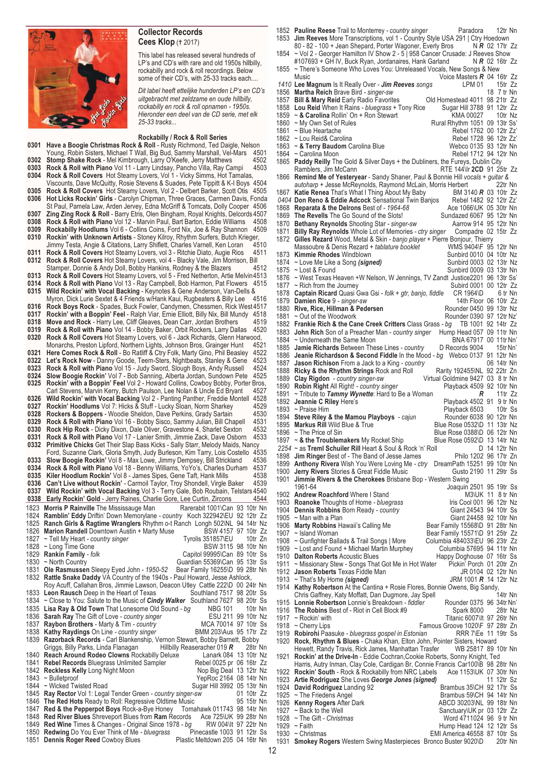## Collector Records

**Cees Klop** († 2017)

This label has released several hundreds of LP's and CD's with rare and old 1950s hillbilly, rockabilly and rock & roll recordings. Below some of their CD's, with 25-33 tracks each....

*Dit label heeft ettelijke hunderden LP's en CD's uitgebracht met zeldzame en oude hillbilly, rockabilly en rock & roll opnamen - 1950s. Hieronder een deel van de CD serie, met elk 25-33 tracks...*

### Rockabilly / Rock & Roll Series

**0301** **Have a Boogie Christmas Rock & Roll** - Rusty Richmond, Ted Daigle, Nelson Young, Robin Sisters, Michael T Wall, Big Bud, Sammy Marshall, Vel-Mars 4501
**0302** **Stomp Shake Rock** - Mel Kimbrough, Larry O'Keefe, Jerry Matthews 4502
**0303** **Rock & Roll with Piano** Vol 11 - Larry Lindsay, Pancho Villa, Ray Campi 4503
**0304** **Rock & Roll Covers** Hot Steamy Lovers, Vol 1 - Vicky Simms, Hot Tamalas, Viscounts, Dave McQuitty, Rosie Stevens & Suades, Pete Tippitt & K-I Boys 4504
**0305** **Rock & Roll Covers** Hot Steamy Lovers, Vol 2 - Delbert Barker, Scott Otis 4505
**0306** **Hot Licks Rockin' Girls** - Carolyn Chipman, Three Graces, Carmen Davis, Fonda St Paul, Pamela Law, Arden Jervey, Edna McGriff & Tomcats, Dolly Cooper 4506
**0307** **Zing Zing Rock & Roll** - Barry Etris, Olen Bingham, Royal Knights, Delcords 4507
**0308** **Rock & Roll with Piano** Vol 12 - Marvin Paul, Bart Barton, Eddie Williams 4508
**0309** **Rockabilly Hoodlums** Vol 6 - Collins Coins, Ford Nix, Joe & Ray Shannon 4509
**0310** **Rockin' with Unknown Artists** - Stoney Kilroy, Rhythm Surfers, Butch Krieger, Jimmy Testa, Angie & Citations, Larry Shiflett, Charles Varnell, Ken Loran 4510
**0311** **Rock & Roll Covers** Hot Steamy Lovers, vol 3 - Ritchie Diato, Augie Rios 4511
**0312** **Rock & Roll Covers** Hot Steamy Lovers, vol 4 - Blacky Vale, Jim Morrison, Bill Stamper, Donnie & Andy Doll, Bobby Hankins, Rodney & the Blazers 4512
**0313** **Rock & Roll Covers** Hot Steamy Lovers, vol 5 - Fred Netherton, Artie Melvin 4513
**0314** **Rock & Roll with Piano** Vol 13 - Ray Campbell, Bob Harmon, Pat Flowers 4515
**0315** **Wild Rockin' with Vocal Backing** - Keynotes & Gene Anderson, Van-Dells & Myron, Dick Lurie Sextet & 4 Friends w/Hank Kaui, Rugbeaters & Billy Lee 4516
**0316** **Rock Boys Rock** - Spades, Buck Fowler, Candymen, Chessmen, Rick West 4517
**0317** **Rockin' with a Boppin' Feel** - Ralph Viar, Ernie Elliott, Billy Nix, Bill Mundy 4518
**0318** **Move and Rock** - Harry Lee, Cliff Gleaves, Dean Carr, Jordan Brothers 4519
**0319** **Rock & Roll with Piano** Vol 14 - Bobby Baker, Orbit Rockers, Larry Dallas 4520
**0320** **Rock & Roll Covers** Hot Steamy Lovers, vol 6 - Jack Richards, Glenn Harwood, Monarchs, Preston Lipford, Northern Lights, Johnson Bros, Grainger Hunt 4521
**0321** **Here Comes Rock & Roll** - Bo Ratliff & Ctry Folk, Marty Gino, Phil Beasley 4522
**0322** **Let's Rock Now** - Danny Goode, Teem-Sters, Nightbeats, Stanley & Gene 4523
**0323** **Rock & Roll with Piano** Vol 15 - Judy Sword, Slough Boys, Andy Russell 4524
**0324** **Slow Boogie Rockin'** Vol 7 - Bob Sanning, Alberta Jordan, Sundown Pete 4525
**0325** **Rockin' with a Boppin' Feel** Vol 2 - Howard Collins, Cowboy Bobby, Porter Bros, Carl Stevens, Marvin Kerry, Butch Paulson, Lee Nolan & Uncle Ed Bryant 4527
**0326** **Wild Rockin' with Vocal Backing** Vol 2 - Panting Panther, Freddie Montell 4528
**0327** **Rockin' Hoodlums** Vol 7: Hicks & Stuff - Lucky Sloan, Norm Sharkey 4529
**0328** **Rockers & Boppers** - Woodie Sheldon, Dave Perkins, Grady Sartain 4530
**0329** **Rock & Roll with Piano** Vol 16 - Bobby Sisco, Sammy Julian, Bill Chapell 4531
**0330** **Rock Hip Rock** - Dicky Dixon, Dale Oliver, Gravestone 4, Sharlet Sexton 4532
**0331** **Rock & Roll with Piano** Vol 17 - Lanier Smith, Jimmie Zack, Dave Osborn 4533
**0332** **Primitive Chicks** Get Their Slap Bass Kicks - Sally Starr, Melody Maids, Nancy Ford, Suzanne Clark, Gloria Smyth, Judy Burleson, Kim Terry, Lois Costello 4535
**0333** **Slow Boogie Rockin'** Vol 8 - Max Lowe, Jimmy Dempsey, Bill Strickland 4536
**0334** **Rock & Roll with Piano** Vol 18 - Benny Williams, YoYo's, Cliff Durham 4537
**0335** **Kiler Hoodlum Rockin'** Vol 8 - James Sipes, Gene Taft, Hank Mills 4538
**0336** **Can't Live without Rockin'** - Carmoil Taylor, Troy Shondell, Virgle Baker 4539
**0337** **Wild Rockin' with Vocal Backing** Vol 3 - Terry Gale, Bob Roubain, Telstars 4540
**0338** **Early Rockin' Gold** - Jerry Raines, Charlie Gore, Lee Curtin, Zircons 4544

1823 **Morris P Rainville** The Mississauge Man — Rarerabit 1001\Can 93 10tr Nn
1824 **Ramblin' Eddy** Driftin' Down Memorylane - *country* — Koch 322942\EU 92 12tr Zz
1825 **Ranch Girls & Ragtime Wranglers** Rhythm o-t Ranch — Longh 502\NL 94 14tr Nz
1826 **Marion Randell** Downtown Austin + Marty Muse — BSW 4157 97 10tr Zz
1827 ~ Tell My Heart - *country singer* — Tyrolis 351857\EU 10tr Zn
1828 ~ Long Time Gone — BSW 3115 98 10tr Nn
1829 **Rankin Family** - *folk* — Capitol 99995\Can 89 10tr Ss
1830 ~ North Country — Guardian 55369\Can 95 13tr Ss
1831 **Ole Rasmussen** Sleepy Eyed John - *1950-52* — Bear Family 16255\D 99 28tr Nn
1832 **Rattle Snake Daddy** VA Country of the 1940s - Paul Howard, Jesse Ashlock, Roy Acuff, Callahan Bros, Jimmie Lawson, Deacon Utley — Cattle 222\D 00 24tr Nn
1833 **Leon Rausch** Deep in the Heart of Texas — Southland 7517 98 20tr Ss
1834 ~ Close to You: Salute to the Music of ***Cindy Walker*** — Southland 7627 98 20tr Ss
1835 **Lisa Ray & Old Town** That Lonesome Old Sound - *bg* — NBG 101 10tr Nn
1836 **Sarah Ray** The Gift of Love - *country singer* — ESU 211 99 10tr Nz
1837 **Raybon Brothers** - Marty & Tim - *country* — MCA 70014 97 10tr Ss
1838 **Kathy Raydings** On Line - *country singer* — BMM 203\Aus 95 17tr Zz
1839 **Razorback Records** - Carl Blankenship, Vernon Stewart, Bobby Barnett, Bobby Griggs, Billy Parks, Linda Flanagan — Hillbilly Reaseracher 019 ***R*** 28tr Nn
1840 **Reach Around Rodeo Clowns** Rockabilly Deluxe — Lanark 084 13 10tr Nz
1841 **Rebel Records** Bluegrass Unlimited Sampler — Rebel 0025 pr 06 16tr Zz
1842 **Reckless Kelly** Long Night Moon — Nop Big Deal 13 12tr Nz
1843 ~ Bulletproof — YepRoc 2164 08 14tr Nn
1844 ~ Wicked Twisted Road — Sugar Hill 3992 05 13tr Nn
1845 **Ray Rector** Vol 1: Legal Tender Green - *country singer-sw* — 01 10tr Zz
1846 **The Red Hots** Ready to Roll: Regressive Oldtime Music — 95 15tr Nn
1847 **Red & the Pepperpot Boys** Rock-a-Bye Honey — Tomahawk 011743 98 14tr Nn
1848 **Red River Blues** Shreveport Blues from **Ram** Records — Ace 725\UK 99 28tr Nn
1849 **Red Wine** Times & Changes - Original Since 1978 - *bg* — RW 004\It 97 22tr Nn
1850 **Redwing** Do You Ever Think of Me - *bluegrass* — Pinecastle 1003 91 12tr Ss
1851 **Dennis Roger Reed** Cowboy Blues — Plastic Meltdown 205 04 16tr Nn
1852 **Pauline Reese** Trail to Monterrey - *country singer* — Paradora 12tr Nn
1853 **Jim Reeves** More Transcriptions, vol 1 - Country Style USA 291 | Ctry Hoedown 80 - 82 - 100 + Jean Shepard, Porter Wagoner, Everly Bros — N ***R*** 02 17tr Zz
1854 ~ Vol 2 - Georger Hamilton IV Show 2 - 5 | 958 Cancer Crusade: J Reeves Show #107693 + GH IV, Buck Ryan, Jordanaires, Hank Garland — N ***R*** 02 16tr Zz
1855 ~ There's Someone Who Loves You: Unreleased Vocals, New Songs & New Music — Voice Masters ***R*** 04 16tr Zz
*1410* **Lee Magnum** Is It Really Over - ***Jim Reeves*** *songs* — LPM 01 15tr Zz
1856 **Martha Reich** Brave Bird - *singer-sw* — 18 7 tr Nn
1857 **Bill & Mary Reid** Early Radio Favorites — Old Homestead 4011 98 21tr Zz
1858 **Lou Reid** When It Rains - *bluegrass* + Tony Rice — Sugar Hill 3788 91 12tr Zz
1859 ~ **& Carolina** Rollin' On + Ron Stewart — KMA 00027 10tr Nz
1860 ~ My Own Set of Rules — Rural Rhythm 1051 09 13tr Ss'
1861 ~ Blue Heartache — Rebel 1762 00 12tr Zz'
1862 ~ Lou Reid& Carolina — Rebel 1728 96 12tr Zz'
1863 ~ **& Terry Baudom** Carolina Blue — Webco 0135 93 12tr Nn
1864 ~ Carolina Moon — Rebel 1712 94 12tr Nn
1865 **Paddy Reilly** The Gold & Silver Days + the Dubliners, the Fureys, Dublin City Ramblers, Jim McCann — RTE 144\Ir **2CD** 91 25tr Zz
1866 **Remind Me of Yesteryear** - Sandy Shaner, Paul & Bonnie Hill *vocals + guitar & autoharp* + Jesse McReynolds, Raymond McLain, Morris Herbert — 22tr Nn
1867 **Katie Renea** That's What I Thing About My Baby — BM 3140 ***R*** 03 10tr Zz
*0404* **Don Reno & Eddie Adcock** Sensational Twin Banjos — Rebel 1482 92 12tr Zz'
1868 **Reparata & the Delrons** Best of - *1964-68* — Ace 1066\UK 05 30tr Nn
1869 **The Revells** The Go Sound of the Slots! — Sundazed 6067 95 12tr Nn
1870 **Bethany Reynolds** Shooting Star - *singer-sw* — Aarrow 914 95 12tr Nn
1871 **Billy Ray Reynolds** Whole Lot of Memories - *ctry singer* — Compadre 02 15tr Zz
1872 **Gilles Rezard** Wood, Metal & Skin - *banjo player* + Pierre Bonjour, Thierry Massoubre & Denis Rezard + *tablature booklet* — WMS 9404\F 95 12tr Nn
1873 **Kimmie Rhodes** Windblown — Sunbird 0010 04 10tr Nz
1874 ~ Love Me Like a Song ***(signed)*** — Sunbird 0003 02 13tr Nz
1875 ~ Lost & Found — Sunbird 0009 03 13tr Nn
1876 ~ West Texas Heaven +W Nelson, W Jennings, TV Zandt Justice2201 96 13tr Ss'
1877 ~ Rich from the Journey — Subird 0001 00 12tr Zz
1878 **Captain Ricard** Quasi Gwa Gsi - *folk + gtr, banjo, fiddle* — CR 1964\D 6 tr Nn
1879 **Damien Rice** 9 - *singer-sw* — 14th Floor 06 10tr Zz
1880 **Rive, Rice, Hillman & Pedersen** — Rounder 0450 99 13tr Nz
1881 ~ Out of the Woodwork — Rounder 0390 97 12tr Nz'
1882 **Frankie Rich & the Cane Creek Critters** Class Grass - *bg* — TB 1001 92 14tr Zz
1883 **John Rich** Son of a Preacher Man - *country singer* — Hump Head 057 09 11tr Nn
1884 ~ Underneath the Same Moon — BNA 67917 00 11tr Nn'
1885 **Jamie Richards** Between These Lines - *country* — D Records 9004 15tr Nn'
1886 **Jeanie Richardson & Second Fiddle** In the Mood - *bg* — Webco 0137 91 12tr Nn
1887 **Jason Richison** From a Jack to a King - *country* — 06 14tr Nn
1888 **Ricky & the Rhythm Strings** Rock and Roll — Rarity 192455\NL 92 22tr Zn
1889 **Clay Rigdon** - *country singer-sw* — Virtual Goldmine 9427 03 8 tr Nn
1890 **Robin Right** All Right! - *country singer* — Playback 4509 92 10tr Nn
1891 ~ Tribute to ***Tammy Wynette***: Hard to Be a Woman — ***R*** 11tr Zz
1892 **Jeannie C Riley** Here's — Playback 4502 91 9 tr Nn
1893 ~ Praise Him — Playback 6503 10tr Ss
1894 **Steve Riley & the Mamou Playboys** - *cajun* — Rounder 6038 90 12tr Nn
1895 **Markus Rill** Wild Blue & True — Blue Rose 0532\D 11 13tr Nz
1896 ~ The Price of Sin — Blue Rose 0388\D 06 12tr Nn
1897 ~ **& the Troublemakers** My Rocket Ship — Blue Rose 0592\D 13 14tr Nz
*2254* ~ as **Treml Schuiler Rill** Heart & Soul & Rock 'n' Roll — D 14 12tr Nn
1898 **Jim Ringer** Best of - The Band of Jesse James — Philo 1202 96 17tr Zn
1899 **Anthony Rivera** Wish You Were Loving Me - *ctry* — DreamPath 15251 99 10tr Nn
1900 **Jerry Rivers** Stories & Great Fiddle Music — Gusto 2190 11 29tr Ss
1901 **Jimmie Rivers & the Cherokees** Brisbane Bop - Western Swing 1961-64 — Joaquin 2501 95 19tr Ss
1902 **Andrew Roachford** Where I Stand — M3\UK 11 8 tr Nn
1903 **Roanoke** Thoughts of Home - *bluegrass* — Iris Cool 001 96 12tr Nz
1904 **Dennis Robbins** Born Ready - *country* — Giant 24543 94 10tr Ss
1905 ~ Man with a Plan — Giant 24458 92 10tr Nn
1906 **Marty Robbins** Hawaii's Calling Me — Bear Family 15568\D 91 28tr Nn
1907 ~ Island Woman — Bear Family 15571\D 91 25tr Zz
1908 ~ Gunfighter Ballads & Trail Songs | More — Columbia 484033\EU 96 23tr Zz
1909 ~ Lost and Found + Michael Martin Murphey — Columbia 57695 94 11tr Nn
1910 **Dalton Roberts** Acoustic Blues — Happy Doghouse 07 16tr Ss
1911 ~ Missionary Stew - Songs That Got Me in Hot Water — Pickin' Porch 01 20tr Zn
1912 **Jason Roberts** Texas Fiddle Man — JR 0104 02 12tr Nn
1913 ~ That's My Home ***(signed)*** — JRM 1001 ***R*** 14 12tr Nz
1914 **Kathy Robertson** At the Cantina + Rosie Flores, Bonnie Owens, Big Sandy, Chris Gaffney, Katy Moffatt, Dan Dugmore, Jay Spell — 14tr Nn
1915 **Lonnie Robertson** Lonnie's Breakdown - *fiddler* — Rounder 0375 96 34tr Nn'
1916 **The Robins** Best of - Riot in Cell Block #9 — Spark 8000 28tr Nz
1917 ~ Rockin' with — Titanic 6007\It 97 26tr Nn
1918 ~ Cherry Lips — Famous Groove 1020\F 97 28tr Zn
1919 **Robirohi** Paasuke - *bluegrass gospel in Estonian* — RRR 7\Ee 11 19tr Ss
1920 **Rock, Rhythm & Blues** - Chaka Khan, Elton John, Pointer Sisters, Howard Hewett, Randy Travis, Rick James, Manhattan Trasfer — WB 25817 89 10tr Nn
1921 **Rockin' at the Drive-In** - Eddie Cochran,Cookie Roberts, Sonny Knight, Ted Harris, Autry Inman, Clay Cole, Cardigan Br, Connie Francis Car100\B 98 28tr Nn
1922 **Rockin' South** - Rock & Rockabilly from NRC Labels — Ace 1153\UK 07 30tr Nn
1923 **Artie Rodriguez** She Loves ***George Jones*** ***(signed)*** — 11 12tr Sz
1924 **David Rodriguez** Landing 92 — Brambus 35\CH 92 17tr Ss
1925 ~ The Friedens Angel — Brambus 59\CH 94 14tr Nn
1926 **Kenny Rogers** After Dark — ABCD 30203\NL 99 18tr Nn
1927 ~ Back to the Well — Sanctuary\UK pr 03 12tr Zz
1928 ~ The Gift - *Christmas* — Word 4711024 96 9 tr Nn
1929 ~ Faith — Hump Head 124 12 12tr Ss
1930 ~ Christmas — EMI America 46558 87 10tr Ss
1931 **Smokey Rogers** Western Swing Masterpieces — Bronco Buster 9020\D 20tr Nn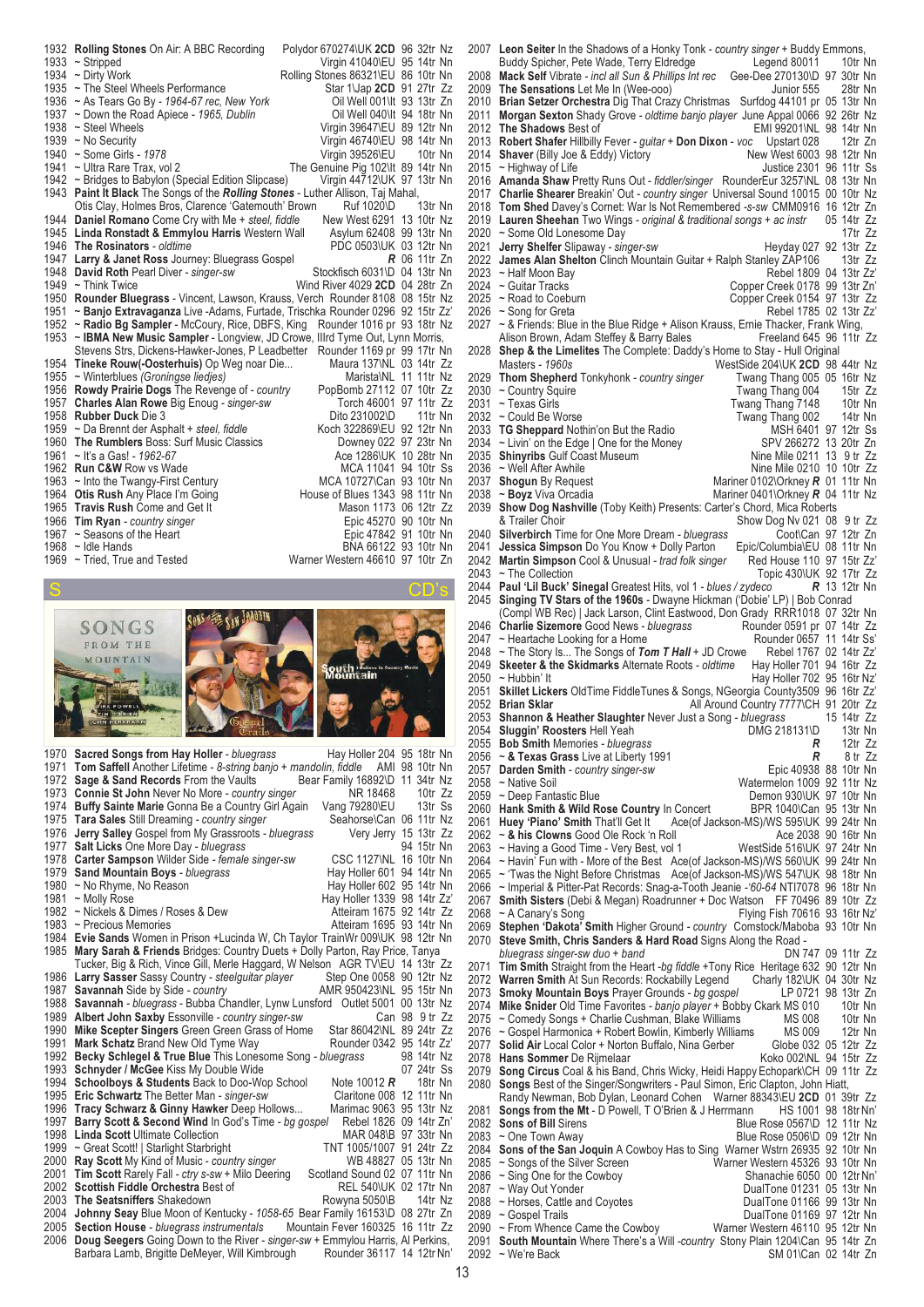1932 **Rolling Stones** On Air: A BBC Recording Polydor 670274\UK **2CD** 96 32tr Nz
1933 ~ Stripped Virgin 41040\EU 95 14tr Nn
1934 ~ Dirty Work Rolling Stones 86321\EU 86 10tr Nn
1935 ~ The Steel Wheels Performance Star 1\Jap **2CD** 91 27tr Zz
1936 ~ As Tears Go By - *1964-67 rec, New York* Oil Well 001\It 93 13tr Zn
1937 ~ Down the Road Apiece - *1965, Dublin* Oil Well 040\It 94 18tr Nn
1938 ~ Steel Wheels Virgin 39647\EU 89 12tr Nn
1939 ~ No Security Virgin 46740\EU 98 14tr Nn
1940 ~ Some Girls - *1978* Virgin 39526\EU 10tr Nn
1941 ~ Ultra Rare Trax, vol 2 The Genuine Pig 102\It 89 14tr Nn
1942 ~ Bridges to Babylon (Special Edition Slipcase) Virgin 44712\UK 97 13tr Nn
1943 **Paint It Black** The Songs of the ***Rolling Stones*** - Luther Allison, Taj Mahal, Otis Clay, Holmes Bros, Clarence 'Gatemouth' Brown Ruf 1020\D 13tr Nn
1944 **Daniel Romano** Come Cry with Me + *steel, fiddle* New West 6291 13 10tr Nz
1945 **Linda Ronstadt & Emmylou Harris** Western Wall Asylum 62408 99 13tr Nn
1946 **The Rosinators** - *oldtime* PDC 0503\UK 03 12tr Nn
1947 **Larry & Janet Ross** Journey: Bluegrass Gospel ***R*** 06 11tr Zn
1948 **David Roth** Pearl Diver - *singer-sw* Stockfisch 6031\D 04 13tr Nn
1949 ~ Think Twice Wind River 4029 **2CD** 04 28tr Zn
1950 **Rounder Bluegrass** - Vincent, Lawson, Krauss, Verch Rounder 8108 08 15tr Nz
1951 ~ **Banjo Extravaganza** Live -Adams, Furtade, Trischka Rounder 0296 92 15tr Zz'
1952 ~ **Radio Bg Sampler** - McCoury, Rice, DBFS, King Rounder 1016 pr 93 18tr Nz
1953 ~ **IBMA New Music Sampler** - Longview, JD Crowe, IIIrd Tyme Out, Lynn Morris, Stevens Strs, Dickens-Hawker-Jones, P Leadbetter Rounder 1169 pr 99 17tr Nn
1954 **Tineke Rouw(-Oosterhuis)** Op Weg noar Die... Maura 137\NL 03 14tr Zz
1955 ~ Winterblues (*Groningse liedjes*) Marista\NL 11 11tr Nz
1956 **Rowdy Prairie Dogs** The Revenge of - *country* PopBomb 27112 07 10tr Zz
1957 **Charles Alan Rowe** Big Enoug - *singer-sw* Torch 46001 97 11tr Zz
1958 **Rubber Duck** Die 3 Dito 231002\D 11tr Nn
1959 ~ Da Brennt der Asphalt + *steel, fiddle* Koch 322869\EU 92 12tr Nn
1960 **The Rumblers** Boss: Surf Music Classics Downey 022 97 23tr Nn
1961 ~ It's a Gas! - *1962-67* Ace 1286\UK 10 28tr Nn
1962 **Run C&W** Row vs Wade MCA 11041 94 10tr Ss
1963 ~ Into the Twangy-First Century MCA 10727\Can 93 10tr Nn
1964 **Otis Rush** Any Place I'm Going House of Blues 1343 98 11tr Nn
1965 **Travis Rush** Come and Get It Mason 1173 06 12tr Zz
1966 **Tim Ryan** - *country singer* Epic 45270 90 10tr Nn
1967 ~ Seasons of the Heart Epic 47842 91 10tr Nn
1968 ~ Idle Hands BNA 66122 93 10tr Nn
1969 ~ Tried, True and Tested Warner Western 46610 97 10tr Zn

## S CD's

1970 **Sacred Songs from Hay Holler** - *bluegrass* Hay Holler 204 95 18tr Nn
1971 **Tom Saffell** Another Lifetime - *8-string banjo + mandolin, fiddle* AMI 98 10tr Nn
1972 **Sage & Sand Records** From the Vaults Bear Family 16892\D 11 34tr Nz
1973 **Connie St John** Never No More - *country singer* NR 18468 10tr Zz
1974 **Buffy Sainte Marie** Gonna Be a Country Girl Again Vang 79280\EU 13tr Ss
1975 **Tara Sales** Still Dreaming - *country singer* Seahorse\Can 06 11tr Nz
1976 **Jerry Salley** Gospel from My Grassroots - *bluegrass* Very Jerry 15 13tr Zz
1977 **Salt Licks** One More Day - *bluegrass* 94 15tr Nn
1978 **Carter Sampson** Wilder Side - *female singer-sw* CSC 1127\NL 16 10tr Nn
1979 **Sand Mountain Boys** - *bluegrass* Hay Holler 601 94 14tr Nn
1980 ~ No Rhyme, No Reason Hay Holler 602 95 14tr Nn
1981 ~ Molly Rose Hay Holler 1339 98 14tr Zz'
1982 ~ Nickels & Dimes / Roses & Dew Atteiram 1675 92 14tr Zz
1983 ~ Precious Memories Atteiram 1695 93 14tr Nn
1984 **Evie Sands** Women in Prison +Lucinda W, Ch Taylor TrainWr 009\UK 98 12tr Nn
1985 **Mary Sarah & Friends** Bridges: Country Duets + Dolly Parton, Ray Price, Tanya Tucker, Big & Rich, Vince Gill, Merle Haggard, W Nelson AGR TV\EU 14 13tr Zz
1986 **Larry Sasser** Sassy Country - *steelguitar player* Step One 0058 90 12tr Nz
1987 **Savannah** Side by Side - *country* AMR 950423\NL 95 15tr Nn
1988 **Savannah** - *bluegrass* - Bubba Chandler, Lynw Lunsford Outlet 5001 00 13tr Nz
1989 **Albert John Saxby** Essonville - *country singer-sw* Can 98 9 tr Zz
1990 **Mike Scepter Singers** Green Green Grass of Home Star 80642\NL 89 24tr Zz
1991 **Mark Schatz** Brand New Old Tyme Way Rounder 0342 95 14tr Zz'
1992 **Becky Schlegel & True Blue** This Lonesome Song - *bluegrass* 98 14tr Nz
1993 **Schnyder / McGee** Kiss My Double Wide 07 24tr Ss
1994 **Scoobys & Students** Back to Doo-Wop School Note 10012 ***R*** 18tr Nn
1995 **Eric Schwartz** The Better Man - *singer-sw* Claritone 008 12 11tr Nn
1996 **Tracy Schwarz & Ginny Hawker** Deep Hollows... Marimac 9063 95 13tr Nz
1997 **Barry Scott & Second Wind** In God's Time - *bg gospel* Rebel 1826 09 14tr Zn'
1998 **Linda Scott** Ultimate Collection MAR 048\B 97 33tr Nn
1999 ~ Great Scott! | Starlight Starbright TNT 1005/1007 91 24tr Zz
2000 **Ray Scott** My Kind of Music - *country singer* WB 48827 05 13tr Nn
2001 **Tim Scott** Rarely Fall - *ctry s-sw* + Milo Deering Scotland Sound 02 07 11tr Nn
2002 **Scottish Fiddle Orchestra** Best of REL 540\UK 02 17tr Nn
2003 **The Seatsniffers** Shakedown Rowyna 5050\B 14tr Nz
2004 **Johnny Seay** Blue Moon of Kentucky - *1058-65* Bear Family 16153\D 08 27tr Zn
2005 **Section House** - *bluegrass instrumentals* Mountain Fever 160325 16 11tr Zz
2006 **Doug Seegers** Going Down to the River - *singer-sw* + Emmylou Harris, Al Perkins, Barbara Lamb, Brigitte DeMeyer, Will Kimbrough Rounder 36117 14 12tr Nn'
2007 **Leon Seiter** In the Shadows of a Honky Tonk - *country singer* + Buddy Emmons, Buddy Spicher, Pete Wade, Terry Eldredge Legend 80011 10tr Nn
2008 **Mack Self** Vibrate - *incl all Sun & Phillips Int rec* Gee-Dee 270130\D 97 30tr Nn
2009 **The Sensations** Let Me In (Wee-ooo) Junior 555 28tr Nn
2010 **Brian Setzer Orchestra** Dig That Crazy Christmas Surfdog 44101 pr 05 13tr Nn
2011 **Morgan Sexton** Shady Grove - *oldtime banjo player* June Appal 0066 92 26tr Nz
2012 **The Shadows** Best of EMI 99201\NL 98 14tr Nn
2013 **Robert Shafer** Hillbilly Fever - *guitar* + **Don Dixon** - *voc* Upstart 028 12tr Zn
2014 **Shaver** (Billy Joe & Eddy) Victory New West 6003 98 12tr Nn
2015 ~ Highway of Life Justice 2301 96 11tr Ss
2016 **Amanda Shaw** Pretty Runs Out - *fiddler/singer* RounderEur 3257\NL 08 13tr Nn
2017 **Charlie Shearer** Breakin' Out - *country singer* Universal Sound 10015 00 10tr Nz
2018 **Tom Shed** Davey's Cornet: War Is Not Remembered -*s-sw* CMM0916 16 12tr Zn
2019 **Lauren Sheehan** Two Wings - *original & traditional songs + ac instr* 05 14tr Zz
2020 ~ Some Old Lonesome Day 17tr Zz
2021 **Jerry Shelfer** Slipaway - *singer-sw* Heyday 027 92 13tr Zz
2022 **James Alan Shelton** Clinch Mountain Guitar + Ralph Stanley ZAP106 13tr Zz
2023 ~ Half Moon Bay Rebel 1809 04 13tr Zz'
2024 ~ Guitar Tracks Copper Creek 0178 99 13tr Zn'
2025 ~ Road to Coeburn Copper Creek 0154 97 13tr Zz
2026 ~ Song for Greta Rebel 1785 02 13tr Zz'
2027 ~ & Friends: Blue in the Blue Ridge + Alison Krauss, Ernie Thacker, Frank Wing, Alison Brown, Adam Steffey & Barry Bales Freeland 645 96 11tr Zz
2028 **Shep & the Limelites** The Complete: Daddy's Home to Stay - Hull Original Masters - *1960s* WestSide 204\UK **2CD** 98 44tr Nz
2029 **Thom Shepherd** Tonkyhonk - *country singer* Twang Thang 005 05 16tr Nz
2030 ~ Country Squire Twang Thang 004 15tr Zz
2031 ~ Texas Girls Twang Thang 7148 10tr Nn
2032 ~ Could Be Worse Twang Thang 002 14tr Nn
2033 **TG Sheppard** Nothin'on But the Radio MSH 6401 97 12tr Ss
2034 ~ Livin' on the Edge | One for the Money SPV 266272 13 20tr Zn
2035 **Shinyribs** Gulf Coast Museum Nine Mile 0211 13 9 tr Zz
2036 ~ Well After Awhile Nine Mile 0210 10 10tr Zz
2037 **Shogun** By Request Mariner 0102\Orkney ***R*** 01 11tr Nn
2038 ~ **Boyz** Viva Orcadia Mariner 0401\Orkney ***R*** 04 11tr Nz
2039 **Show Dog Nashville** (Toby Keith) Presents: Carter's Chord, Mica Roberts & Trailer Choir Show Dog Nv 021 08 9 tr Zz
2040 **Silverbirch** Time for One More Dream - *bluegrass* Coot\Can 97 12tr Zn
2041 **Jessica Simpson** Do You Know + Dolly Parton Epic/Columbia\EU 08 11tr Nn
2042 **Martin Simpson** Cool & Unusual - *trad folk singer* Red House 110 97 15tr Zz'
2043 ~ The Collection Topic 430\UK 92 17tr Zz
2044 **Paul 'Lil Buck' Sinegal** Greatest Hits, vol 1 - *blues / zydeco* ***R*** 13 12tr Nn
2045 **Singing TV Stars of the 1960s** - Dwayne Hickman ('Dobie' LP) | Bob Conrad (Compl WB Rec) | Jack Larson, Clint Eastwood, Don Grady RRR1018 07 32tr Nn
2046 **Charlie Sizemore** Good News - *bluegrass* Rounder 0591 pr 07 14tr Zz
2047 ~ Heartache Looking for a Home Rounder 0657 11 14tr Ss'
2048 ~ The Story Is... The Songs of ***Tom T Hall*** + JD Crowe Rebel 1767 02 14tr Zz'
2049 **Skeeter & the Skidmarks** Alternate Roots - *oldtime* Hay Holler 701 94 16tr Zz
2050 ~ Hubbin' It Hay Holler 702 95 16tr Nz'
2051 **Skillet Lickers** OldTime FiddleTunes & Songs, NGeorgia County3509 96 16tr Zz'
2052 **Brian Sklar** All Around Country 7777\CH 91 20tr Zz
2053 **Shannon & Heather Slaughter** Never Just a Song - *bluegrass* 15 14tr Zz
2054 **Sluggin' Roosters** Hell Yeah DMG 218131\D 13tr Nn
2055 **Bob Smith** Memories - *bluegrass* ***R*** 12tr Zz
2056 ~ **& Texas Grass** Live at Liberty 1991 ***R*** 8 tr Zz
2057 **Darden Smith** - *country singer-sw* Epic 40938 88 10tr Nn
2058 ~ Native Soil Watermelon 1009 92 11tr Nz
2059 ~ Deep Fantastic Blue Demon 930\UK 97 10tr Nn
2060 **Hank Smith & Wild Rose Country** In Concert BPR 1040\Can 95 13tr Nn
2061 **Huey 'Piano' Smith** That'll Get It Ace(of Jackson-MS)/WS 595\UK 99 24tr Nn
2062 ~ **& his Clowns** Good Ole Rock 'n Roll Ace 2038 90 16tr Nn
2063 ~ Having a Good Time - Very Best, vol 1 WestSide 516\UK 97 24tr Nn
2064 ~ Havin' Fun with - More of the Best Ace(of Jackson-MS)/WS 560\UK 99 24tr Nn
2065 ~ 'Twas the Night Before Christmas Ace(of Jackson-MS)/WS 547\UK 98 18tr Nn
2066 ~ Imperial & Pitter-Pat Records: Snag-a-Tooth Jeanie -*'60-64* NTI7078 96 18tr Nn
2067 **Smith Sisters** (Debi & Megan) Roadrunner + Doc Watson FF 70496 89 10tr Zz
2068 ~ A Canary's Song Flying Fish 70616 93 16tr Nz'
2069 **Stephen 'Dakota' Smith** Higher Ground - *country* Comstock/Maboba 93 10tr Nn
2070 **Steve Smith, Chris Sanders & Hard Road** Signs Along the Road - *bluegrass singer-sw duo + band* DN 747 09 11tr Zz
2071 **Tim Smith** Straight from the Heart -*bg fiddle* +Tony Rice Heritage 632 90 12tr Nn
2072 **Warren Smith** At Sun Records: Rockabilly Legend Charly 182\UK 04 30tr Nz
2073 **Smoky Mountain Boys** Prayer Grounds - *bg gospel* LP 0721 98 13tr Zn
2074 **Mike Snider** Old Time Favorites - *banjo player* + Bobby Ckark MS 010 10tr Nn
2075 ~ Comedy Songs + Charlie Cushman, Blake Williams MS 008 10tr Nn
2076 ~ Gospel Harmonica + Robert Bowlin, Kimberly Williams MS 009 12tr Nn
2077 **Solid Air** Local Color + Norton Buffalo, Nina Gerber Globe 032 05 12tr Zz
2078 **Hans Sommer** De Rijmelaar Koko 002\NL 94 15tr Zz
2079 **Song Circus** Coal & his Band, Chris Wicky, Heidi Happy Echopark\CH 09 11tr Zz
2080 **Songs** Best of the Singer/Songwriters - Paul Simon, Eric Clapton, John Hiatt, Randy Newman, Bob Dylan, Leonard Cohen Warner 88343\EU **2CD** 01 39tr Zz
2081 **Songs from the Mt** - D Powell, T O'Brien & J Herrmann HS 1001 98 18tr Nn'
2082 **Sons of Bill** Sirens Blue Rose 0567\D 12 11tr Nz
2083 ~ One Town Away Blue Rose 0506\D 09 12tr Nn
2084 **Sons of the San Joaquin** A Cowboy Has to Sing Warner Wstrn 26935 92 10tr Nn
2085 ~ Songs of the Silver Screen Warner Western 45326 93 10tr Nn
2086 ~ Sing One for the Cowboy Shanachie 6050 00 12tr Nn'
2087 ~ Way Out Yonder DualTone 01231 05 13tr Nn
2088 ~ Horses, Cattle and Coyotes DualTone 01166 99 13tr Nn
2089 ~ Gospel Trails DualTone 01169 97 12tr Nn
2090 ~ From Whence Came the Cowboy Warner Western 46110 95 12tr Nn
2091 **South Mountain** Where There's a Will -*country* Stony Plain 1204\Can 95 14tr Zn
2092 ~ We're Back SM 01\Can 02 14tr Zn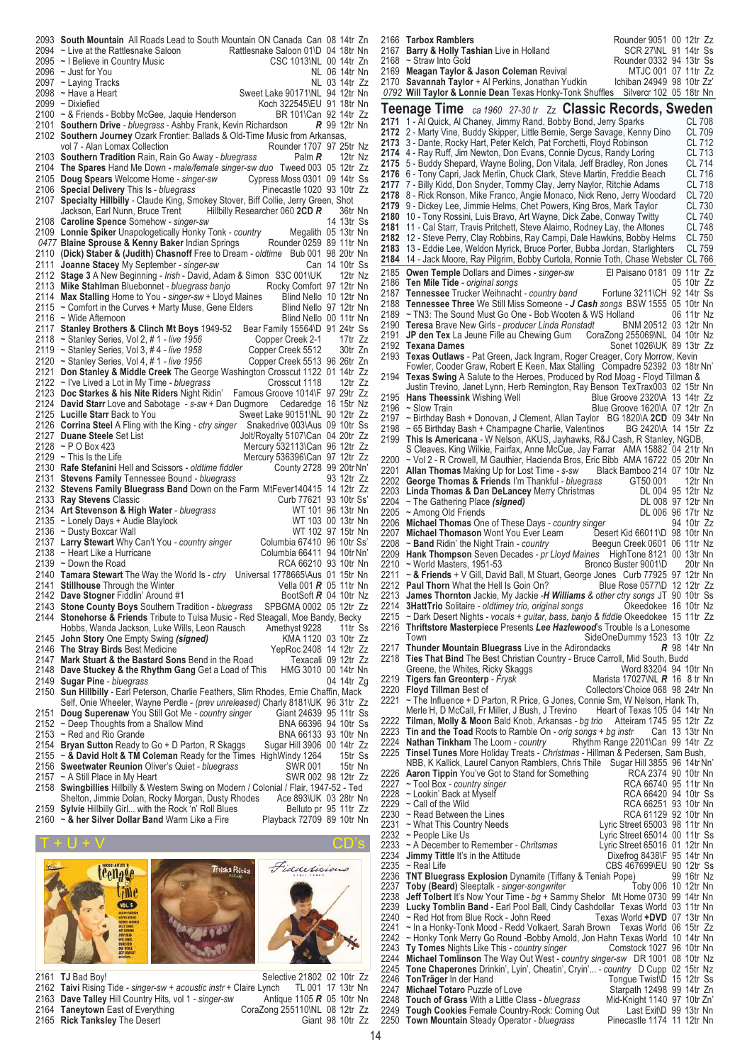2093 **South Mountain** All Roads Lead to South Mountain ON Canada Can 08 14tr Zn
2094 ~ Live at the Rattlesnake Saloon Rattlesnake Saloon 01\D 04 18tr Nn
2095 ~ I Believe in Country Music CSC 1013\NL 00 14tr Zn
2096 ~ Just for You NL 06 14tr Nn
2097 ~ Laying Tracks NL 03 14tr Zz
2098 ~ Have a Heart Sweet Lake 90171\NL 94 12tr Nn
2099 ~ Dixiefied Koch 322545\EU 91 18tr Nn
2100 ~ & Friends - Bobby McGee, Jaquie Henderson BR 101\Can 92 14tr Zz
2101 **Southern Drive** - *bluegrass* - Ashby Frank, Kevin Richardson ***R*** 99 12tr Nn
2102 **Southern Journey** Ozark Frontier: Ballads & Old-Time Music from Arkansas, vol 7 - Alan Lomax Collection Rounder 1707 97 25tr Nz
2103 **Southern Tradition** Rain, Rain Go Away - *bluegrass* Palm ***R*** 12tr Nz
2104 **The Spares** Hand Me Down - *male/female singer-sw duo* Tweed 003 05 12tr Zz
2105 **Doug Spears** Welcome Home - *singer-sw* Cypress Moss 0301 09 14tr Ss
2106 **Special Delivery** This Is - *bluegrass* Pinecastle 1020 93 10tr Zz
2107 **Specialty Hillbilly** - Claude King, Smokey Stover, Biff Collie, Jerry Green, Shot Jackson, Earl Nunn, Bruce Trent Hillbilly Researcher 060 **2CD** ***R*** 36tr Nn
2108 **Caroline Spence** Somehow - *singer-sw* 14 13tr Ss
2109 **Lonnie Spiker** Unapologetically Honky Tonk - *country* Megalith 05 13tr Nn
*0477* **Blaine Sprouse & Kenny Baker** Indian Springs Rounder 0259 89 11tr Nn
2110 **(Dick) Staber & (Judith) Chasnoff** Free to Dream - *oldtime* Bub 001 98 20tr Nn
2111 **Joanne Stacey** My September - *singer-sw* Can 14 10tr Ss
2112 **Stage 3** A New Beginning - *Irish* - David, Adam & Simon S3C 001\UK 12tr Nz
2113 **Mike Stahlman** Bluebonnet - *bluegrass banjo* Rocky Comfort 97 12tr Nn
2114 **Max Stalling** Home to You - *singer-sw* + Lloyd Maines Blind Nello 10 12tr Nn
2115 ~ Comfort in the Curves + Marty Muse, Gene Elders Blind Nello 97 12tr Nn
2116 ~ Wide Afternoon Blind Nello 00 11tr Nn
2117 **Stanley Brothers & Clinch Mt Boys** 1949-52 Bear Family 15564\D 91 24tr Ss
2118 ~ Stanley Series, Vol 2, # 1 - *live 1956* Copper Creek 2-1 17tr Zz
2119 ~ Stanley Series, Vol 3, # 4 - *live 1958* Copper Creek 5512 30tr Zn
2120 ~ Stanley Series, Vol 4, # 1 - *live 1956* Copper Creek 5513 96 26tr Zn
2121 **Don Stanley & Middle Creek** The George Washington Crosscut 1122 01 14tr Zz
2122 ~ I've Lived a Lot in My Time - *bluegrass* Crosscut 1118 12tr Zz
2123 **Doc Starkes & his Nite Riders** Night Ridin' Famous Groove 1014\F 97 29tr Zz
2124 **David Starr** Love and Sabotage - *s-sw* + Dan Dugmore Cedaredge 16 15tr Nz
2125 **Lucille Starr** Back to You Sweet Lake 90151\NL 90 12tr Zz
2126 **Corrina Steel** A Fling with the King - *ctry singer* Snakedrive 003\Aus 09 10tr Ss
2127 **Duane Steele** Set List Jolt/Royalty 5107\Can 04 20tr Zz
2128 ~ P O Box 423 Mercury 532113\Can 96 12tr Zz
2129 ~ This Is the Life Mercury 536396\Can 97 12tr Zz
2130 **Rafe Stefanini** Hell and Scissors - *oldtime fiddler* County 2728 99 20tr Nn'
2131 **Stevens Family** Tennessee Bound - *bluegrass* 93 12tr Zz
2132 **Stevens Family Bluegrass Band** Down on the Farm MtFever140415 14 12tr Zz
2133 **Ray Stevens** Classic Curb 77621 93 10tr Ss'
2134 **Art Stevenson & High Water** - *bluegrass* WT 101 96 13tr Nn
2135 ~ Lonely Days + Audie Blaylock WT 103 00 13tr Nn
2136 ~ Dusty Boxcar Wall WT 102 97 15tr Nn
2137 **Larry Stewart** Why Can't You - *country singer* Columbia 67410 96 10tr Ss'
2138 ~ Heart Like a Hurricane Columbia 66411 94 10tr Nn'
2139 ~ Down the Road RCA 66210 93 10tr Nn
2140 **Tamara Stewart** The Way the World Is - *ctry* Universal 1778665\Aus 01 15tr Nn
2141 **Stillhouse** Through the Winter Vella 001 ***R*** 05 11tr Nn
2142 **Dave Stogner** Fiddlin' Around #1 BootSoft ***R*** 04 10tr Nz
2143 **Stone County Boys** Southern Tradition - *bluegrass* SPBGMA 0002 05 12tr Zz
2144 **Stonehorse & Friends** Tribute to Tulsa Music - Red Steagall, Moe Bandy, Becky Hobbs, Wanda Jackson, Luke Wills, Leon Rausch Amethyst 9228 11tr Ss
2145 **John Story** One Empty Swing *(signed)* KMA 1120 03 10tr Zz
2146 **The Stray Birds** Best Medicine YepRoc 2408 14 12tr Zz
2147 **Mark Stuart & the Bastard Sons** Bend in the Road Texacali 09 12tr Zz
2148 **Dave Stuckey & the Rhythm Gang** Get a Load of This HMG 3010 00 14tr Nn
2149 **Sugar Pine** - *bluegrass* 04 14tr Zg
2150 **Sun Hillbilly** - Earl Peterson, Charlie Feathers, Slim Rhodes, Ernie Chaffin, Mack Self, Onie Wheeler, Wayne Perdle - *(prev unreleased)* Charly 8181\UK 96 31tr Zz
2151 **Doug Superenaw** You Still Got Me - *country singer* Giant 24639 95 11tr Ss
2152 ~ Deep Thoughts from a Shallow Mind BNA 66396 94 10tr Ss
2153 ~ Red and Rio Grande BNA 66133 93 10tr Nn
2154 **Bryan Sutton** Ready to Go + D Parton, R Skaggs Sugar Hill 3906 00 14tr Zz
2155 ~ **& David Holt & TM Coleman** Ready for the Times HighWindy 1264 15tr Ss
2156 **Sweetwater Reunion** Oliver's Quiet - *bluegrass* SWR 001 15tr Nn
2157 ~ A Still Place in My Heart SWR 002 98 12tr Zz
2158 **Swingbillies** Hillbilly & Western Swing on Modern / Colonial / Flair, 1947-52 - Ted Shelton, Jimmie Dolan, Rocky Morgan, Dusty Rhodes Ace 893\UK 03 28tr Nn
2159 **Sylvie** Hillbilly Girl... with the Rock 'n' Roll Blues Belluto pr 95 11tr Zz
2160 ~ **& her Silver Dollar Band** Warm Like a Fire Playback 72709 89 10tr Nn

## T + U + V CD's

2161 **TJ** Bad Boy! Selective 21802 02 10tr Zz
2162 **Taivi** Rising Tide - *singer-sw + acoustic instr* + Claire Lynch TL 001 17 13tr Nn
2163 **Dave Talley** Hill Country Hits, vol 1 - *singer-sw* Antique 1105 ***R*** 05 10tr Nn
2164 **Taneytown** East of Everything CoraZong 255110\NL 08 12tr Zz
2165 **Rick Tanksley** The Desert Giant 98 10tr Zz
2166 **Tarbox Ramblers** Rounder 9051 00 12tr Zz
2167 **Barry & Holly Tashian** Live in Holland SCR 27\NL 91 14tr Ss
2168 ~ Straw Into Gold Rounder 0332 94 13tr Ss
2169 **Meagan Taylor & Jason Coleman** Revival MTJC 001 07 11tr Zz
2170 **Savannah Taylor** + Al Perkins, Jonathan Yudkin Ichiban 24949 98 10tr Zz'
*0792* **Will Taylor & Lonnie Dean** Texas Honky-Tonk Shuffles Silvercr 102 05 18tr Nn

## Teenage Time *ca 1960 27-30 tr Zz* Classic Records, Sweden

**2171** 1 - Al Quick, Al Chaney, Jimmy Rand, Bobby Bond, Jerry Sparks CL 708
**2172** 2 - Marty Vine, Buddy Skipper, Little Bernie, Serge Savage, Kenny Dino CL 709
**2173** 3 - Dante, Rocky Hart, Peter Kelch, Pat Forchetti, Floyd Robinson CL 712
**2174** 4 - Ray Ruff, Jim Newton, Don Evans, Connie Dycus, Randy Loring CL 713
**2175** 5 - Buddy Shepard, Wayne Boling, Don Vitala, Jeff Bradley, Ron Jones CL 714
**2176** 6 - Tony Capri, Jack Merlin, Chuck Clark, Steve Martin, Freddie Beach CL 716
**2177** 7 - Billy Kidd, Don Snyder, Tommy Clay, Jerry Naylor, Ritchie Adams CL 718
**2178** 8 - Rick Ronson, Mike Franco, Angie Monaco, Nick Reno, Jerry Woodard CL 720
**2179** 9 - Dickey Lee, Jimmie Helms, Chet Powers, King Bros, Mark Taylor CL 730
**2180** 10 - Tony Rossini, Luis Bravo, Art Wayne, Dick Zabe, Conway Twitty CL 740
**2181** 11 - Cal Starr, Travis Pritchett, Steve Alaimo, Rodney Lay, the Altones CL 748
**2182** 12 - Steve Perry, Clay Robbins, Ray Campi, Dale Hawkins, Bobby Helms CL 750
**2183** 13 - Eddie Lee, Weldon Myrick, Bruce Porter, Bubba Jordan, Starlighters CL 759
**2184** 14 - Jack Moore, Ray Pilgrim, Bobby Curtola, Ronnie Toth, Chase Webster CL 766

2185 **Owen Temple** Dollars and Dimes - *singer-sw* El Paisano 0181 09 11tr Zz
2186 **Ten Mile Tide** - *original songs* 05 10tr Zz
2187 **Tennessee** Trucker Weihnacht - *country band* Fortune 3211\CH 92 14tr Ss
2188 **Tennessee Three** We Still Miss Someone - ***J Cash*** *songs* BSW 1555 05 10tr Nn
2189 ~ TN3: The Sound Must Go One - Bob Wooten & WS Holland 06 11tr Nz
2190 **Teresa** Brave New Girls - *producer Linda Ronstadt* BNM 20512 03 12tr Nn
2191 **JP den Tex** La Jeune Fille au Chewing Gum CoraZong 255069\NL 04 10tr Nz
2192 **Texana Dames** Sonet 1026\UK 89 13tr Zz
2193 **Texas Outlaws** - Pat Green, Jack Ingram, Roger Creager, Cory Morrow, Kevin Fowler, Cooder Graw, Robert E Keen, Max Stalling Compadre 52392 03 18tr Nn'
2194 **Texas Swing** A Salute to the Heroes, Produced by Rod Moag - Floyd Tillman & Justin Trevino, Janet Lynn, Herb Remington, Ray Benson TexTrax003 02 15tr Nn
2195 **Hans Theessink** Wishing Well Blue Groove 2320\A 13 14tr Zz
2196 ~ Slow Train Blue Groove 1620\A 07 12tr Zn
2197 ~ Birthday Bash + Donovan, J Clement, Allan Taylor BG 1820\A **2CD** 09 34tr Nn
2198 ~ 65 Birthday Bash + Champagne Charlie, Valentinos BG 2420\A 14 15tr Zz
2199 **This Is Americana** - W Nelson, AKUS, Jayhawks, R&J Cash, R Stanley, NGDB, S Cleaves. King Wilkie, Fairfax, Anne McCue, Jay Farrar AMA 15882 04 21tr Nn
2200 ~ Vol 2 - R Crowell, M Gauthier, Hacienda Bros, Eric Bibb AMA 16722 05 20tr Nn
2201 **Allan Thomas** Making Up for Lost Time - *s-sw* Black Bamboo 214 07 10tr Nz
2202 **George Thomas & Friends** I'm Thankful - *bluegrass* GT50 001 12tr Nn
2203 **Linda Thomas & Dan DeLancey** Merry Christmas DL 004 95 12tr Nz
2204 ~ The Gathering Place *(signed)* DL 008 97 12tr Nn
2205 ~ Among Old Friends DL 006 96 17tr Nz
2206 **Michael Thomas** One of These Days - *country singer* 94 10tr Zz
2207 **Michael Thomason** Wont You Ever Learn Desert Kid 66011\D 98 10tr Nn
2208 ~ **Band** Ridin' the Night Train - *country* Beegun Creek 0601 06 11tr Nz
2209 **Hank Thompson** Seven Decades - *pr Lloyd Maines* HighTone 8121 00 13tr Nn
2210 ~ World Masters, 1951-53 Bronco Buster 9001\D 20tr Nn
2211 ~ **& Friends** + V Gill, David Ball, M Stuart, George Jones Curb 77925 97 12tr Nn
2212 **Paul Thorn** What the Hell Is Goin On? Blue Rose 0577\D 12 12tr Zz
2213 **James Thornton** Jackie, My Jackie -***H Williams*** *& other ctry songs* JT 90 10tr Ss
2214 **3HattTrio** Solitaire - *oldtime trio, original songs* Okeedokee 16 10tr Nz
2215 ~ Dark Desert Nights - *vocals + guitar, bass, banjo & fiddle* Okeedokee 15 11tr Zz
2216 **Thriftstore Masterpiece** Presents ***Lee Hazlewood's*** Trouble Is a Lonesome Town SideOneDummy 1523 13 10tr Zz
2217 **Thunder Mountain Bluegrass** Live in the Adirondacks ***R*** 98 14tr Nn
2218 **Ties That Bind** The Best Christian Country - Bruce Carroll, Mid South, Budd Greene, the Whites, Ricky Skaggs Word 83204 94 10tr Nn
2219 **Tigers fan Greonterp** - *Frysk* Marista 17027\NL ***R*** 16 8 tr Nn
2220 **Floyd Tillman** Best of Collectors'Choice 068 98 24tr Nn
2221 ~ The Influence + D Parton, R Price, G Jones, Connie Sm, W Nelson, Hank Th, Merle H, D McCall, Fr Miller, J Bush, J Trevino Heart of Texas 105 04 14tr Nn
2222 **Tilman, Molly & Moon** Bald Knob, Arkansas - *bg trio* Atteiram 1745 95 12tr Zz
2223 **Tin and the Toad** Roots to Ramble On - *orig songs + bg instr* Can 13 13tr Nn
2224 **Nathan Tinkham** The Loom - *country* Rhythm Range 2201\Can 99 14tr Zz
2225 **Tinsel Tunes** More Holiday Treats - *Christmas* - Hillman & Pedersen, Sam Bush, NBB, K Kallick, Laurel Canyon Ramblers, Chris Thile Sugar Hill 3855 96 14tr Nn'
2226 **Aaron Tippin** You've Got to Stand for Something RCA 2374 90 10tr Nn
2227 ~ Tool Box - *country singer* RCA 66740 95 11tr Nn
2228 ~ Lookin' Back at Myself RCA 66420 94 10tr Ss
2229 ~ Call of the Wild RCA 66251 93 10tr Nn
2230 ~ Read Between the Lines RCA 61129 92 10tr Nn
2231 ~ What This Country Needs Lyric Street 65003 98 11tr Nn
2232 ~ People Like Us Lyric Street 65014 00 11tr Ss
2233 ~ A December to Remember - *Chritsmas* Lyric Street 65016 01 12tr Nn
2234 **Jimmy Tittle** It's in the Attitude Dixefrog 8438\F 95 14tr Nn
2235 ~ Real Life CBS 467699\EU 90 12tr Ss
2236 **TNT Bluegrass Explosion** Dynamite (Tiffany & Teniah Pope) 99 16tr Nz
2237 **Toby (Beard)** Sleeptalk - *singer-songwriter* Toby 006 10 12tr Nn
2238 **Jeff Tolbert** It's Now Your Time - *bg* + Sammy Shelor Mt Home 0730 99 14tr Nn
2239 **Lucky Tomblin Band** - Earl Pool Ball, Cindy Cashdollar Texas World 03 11tr Nn
2240 ~ Red Hot from Blue Rock - John Reed Texas World **+DVD** 07 13tr Nn
2241 ~ In a Honky-Tonk Mood - Redd Volkaert, Sarah Brown Texas World 06 15tr Zz
2242 ~ Honky Tonk Merry Go Round -Bobby Arnold, Jon Hahn Texas World 10 14tr Nn
2243 **Ty Tomes** Nights Like This - *country singer* Comstock 1027 96 10tr Nn
2244 **Michael Tomlinson** The Way Out West - *country singer-sw* DR 1001 08 10tr Nz
2245 **Tone Chaperones** Drinkin', Lyin', Cheatin', Cryin'... - *country* D Cupp 02 15tr Nz
2246 **TonTräger** In der Hand Tongue Twist\D 11 12tr Ss
2247 **Michael Totaro** Puzzle of Love Starpath 12498 99 14tr Zn
2248 **Touch of Grass** With a Little Class - *bluegrass* Mid-Knight 1140 97 10tr Zn'
2249 **Tough Cookies** Female Country-Rock: Coming Out Last Exit\D 99 13tr Nn
2250 **Town Mountain** Steady Operator - *bluegrass* Pinecastle 1174 11 12tr Nn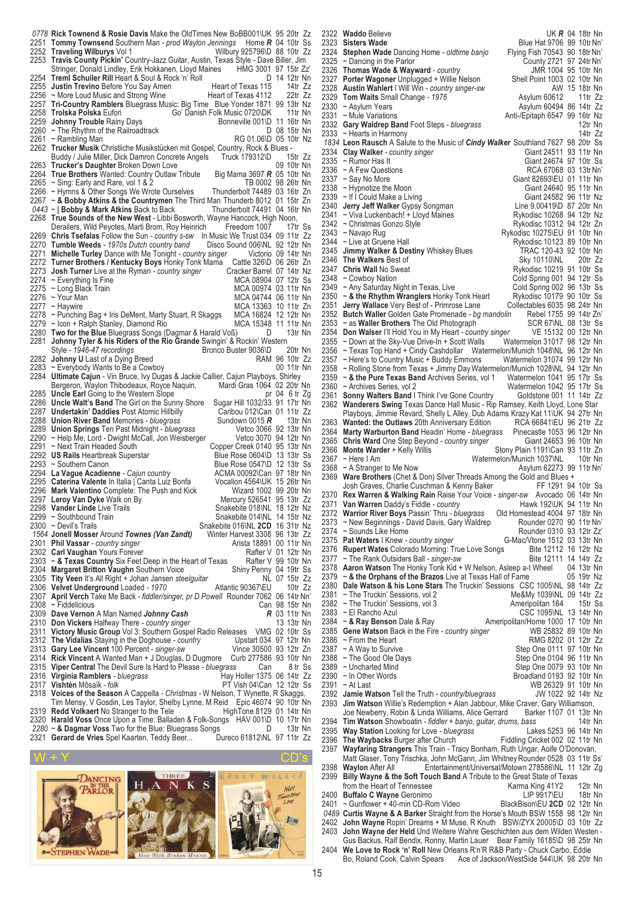*0778* **Rick Townend & Rosie Davis** Make the OldTimes New BoBB001\UK 95 20tr Zz
2251 **Tommy Townsend** Southern Man - *prod Waylon Jennings* Home ***R*** 04 10tr Ss
2252 **Traveling Wilburys** Vol 1 Wilbury 925796\D 88 10tr Zz
2253 **Travis County Pickin'** Country-Jazz Guitar, Austin, Texas Style - Dave Biller, Jim Stringer, Donald Lindley, Erik Hokkanen, Lloyd Maines HMG 3001 97 15tr Zz'
2254 **Treml Schuiler Rill** Heart & Soul & Rock 'n' Roll D 14 12tr Nn
2255 **Justin Trevino** Before You Say Amen Heart of Texas 115 14tr Zz
2256 ~ More Loud Music and Strong Wine Heart of Texas 4112 22tr Zz
2257 **Tri-Country Ramblers** Bluegrass Music: Big Time Blue Yonder 1871 99 13tr Nz
2258 **Trolska Polska** Eufori Go' Danish Folk Music 0720\DK 11tr Nn
2259 **Johnny Trouble** Rainy Days Bonneville 001\D 11 16tr Nn
2260 ~ The Rhythm of the Railroadtrack D 08 15tr Nn
2261 ~ Rambling Man RG 01.06\D 05 10tr Nz
2262 **Trucker Musik** Christliche Musikstücken mit Gospel, Country, Rock & Blues - Buddy / Julie Miller, Dick Damron Concrete Angels Truck 179312\D 15tr Zz
2263 **Trucker's Daughter** Broken Down Love 09 10tr Nn
2264 **True Brothers** Wanted: Country Outlaw Tribute Big Mama 3697 ***R*** 05 10tr Nn
2265 ~ Sing: Early and Rare, vol 1 & 2 TB 0002 98 26tr Nn
2266 ~ Hymns & Other Songs We Wrote Ourselves Thunderbolt 74489 03 16tr Zn
2267 ~ **& Bobby Atkins & the Countrymen** The Third Man Thunderb 8012 01 15tr Zn
*0443* ~ | **Bobby & Mark Atkins** Back to Back Thunderbolt 74491 04 16tr Nn
2268 **True Sounds of the New West** - Libbi Bosworth, Wayne Hancock, High Noon, Derailers, Wild Peyotes, Marti Brom, Roy Heinrich Freedom 1007 17tr Ss
2269 **Chris Tsefalas** Follow the Sun - *country s-sw* In Music We Trust 034 09 11tr Zz
2270 **Tumble Weeds** - *1970s Dutch country band* Disco Sound 006\NL 92 12tr Nn
2271 **Michelle Turley** Dance with Me Tonight - *country singer* Victorio 09 14tr Nn
2272 **Turner Brothers / Kentucky Boys** Honky Tonk Mama Cattle 326\D 06 26tr Zn
2273 **Josh Turner** Live at the Ryman - *country singer* Cracker Barrel 07 14tr Nz
2274 ~ Everything Is Fine MCA 08904 07 12tr Ss
2275 ~ Long Black Train MCA 00974 03 11tr Nn
2276 ~ Your Man MCA 04744 06 11tr Nn
2277 ~ Haywire MCA 13363 10 11tr Zn
2278 ~ Punching Bag + Iris DeMent, Marty Stuart, R Skaggs MCA 16824 12 12tr Nn
2279 ~ Icon + Ralph Stanley, Diamond Rio MCA 15348 11 11tr Nn
2280 **Two for the Blue** Bluegrass Songs (Dagmar & Harald Voß) D 13tr Nn
2281 **Johnny Tyler & his Riders of the Rio Grande** Swingin' & Rockin' Western Style - *1946-47 recordings* Bronco Buster 9036\D 20tr Nn
2282 **Johnny U** Last of a Dying Breed RAM 96 10tr Zz
2283 ~ Everybody Wants to Be a Cowboy 00 11tr Nn
2284 **Ultimate Cajun** - Vin Bruce, Ivy Dugas & Jackie Callier, Cajun Playboys, Shirley Bergeron, Waylon Thibodeaux, Royce Naquin, Mardi Gras 1064 02 20tr Nn
2285 **Uncle Earl** Going to the Western Slope pr 04 6 tr Zg
2286 **Uncle Walt's Band** The Girl on the Sunny Shore Sugar Hill 1032/33 91 17tr Nn
2287 **Undertakin' Daddies** Post Atomic Hillbilly Caribou 012\Can 01 11tr Zz
2288 **Union River Band** Memories - *bluegrass* Sundown 0015 ***R*** 13tr Nn
2289 **Union Springs** Ten Past Midnight - *bluegrass* Vetco 3066 92 13tr Nn
2290 ~ Help Me, Lord - Dwight McCall, Jon Weisberger Vetco 3070 94 12tr Nn
2291 ~ Next Train Headed South Copper Creek 0140 95 13tr Nn
2292 **US Rails** Heartbreak Superstar Blue Rose 0604\D 13 13tr Ss
2293 ~ Southern Canon Blue Rose 0547\D 12 13tr Ss
2294 **La Vague Acadienne** - *Cajun country* ACMA 00092\Can 97 18tr Nn
2295 **Caterina Valente** In Italia | Canta Luiz Bonfa Vocalion 4564\UK 15 26tr Nn
2296 **Mark Valentino** Complete: The Push and Kick Wizard 1002 99 20tr Nn
2297 **Leroy Van Dyke** Walk on By Mercury 526541 95 13tr Zz
2298 **Vander Linde** Live Trails Snakebite 018\NL 18 12tr Nz
2299 ~ Southbound Train Snakebite 014\NL 14 15tr Nz
2300 ~ Devil's Trails Snakebite 016\NL **2CD** 16 31tr Nz
*1564* **Jonell Mosser** Around *Townes (Van Zandt)* Winter Harvest 3308 96 13tr Zz
2301 **Phil Vassar** - *country singer* Arista 18891 00 11tr Nn
2302 **Carl Vaughan** Yours Forever Rafter V 01 12tr Nn
2303 ~ **& Texas Country** Six Feet Deep in the Heart of Texas Rafter V 99 10tr Nn
2304 **Margaret Britton Vaughn** Southern Voice Shiny Penny 04 19tr Ss
2305 **Tity Veen** It's All Right + Johan Jansen *steelguitar* NL 07 15tr Zz
2306 **Velvet Underground** Loaded - *1970* Atlantic 90367\EU 10tr Zz
2307 **April Verch** Take Me Back - *fiddler/singer, pr D Powell* Rounder 7062 06 14tr Nn'
2308 ~ Fiddlelicious Can 98 15tr Nn
2309 **Dave Vernon** A Man Named ***Johnny Cash*** ***R*** 03 11tr Nn
2310 **Don Vickers** Halfway There - *country singer* 13 13tr Nn
2311 **Victory Music Group** Vol 3: Southern Gospel Radio Releases VMG 02 10tr Ss
2312 **The Vidalias** Sing Laughing in the Doghouse - *country* Upstart 034 97 12tr Nn
2313 **Gary Lee Vincent** 100 Percent - *singer-sw* Vince 30500 93 12tr Zn
2314 **Rick Vincent** A Wanted Man + J Douglas, D Dugmore Curb 277586 93 10tr Nn
2315 **Viper Central** The Devil Sure Is Hard to Please - *bluegrass* Can 8 tr Ss
2316 **Virginia Ramblers** - *bluegrass* Hay Holler 1375 06 14tr Zz
2317 **Vishtèn** Mòsaïk - *folk* PT Vish 04\Can 12 12tr Ss
2318 **Voices of the Season** A Cappella - *Christmas* - W Nelson, T Wynette, R Skaggs, Tim Mensy, V Gosdin, Les Taylor, Shelby Lynne, M Reid Epic 46074 90 10tr Nn
2319 **Redd Volkaert** No Stranger to the Tele HighTone 8129 01 14tr Nn
2320 **Harald Voss** Once Upon a Time: Balladen & Folk-Songs HAV 001\D 10 17tr Nn
*2280* ~ **& Dagmar Voss** Two for the Blue: Bluegrass Songs D 13tr Nn
2321 **Gerard de Vries** Spel Kaarten, Teddy Beer... Dureco 61812\NL 97 11tr Zz

## W + Y CD's

2322 **Waddo** Believe UK ***R*** 04 18tr Nn
2323 **Sisters Wade** Blue Hat 9706 99 10tr Nn'
2324 **Stephen Wade** Dancing Home - *oldtime banjo* Flying Fish 70543 90 18tr Nn'
2325 ~ Dancing in the Parlor County 2721 97 24tr Nn'
2326 **Thomas Wade & Wayward** - *country* JMR 1004 95 10tr Nn
2327 **Porter Wagoner** Unplugged + Willie Nelson Shell Point 1003 02 10tr Nn
2328 **Austin Wahlert** I Will Win - *country singer-sw* AW 15 18tr Nn
2329 **Tom Waits** Small Change - *1976* Asylum 60612 11tr Zz
2330 ~ Asylum Years Asylum 60494 86 14tr Zz
2331 ~ Mule Variations Anti-/Epitaph 6547 99 16tr Nz
2332 **Gary Waldrep Band** Foot Steps - *bluegrass* 12tr Nn
2333 ~ Hearts in Harmony 14tr Zz
*1834* **Leon Rausch** A Salute to the Music of ***Cindy Walker*** Southland 7627 98 20tr Ss
2334 **Clay Walker** - *country singer* Giant 24511 93 11tr Nn
2335 ~ Rumor Has It Giant 24674 97 10tr Ss
2336 ~ A Few Questions RCA 67068 03 13tr Nn'
2337 ~ Say No More Giant 82693\EU 01 11tr Nn
2338 ~ Hypnotize the Moon Giant 24640 95 11tr Nn
2339 ~ If I Could Make a Living Giant 24582 96 11tr Nz
2340 **Jerry Jeff Walker** Gypsy Songman Line 9.00419\D 87 20tr Nn
2341 ~ Viva Luckenbach! + Lloyd Maines Rykodisc 10268 94 12tr Nz
2342 ~ Christmas Gonzo Style Rykodisc 10312 94 12tr Zn
2343 ~ Navajo Rug Rykodisc 10275\EU 91 10tr Nn
2344 ~ Live at Gruene Hall Rykodisc 10123 89 10tr Nn
2345 **Jimmy Walker & Destiny** Whiskey Blues TRAC 120-43 92 10tr Nn
2346 **The Walkers** Best of Sky 10110\NL 20tr Zz
2347 **Chris Wall** No Sweat Rykodisc 10219 91 10tr Ss
2348 ~ Cowboy Nation Cold Spring 001 94 12tr Ss
2349 ~ Any Saturday Night in Texas, Live Cold Spring 002 96 13tr Ss
2350 ~ **& the Rhythm Wranglers** Honky Tonk Heart Rykodisc 10179 90 10tr Ss
2351 **Jerry Wallace** Very Best of - Primrose Lane Collectables 6035 98 24tr Nn
2352 **Butch Waller** Golden Gate Promenade - *bg mandolin* Rebel 1755 99 14tr Zn'
2353 ~ as **Waller Brothers** The Old Photograph SCR 67\NL 08 13tr Ss
2354 **Don Walser** I'll Hold You in My Heart - *country singer* VE 15132 00 12tr Nn
2355 ~ Down at the Sky-Vue Drive-In + Scott Walls Watermelon 31017 98 12tr Nn
2356 ~ Texas Top Hand + Cindy Cashdollar Watermelon/Munich 1048\NL 96 12tr Nn
2357 ~ Here's to Country Music + Buddy Emmons Watermelon 31074 99 12tr Nn
2358 ~ Rolling Stone from Texas + Jimmy Day Watermelon/Munich 1028\NL 94 12tr Nn
2359 ~ **& the Pure Texas Band** Archives Series, vol 1 Watermelon 1041 95 17tr Ss
2360 ~ Archives Series, vol 2 Watermelon 1042 95 17tr Ss
2361 **Sonny Walters Band** I Think I've Gone Country Goldstone 001 11 14tr Zz
2362 **Wanderers Swing** Texas Dance Hall Music - Rip Ramsey, Keith Lloyd, Lone Star Playboys, Jimmie Revard, Shelly L Alley, Dub Adams Krazy Kat 11\UK 94 27tr Nn
2363 **Wanted: the Outlaws** 20th Anniversary Edition RCA 66841\EU 96 21tr Zz
2364 **Marty Warburton Band** Headin' Home - *bluegrass* Pinecastle 1053 96 12tr Nn
2365 **Chris Ward** One Step Beyond - *country singer* Giant 24653 96 10tr Nn
2366 **Monte Warder** + Kelly Willis Stony Plain 1191\Can 93 11tr Zn
2367 ~ Here I Am Watermelon/Munich 1037\NL 10tr Nn
2368 ~ A Stranger to Me Now Asylum 62273 99 11tr Nn'
2369 **Ware Brothers** (Chet & Don) Silver Threads Among the Gold and Blues + Josh Graves, Charlie Cuschman & Kenny Baker FF 1291 94 10tr Ss
2370 **Rex Warren & Walking Rain** Raise Your Voice - *singer-sw* Avocado 06 14tr Nn
2371 **Van Warren** Daddy's Fiddle - *country* Hawk 192\UK 94 11tr Nn
2372 **Warrior River Boys** Passin' Thru - *bluegrass* Old Homestead 4004 97 18tr Nn
2373 ~ New Beginnings - David Davis, Gary Waldrep Rounder 0270 90 11tr Nn'
2374 ~ Sounds Like Home Rounder 0310 93 12tr Zz'
2375 **Pat Waters** I Knew - *country singer* G-Mac/Vtone 1512 03 13tr Nn
2376 **Rupert Wates** Colorado Morning: True Love Songs Bite 12112 16 12tr Nz
2377 ~ The Rank Outsiders Ball - *singer-sw* Bite 12111 14 14tr Zz
2378 **Aaron Watson** The Honky Tonk Kid + W Nelson, Asleep a-t Wheel 04 13tr Nn
2379 ~ **& the Orphans of the Brazos** Live at Texas Hall of Fame 05 19tr Nz
2380 **Dale Watson & his Lone Stars** The Truckin' Sessions CSC 1005\NL 98 14tr Zz
2381 ~ The Truckin' Sessions, vol 2 Me&My 1039\NL 09 14tr Zz
2382 ~ The Truckin' Sessions, vol 3 Ameripolitan 164 15tr Ss
2383 ~ El Rancho Azul CSC 1095\NL 13 14tr Nn
2384 ~ **& Ray Benson** Dale & Ray Ameripolitan/Home 1000 17 10tr Nn
2385 **Gene Watson** Back in the Fire - *country singer* WB 25832 89 10tr Nn
2386 ~ From the Heart RMG 8202 01 12tr Zz
2387 ~ A Way to Survive Step One 0111 97 10tr Nn
2388 ~ The Good Ole Days Step One 0104 96 11tr Nn
2389 ~ Uncharted Mind Step One 0079 93 10tr Nn
2390 ~ In Other Words Broadland 0193 92 10tr Nn
2391 ~ At Last WB 26329 91 10tr Nn
2392 **Jamie Watson** Tell the Truth - *country/bluegrass* JW 1022 92 14tr Nz
2393 **Jim Watson** Willie's Redemption + Alan Jabbour, Mike Craver, Gary Williamson, Joe Newberry, Robin & Linda Williams, Alice Gerrard Barker 1107 01 13tr Nn
2394 **Tim Watson** Showboatin - *fiddler + banjo, guitar, drums, bass* 14tr Nn
2395 **Way Station** Looking for Love - *bluegrass* Lakes 5253 96 14tr Nn
2396 **The Waybacks** Burger after Church Fiddling Cricket 002 02 11tr Nn
2397 **Wayfaring Strangers** This Train - Tracy Bonham, Ruth Ungar, Aoife O'Donovan, Matt Glaser, Tony Trischka, John McGann, Jim Whitney Rounder 0528 03 11tr Ss'
2398 **Waylon** After All Entertainment/Universal/Motown 278586\NL 11 12tr Zg
2399 **Billy Wayne & the Soft Touch Band** A Tribute to the Great State of Texas from the Heart of Tennessee Karma King 41Y2 12tr Nn
2400 **Buffalo C Wayne** Geronimo LIP 9917\EU 18tr Nn
2401 ~ Gunflower + 40-min CD-Rom Video BlackBison\EU **2CD** 02 12tr Nn
*0489* **Curtis Wayne & A Barker** Straight from the Horse's Mouth BSW 1558 98 12tr Nn
2402 **John Wayne** Ropin' Dreams + M Muse, R Knuth BSW/ZYX 20005\D 03 10tr Zz
2403 **John Wayne der Held** Und Weitere Wahre Geschichten aus dem Wilden Westen - Gus Backus, Ralf Bendix, Ronny, Martin Lauer Bear Family 16185\D 98 25tr Nn
2404 **We Love to Rock 'n' Roll** New Orleans R'n'R R&B Party - Chuck Carbo, Eddie Bo, Roland Cook, Calvin Spears Ace of Jackson/WestSide 544\UK 98 20tr Nn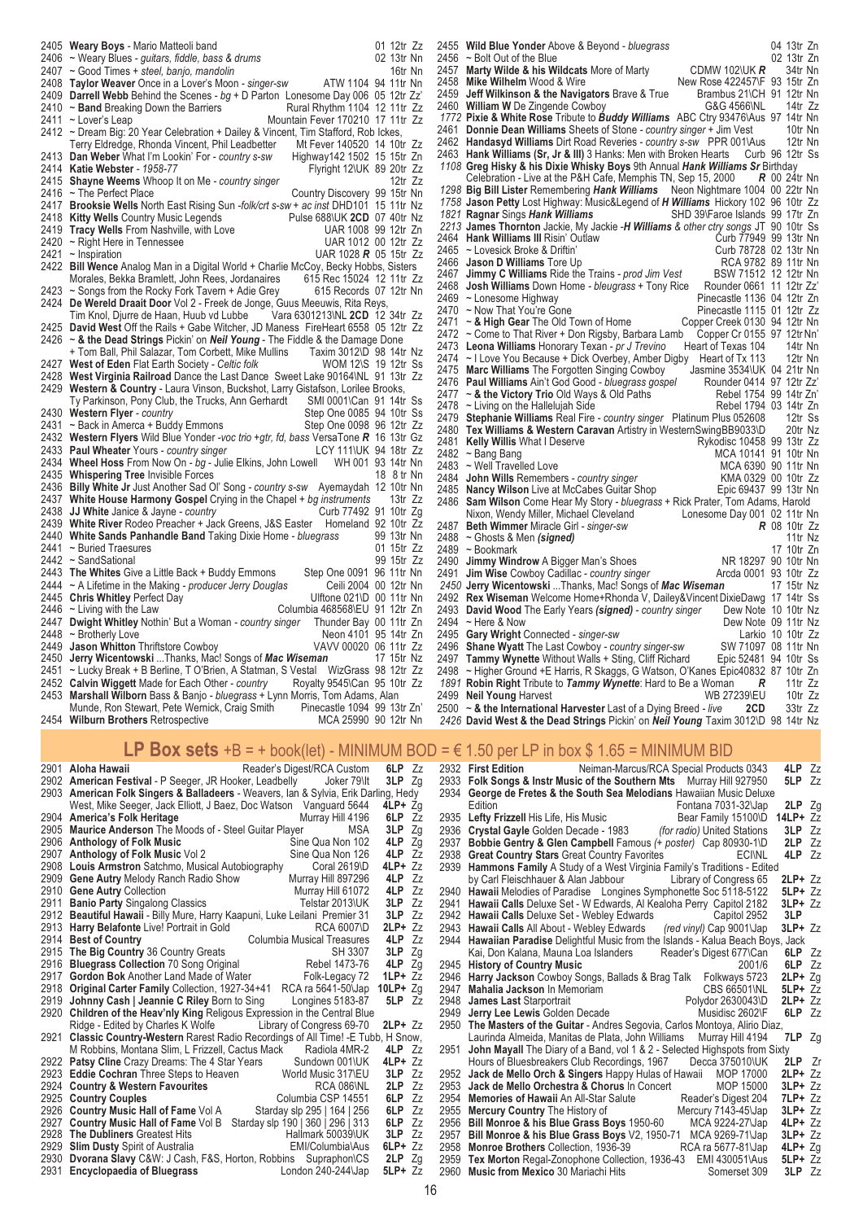2405 **Weary Boys** - Mario Matteoli band 01 12tr Zz
2406 ~ Weary Blues - *guitars, fiddle, bass & drums* 02 13tr Nn
2407 ~ Good Times + *steel, banjo, mandolin* 16tr Nn
2408 **Taylor Weaver** Once in a Lover's Moon - *singer-sw* ATW 1104 94 11tr Nn
2409 **Darrell Webb** Behind the Scenes - *bg* + D Parton Lonesome Day 006 05 12tr Zz'
2410 ~ **Band** Breaking Down the Barriers Rural Rhythm 1104 12 11tr Zz
2411 ~ Lover's Leap Mountain Fever 170210 17 11tr Zz
2412 ~ Dream Big: 20 Year Celebration + Dailey & Vincent, Tim Stafford, Rob Ickes, Terry Eldredge, Rhonda Vincent, Phil Leadbetter Mt Fever 140520 14 10tr Zz
2413 **Dan Weber** What I'm Lookin' For - *country s-sw* Highway142 1502 15 15tr Zn
2414 **Katie Webster** - *1958-77* Flyright 12\UK 89 20tr Zz
2415 **Shayne Weems** Whoop It on Me - *country singer* 12tr Zz
2416 ~ The Perfect Place Country Discovery 99 15tr Nn
2417 **Brooksie Wells** North East Rising Sun -*folk/crt s-sw + ac inst* DHD101 15 11tr Nz
2418 **Kitty Wells** Country Music Legends Pulse 688\UK **2CD** 07 40tr Nz
2419 **Tracy Wells** From Nashville, with Love UAR 1008 99 12tr Zn
2420 ~ Right Here in Tennessee UAR 1012 00 12tr Zz
2421 ~ Inspiration UAR 1028 *R* 05 15tr Zz
2422 **Bill Wence** Analog Man in a Digital World + Charlie McCoy, Becky Hobbs, Sisters Morales, Bekka Bramlett, John Rees, Jordanaires 615 Rec 15024 12 11tr Zz
2423 ~ Songs from the Rocky Fork Tavern + Adie Grey 615 Records 07 12tr Nn
2424 **De Wereld Draait Door** Vol 2 - Freek de Jonge, Guus Meeuwis, Rita Reys, Tim Knol, Djurre de Haan, Huub vd Lubbe Vara 6301213\NL **2CD** 12 34tr Zz
2425 **David West** Off the Rails + Gabe Witcher, JD Maness FireHeart 6558 05 12tr Zz
2426 ~ **& the Dead Strings** Pickin' on ***Neil Young*** - The Fiddle & the Damage Done + Tom Ball, Phil Salazar, Tom Corbett, Mike Mullins Taxim 3012\D 98 14tr Nz
2427 **West of Eden** Flat Earth Society - *Celtic folk* WOM 12\S 19 12tr Ss
2428 **West Virginia Railroad** Dance the Last Dance Sweet Lake 90164\NL 91 13tr Zz
2429 **Western & Country** - Laura Vinson, Buckshot, Larry Gistafson, Lorilee Brooks, Ty Parkinson, Pony Club, the Trucks, Ann Gerhardt SMI 0001\Can 91 14tr Ss
2430 **Western Flyer** - *country* Step One 0085 94 10tr Ss
2431 ~ Back in Amerca + Buddy Emmons Step One 0098 96 12tr Zz
2432 **Western Flyers** Wild Blue Yonder -*voc trio +gtr, fd, bass* VersaTone *R* 16 13tr Gz
2433 **Paul Wheater** Yours - *country singer* LCY 111\UK 94 18tr Zz
2434 **Wheel Hoss** From Now On - *bg* - Julie Elkins, John Lowell WH 001 93 14tr Nn
2435 **Whispering Tree** Invisible Forces 18 8 tr Nn
2436 **Billy White Jr** Just Another Sad Ol' Song - *country s-sw* Ayemaydah 12 10tr Nn
2437 **White House Harmony Gospel** Crying in the Chapel + *bg instruments* 13tr Zz
2438 **JJ White** Janice & Jayne - *country* Curb 77492 91 10tr Zg
2439 **White River** Rodeo Preacher + Jack Greens, J&S Easter Homeland 92 10tr Zz
2440 **White Sands Panhandle Band** Taking Dixie Home - *bluegrass* 99 13tr Nn
2441 ~ Buried Traesures 01 15tr Zz
2442 ~ SandSational 99 15tr Zz
2443 **The Whites** Give a Little Back + Buddy Emmons Step One 0091 96 11tr Nn
2444 ~ A Lifetime in the Making - *producer Jerry Douglas* Ceili 2004 00 12tr Nn
2445 **Chris Whitley** Perfect Day Ulftone 021\D 00 11tr Nn
2446 ~ Living with the Law Columbia 468568\EU 91 12tr Zn
2447 **Dwight Whitley** Nothin' But a Woman - *country singer* Thunder Bay 00 11tr Zn
2448 ~ Brotherly Love Neon 4101 95 14tr Zn
2449 **Jason Whitton** Thriftstore Cowboy VAVV 00020 06 11tr Zz
2450 **Jerry Wicentowski** ...Thanks, Mac! Songs of ***Mac Wiseman*** 17 15tr Nz
2451 ~ Lucky Break + B Berline, T O'Brien, A Statman, S Vestal WizGrass 98 12tr Zz
2452 **Calvin Wiggett** Made for Each Other - *country* Royalty 9545\Can 95 10tr Zz
2453 **Marshall Wilborn** Bass & Banjo - *bluegrass* + Lynn Morris, Tom Adams, Alan Munde, Ron Stewart, Pete Wernick, Craig Smith Pinecastle 1094 99 13tr Zn'
2454 **Wilburn Brothers** Retrospective MCA 25990 90 12tr Nn
2455 **Wild Blue Yonder** Above & Beyond - *bluegrass* 04 13tr Zn
2456 ~ Bolt Out of the Blue 02 13tr Zn
2457 **Marty Wilde & his Wildcats** More of Marty CDMW 102\UK *R* 34tr Nn
2458 **Mike Wilhelm** Wood & Wire New Rose 422457\F 93 15tr Zn
2459 **Jeff Wilkinson & the Navigators** Brave & True Brambus 21\CH 91 12tr Nn
2460 **William W** De Zingende Cowboy G&G 4566\NL 14tr Zz
*1772* **Pixie & White Rose** Tribute to ***Buddy Williams*** ABC Ctry 93476\Aus 97 14tr Nn
2461 **Donnie Dean Williams** Sheets of Stone - *country singer* + Jim Vest 10tr Nn
2462 **Handasyd Williams** Dirt Road Reveries - *country s-sw* PPR 001\Aus 12tr Nn
2463 **Hank Williams (Sr, Jr & III)** 3 Hanks: Men with Broken Hearts Curb 96 12tr Ss
*1108* **Greg Hisky & his Dixie Whisky Boys** 9th Annual ***Hank Williams Sr*** Birthday Celebration - Live at the P&H Cafe, Memphis TN, Sep 15, 2000 *R* 00 24tr Nn
*1298* **Big Bill Lister** Remembering ***Hank Williams*** Neon Nightmare 1004 00 22tr Nn
*1758* **Jason Petty** Lost Highway: Music&Legend of ***H Williams*** Hickory 102 96 10tr Zz
*1821* **Ragnar** Sings ***Hank Williams*** SHD 39\Faroe Islands 99 17tr Zn
*2213* **James Thornton** Jackie, My Jackie -***H Williams*** *& other ctry songs* JT 90 10tr Ss
2464 **Hank Williams III** Risin' Outlaw Curb 77949 99 13tr Nn
2465 ~ Lovesick Broke & Driftin' Curb 78728 02 13tr Nn
2466 **Jason D Williams** Tore Up RCA 9782 89 11tr Nn
2467 **Jimmy C Williams** Ride the Trains - *prod Jim Vest* BSW 71512 12 12tr Nn
2468 **Josh Williams** Down Home - *bleugrass* + Tony Rice Rounder 0661 11 12tr Zz'
2469 ~ Lonesome Highway Pinecastle 1136 04 12tr Zn
2470 ~ Now That You're Gone Pinecastle 1115 01 12tr Zz
2471 ~ **& High Gear** The Old Town of Home Copper Creek 0130 94 12tr Nn
2472 ~ Come to That River + Don Rigsby, Barbara Lamb Copper Cr 0155 97 12tr Nn'
2473 **Leona Williams** Honorary Texan - *pr J Trevino* Heart of Texas 104 14tr Nn
2474 ~ I Love You Because + Dick Overbey, Amber Digby Heart of Tx 113 12tr Nn
2475 **Marc Williams** The Forgotten Singing Cowboy Jasmine 3534\UK 04 21tr Nn
2476 **Paul Williams** Ain't God Good - *bluegrass gospel* Rounder 0414 97 12tr Zz'
2477 ~ **& the Victory Trio** Old Ways & Old Paths Rebel 1754 99 14tr Zn'
2478 ~ Living on the Hallelujah Side Rebel 1794 03 14tr Zn
2479 **Stephanie Williams** Real Fire - *country singer* Platinum Plus 052608 12tr Ss
2480 **Tex Williams & Western Caravan** Artistry in WesternSwingBB9033\D 20tr Nz
2481 **Kelly Willis** What I Deserve Rykodisc 10458 99 13tr Zz
2482 ~ Bang Bang MCA 10141 91 10tr Nn
2483 ~ Well Travelled Love MCA 6390 90 11tr Nn
2484 **John Wills** Remembers - *country singer* KMA 0329 00 10tr Zz
2485 **Nancy Wilson** Live at McCabes Guitar Shop Epic 69437 99 13tr Nn
2486 **Sam Wilson** Come Hear My Story - *bluegrass* + Rick Prater, Tom Adams, Harold Nixon, Wendy Miller, Michael Cleveland Lonesome Day 001 02 11tr Nn
2487 **Beth Wimmer** Miracle Girl - *singer-sw* *R* 08 10tr Zz
2488 ~ Ghosts & Men ***(signed)*** 11tr Nz
2489 ~ Bookmark 17 10tr Zn
2490 **Jimmy Windrow** A Bigger Man's Shoes NR 18297 90 10tr Nn
2491 **Jim Wise** Cowboy Cadillac - *country singer* Arcda 0001 93 10tr Zz
*2450* **Jerry Wicentowski** ...Thanks, Mac! Songs of ***Mac Wiseman*** 17 15tr Nz
2492 **Rex Wiseman** Welcome Home+Rhonda V, Dailey&Vincent DixieDawg 17 14tr Ss
2493 **David Wood** The Early Years ***(signed)*** *- country singer* Dew Note 10 10tr Nz
2494 ~ Here & Now Dew Note 09 11tr Nz
2495 **Gary Wright** Connected - *singer-sw* Larkio 10 10tr Zz
2496 **Shane Wyatt** The Last Cowboy - *country singer-sw* SW 71097 08 11tr Nn
2497 **Tammy Wynette** Without Walls + Sting, Cliff Richard Epic 52481 94 10tr Ss
2498 ~ Higher Ground +E Harris, R Skaggs, G Watson, O'Kanes Epic40832 87 10tr Zn
*1891* **Robin Right** Tribute to ***Tammy Wynette***: Hard to Be a Woman *R* 11tr Zz
2499 **Neil Young** Harvest WB 27239\EU 10tr Zz
2500 ~ **& the International Harvester** Last of a Dying Breed - *live* **2CD** 33tr Zz
*2426* **David West & the Dead Strings** Pickin' on ***Neil Young*** Taxim 3012\D 98 14tr Nz

## LP Box sets +B = + book(let) - MINIMUM BOD = € 1.50 per LP in box $ 1.65 = MINIMUM BID

2901 **Aloha Hawaii** Reader's Digest/RCA Custom **6LP** Zz
2902 **American Festival** - P Seeger, JR Hooker, Leadbelly Joker 79\It **3LP** Zg
2903 **American Folk Singers & Balladeers** - Weavers, Ian & Sylvia, Erik Darling, Hedy West, Mike Seeger, Jack Elliott, J Baez, Doc Watson Vanguard 5644 **4LP+** Zg
2904 **America's Folk Heritage** Murray Hill 4196 **6LP** Zz
2905 **Maurice Anderson** The Moods of - Steel Guitar Player MSA **3LP** Zg
2906 **Anthology of Folk Music** Sine Qua Non 102 **4LP** Zg
2907 **Anthology of Folk Music** Vol 2 Sine Qua Non 126 **4LP** Zz
2908 **Louis Armstron** Satchmo, Musical Autobiography Coral 2619\D **4LP+** Zz
2909 **Gene Autry** Melody Ranch Radio Show Murray Hill 897296 **4LP** Zz
2910 **Gene Autry** Collection Murray Hill 61072 **4LP** Zz
2911 **Banio Party** Singalong Classics Telstar 2013\UK **3LP** Zz
2912 **Beautiful Hawaii** - Billy Mure, Harry Kaapuni, Luke Leilani Premier 31 **3LP** Zz
2913 **Harry Belafonte** Live! Portrait in Gold RCA 6007\D **2LP+** Zz
2914 **Best of Country** Columbia Musical Treasures **4LP** Zz
2915 **The Big Country** 36 Country Greats SH 3307 **3LP** Zg
2916 **Bluegrass Collection** 70 Song Original Rebel 1473-76 **4LP** Zg
2917 **Gordon Bok** Another Land Made of Water Folk-Legacy 72 **1LP+** Zz
2918 **Original Carter Family** Collection, 1927-34+41 RCA ra 5641-50\Jap **10LP+** Zg
2919 **Johnny Cash | Jeannie C Riley** Born to Sing Longines 5183-87 **5LP** Zz
2920 **Children of the Heav'nly King** Religous Expression in the Central Blue Ridge - Edited by Charles K Wolfe Library of Congress 69-70 **2LP+** Zz
2921 **Classic Country-Western** Rarest Radio Recordings of All Time! -E Tubb, H Snow, M Robbins, Montana Slim, L Frizzell, Cactus Mack Radiola 4MR-2 **4LP** Zz
2922 **Patsy Cline** Crazy Dreams: The 4 Star Years Sundown 001\UK **4LP+** Zz
2923 **Eddie Cochran** Three Steps to Heaven World Music 317\EU **3LP** Zz
2924 **Country & Western Favourites** RCA 086\NL **2LP** Zz
2925 **Country Couples** Columbia CSP 14551 **6LP** Zz
2926 **Country Music Hall of Fame** Vol A Starday slp 295 | 164 | 256 **6LP** Zz
2927 **Country Music Hall of Fame** Vol B Starday slp 190 | 360 | 296 | 313 **6LP** Zz
2928 **The Dubliners** Greatest Hits Hallmark 50039\UK **3LP** Zz
2929 **Slim Dusty** Spirit of Australia EMI/Columbia\Aus **6LP+** Zz
2930 **Dvorana Slavy** C&W: J Cash, F&S, Horton, Robbins Supraphon\CS **2LP** Zg
2931 **Encyclopaedia of Bluegrass** London 240-244\Jap **5LP+** Zz
2932 **First Edition** Neiman-Marcus/RCA Special Products 0343 **4LP** Zz
2933 **Folk Songs & Instr Music of the Southern Mts** Murray Hill 927950 **5LP** Zz
2934 **George de Fretes & the South Sea Melodians** Hawaiian Music Deluxe Edition Fontana 7031-32\Jap **2LP** Zg
2935 **Lefty Frizzell** His Life, His Music Bear Family 15100\D **14LP+** Zz
2936 **Crystal Gayle** Golden Decade - 1983 *(for radio)* United Stations **3LP** Zz
2937 **Bobbie Gentry & Glen Campbell** Famous *(+ poster)* Cap 80930-1\D **2LP** Zz
2938 **Great Country Stars** Great Country Favorites ECI\NL **4LP** Zz
2939 **Hammons Family** A Study of a West Virginia Family's Traditions - Edited by Carl Fleischhauer & Alan Jabbour Library of Congress 65 **2LP+** Zz
2940 **Hawaii** Melodies of Paradise Longines Symphonette Soc 5118-5122 **5LP+** Zz
2941 **Hawaii Calls** Deluxe Set - W Edwards, Al Kealoha Perry Capitol 2182 **3LP+** Zz
2942 **Hawaii Calls** Deluxe Set - Webley Edwards Capitol 2952 **3LP**
2943 **Hawaii Calls** All About - Webley Edwards *(red vinyl)* Cap 9001\Jap **3LP+** Zz
2944 **Hawaiian Paradise** Delightful Music from the Islands - Kalua Beach Boys, Jack Kai, Don Kalama, Mauna Loa Islanders Reader's Digest 677\Can **6LP** Zz
2945 **History of Country Music** 2001/6 **6LP** Zz
2946 **Harry Jackson** Cowboy Songs, Ballads & Brag Talk Folkways 5723 **2LP+** Zg
2947 **Mahalia Jackson** In Memoriam CBS 66501\NL **5LP+** Zz
2948 **James Last** Starportrait Polydor 2630043\D **2LP+** Zz
2949 **Jerry Lee Lewis** Golden Decade Musidisc 2602\F **6LP** Zz
2950 **The Masters of the Guitar** - Andres Segovia, Carlos Montoya, Alirio Diaz, Laurinda Almeida, Manitas de Plata, John Williams Murray Hill 4194 **7LP** Zg
2951 **John Mayall** The Diary of a Band, vol 1 & 2 - Selected Highspots from Sixty Hours of Bluesbreakers Club Recordings, 1967 Decca 375010\UK **2LP** Zr
2952 **Jack de Mello Orch & Singers** Happy Hulas of Hawaii MOP 17000 **2LP+** Zz
2953 **Jack de Mello Orchestra & Chorus** In Concert MOP 15000 **3LP+** Zz
2954 **Memories of Hawaii** An All-Star Salute Reader's Digest 204 **7LP+** Zz
2955 **Mercury Country** The History of Mercury 7143-45\Jap **3LP+** Zz
2956 **Bill Monroe & his Blue Grass Boys** 1950-60 MCA 9224-27\Jap **4LP+** Zz
2957 **Bill Monroe & his Blue Grass Boys** V2, 1950-71 MCA 9269-71\Jap **3LP+** Zz
2958 **Monroe Brothers** Collection, 1936-39 RCA ra 5677-81\Jap **4LP+** Zg
2959 **Tex Morton** Regal-Zonophone Collection, 1936-43 EMI 430051\Aus **5LP+** Zz
2960 **Music from Mexico** 30 Mariachi Hits Somerset 309 **3LP** Zz